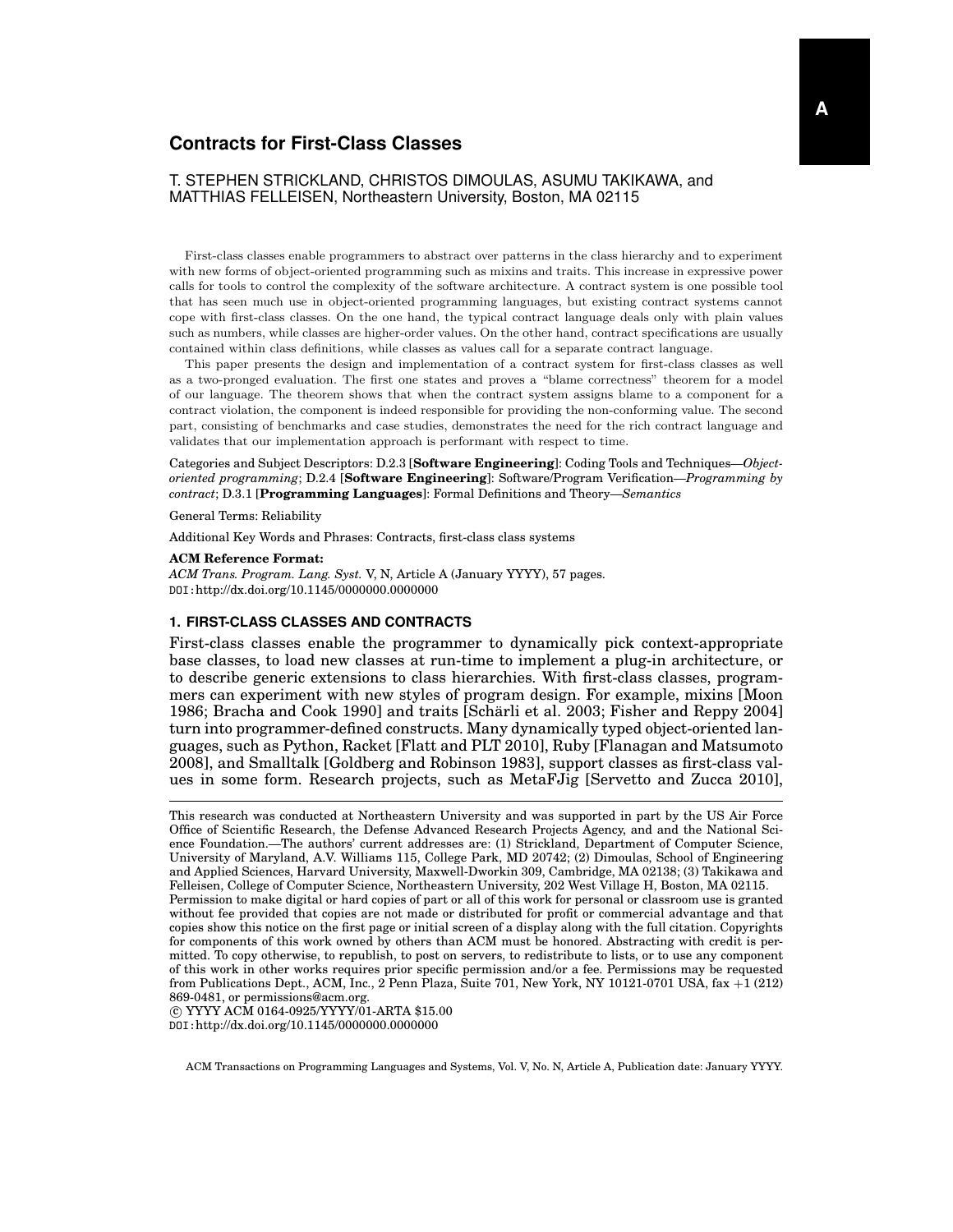# Contracts for First-Class Classes

T. STEPHEN STRICKLAND, CHRISTOS DIMOULAS, ASUMU TAKIKAWA, and MATTHIAS FELLEISEN, Northeastern University, Boston, MA 02115

First-class classes enable programmers to abstract over patterns in the class hierarchy and to experiment with new forms of object-oriented programming such as mixins and traits. This increase in expressive power calls for tools to control the complexity of the software architecture. A contract system is one possible tool that has seen much use in object-oriented programming languages, but existing contract systems cannot cope with first-class classes. On the one hand, the typical contract language deals only with plain values such as numbers, while classes are higher-order values. On the other hand, contract specifications are usually contained within class definitions, while classes as values call for a separate contract language.

This paper presents the design and implementation of a contract system for first-class classes as well as a two-pronged evaluation. The first one states and proves a "blame correctness" theorem for a model of our language. The theorem shows that when the contract system assigns blame to a component for a contract violation, the component is indeed responsible for providing the non-conforming value. The second part, consisting of benchmarks and case studies, demonstrates the need for the rich contract language and validates that our implementation approach is performant with respect to time.

Categories and Subject Descriptors: D.2.3 [**Software Engineering**]: Coding Tools and Techniques—*Object-oriented programming*; D.2.4 [**Software Engineering**]: Software/Program Verification—*Programming by contract*; D.3.1 [**Programming Languages**]: Formal Definitions and Theory—*Semantics*

General Terms: Reliability

Additional Key Words and Phrases: Contracts, first-class class systems

**ACM Reference Format:**
*ACM Trans. Program. Lang. Syst.* V, N, Article A (January YYYY), 57 pages.
DOI:http://dx.doi.org/10.1145/0000000.0000000

## 1. FIRST-CLASS CLASSES AND CONTRACTS

First-class classes enable the programmer to dynamically pick context-appropriate base classes, to load new classes at run-time to implement a plug-in architecture, or to describe generic extensions to class hierarchies. With first-class classes, programmers can experiment with new styles of program design. For example, mixins [Moon 1986; Bracha and Cook 1990] and traits [Schärli et al. 2003; Fisher and Reppy 2004] turn into programmer-defined constructs. Many dynamically typed object-oriented languages, such as Python, Racket [Flatt and PLT 2010], Ruby [Flanagan and Matsumoto 2008], and Smalltalk [Goldberg and Robinson 1983], support classes as first-class values in some form. Research projects, such as MetaFJig [Servetto and Zucca 2010],

---

This research was conducted at Northeastern University and was supported in part by the US Air Force Office of Scientific Research, the Defense Advanced Research Projects Agency, and and the National Science Foundation.—The authors' current addresses are: (1) Strickland, Department of Computer Science, University of Maryland, A.V. Williams 115, College Park, MD 20742; (2) Dimoulas, School of Engineering and Applied Sciences, Harvard University, Maxwell-Dworkin 309, Cambridge, MA 02138; (3) Takikawa and Felleisen, College of Computer Science, Northeastern University, 202 West Village H, Boston, MA 02115.
Permission to make digital or hard copies of part or all of this work for personal or classroom use is granted without fee provided that copies are not made or distributed for profit or commercial advantage and that copies show this notice on the first page or initial screen of a display along with the full citation. Copyrights for components of this work owned by others than ACM must be honored. Abstracting with credit is permitted. To copy otherwise, to republish, to post on servers, to redistribute to lists, or to use any component of this work in other works requires prior specific permission and/or a fee. Permissions may be requested from Publications Dept., ACM, Inc., 2 Penn Plaza, Suite 701, New York, NY 10121-0701 USA, fax +1 (212) 869-0481, or permissions@acm.org.
© YYYY ACM 0164-0925/YYYY/01-ARTA $15.00
DOI:http://dx.doi.org/10.1145/0000000.0000000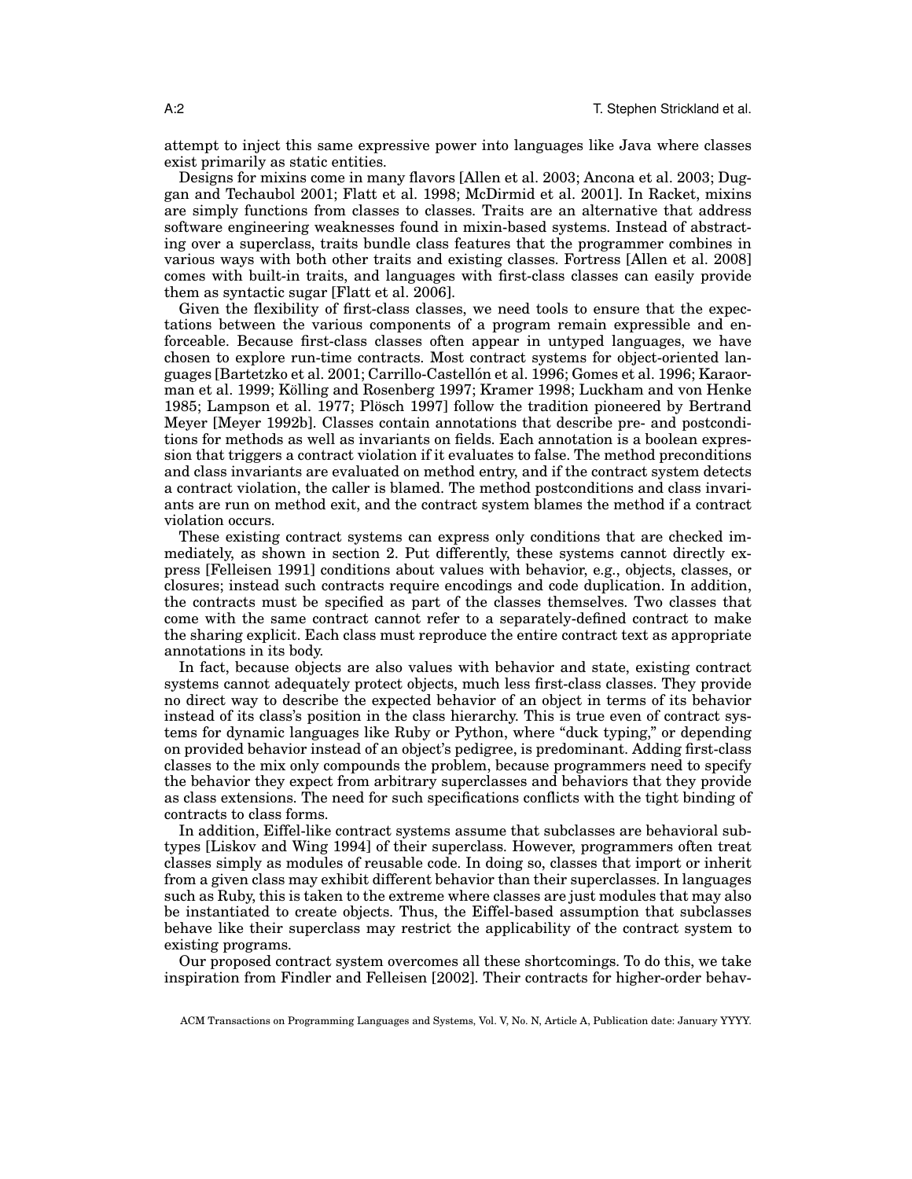attempt to inject this same expressive power into languages like Java where classes exist primarily as static entities.

Designs for mixins come in many flavors [Allen et al. 2003; Ancona et al. 2003; Duggan and Techaubol 2001; Flatt et al. 1998; McDirmid et al. 2001]. In Racket, mixins are simply functions from classes to classes. Traits are an alternative that address software engineering weaknesses found in mixin-based systems. Instead of abstracting over a superclass, traits bundle class features that the programmer combines in various ways with both other traits and existing classes. Fortress [Allen et al. 2008] comes with built-in traits, and languages with first-class classes can easily provide them as syntactic sugar [Flatt et al. 2006].

Given the flexibility of first-class classes, we need tools to ensure that the expectations between the various components of a program remain expressible and enforceable. Because first-class classes often appear in untyped languages, we have chosen to explore run-time contracts. Most contract systems for object-oriented languages [Bartetzko et al. 2001; Carrillo-Castellón et al. 1996; Gomes et al. 1996; Karaorman et al. 1999; Kölling and Rosenberg 1997; Kramer 1998; Luckham and von Henke 1985; Lampson et al. 1977; Plösch 1997] follow the tradition pioneered by Bertrand Meyer [Meyer 1992b]. Classes contain annotations that describe pre- and postconditions for methods as well as invariants on fields. Each annotation is a boolean expression that triggers a contract violation if it evaluates to false. The method preconditions and class invariants are evaluated on method entry, and if the contract system detects a contract violation, the caller is blamed. The method postconditions and class invariants are run on method exit, and the contract system blames the method if a contract violation occurs.

These existing contract systems can express only conditions that are checked immediately, as shown in section 2. Put differently, these systems cannot directly express [Felleisen 1991] conditions about values with behavior, e.g., objects, classes, or closures; instead such contracts require encodings and code duplication. In addition, the contracts must be specified as part of the classes themselves. Two classes that come with the same contract cannot refer to a separately-defined contract to make the sharing explicit. Each class must reproduce the entire contract text as appropriate annotations in its body.

In fact, because objects are also values with behavior and state, existing contract systems cannot adequately protect objects, much less first-class classes. They provide no direct way to describe the expected behavior of an object in terms of its behavior instead of its class's position in the class hierarchy. This is true even of contract systems for dynamic languages like Ruby or Python, where "duck typing," or depending on provided behavior instead of an object's pedigree, is predominant. Adding first-class classes to the mix only compounds the problem, because programmers need to specify the behavior they expect from arbitrary superclasses and behaviors that they provide as class extensions. The need for such specifications conflicts with the tight binding of contracts to class forms.

In addition, Eiffel-like contract systems assume that subclasses are behavioral subtypes [Liskov and Wing 1994] of their superclass. However, programmers often treat classes simply as modules of reusable code. In doing so, classes that import or inherit from a given class may exhibit different behavior than their superclasses. In languages such as Ruby, this is taken to the extreme where classes are just modules that may also be instantiated to create objects. Thus, the Eiffel-based assumption that subclasses behave like their superclass may restrict the applicability of the contract system to existing programs.

Our proposed contract system overcomes all these shortcomings. To do this, we take inspiration from Findler and Felleisen [2002]. Their contracts for higher-order behav-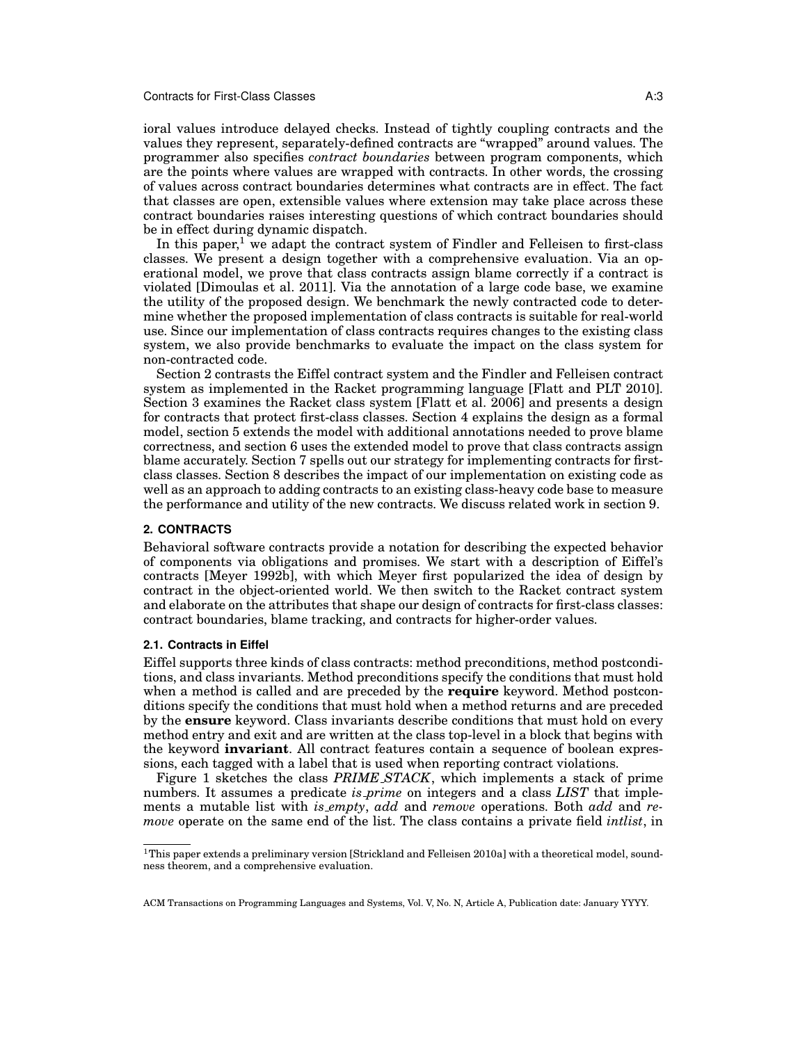ioral values introduce delayed checks. Instead of tightly coupling contracts and the values they represent, separately-defined contracts are "wrapped" around values. The programmer also specifies *contract boundaries* between program components, which are the points where values are wrapped with contracts. In other words, the crossing of values across contract boundaries determines what contracts are in effect. The fact that classes are open, extensible values where extension may take place across these contract boundaries raises interesting questions of which contract boundaries should be in effect during dynamic dispatch.

In this paper,[1] we adapt the contract system of Findler and Felleisen to first-class classes. We present a design together with a comprehensive evaluation. Via an operational model, we prove that class contracts assign blame correctly if a contract is violated [Dimoulas et al. 2011]. Via the annotation of a large code base, we examine the utility of the proposed design. We benchmark the newly contracted code to determine whether the proposed implementation of class contracts is suitable for real-world use. Since our implementation of class contracts requires changes to the existing class system, we also provide benchmarks to evaluate the impact on the class system for non-contracted code.

Section 2 contrasts the Eiffel contract system and the Findler and Felleisen contract system as implemented in the Racket programming language [Flatt and PLT 2010]. Section 3 examines the Racket class system [Flatt et al. 2006] and presents a design for contracts that protect first-class classes. Section 4 explains the design as a formal model, section 5 extends the model with additional annotations needed to prove blame correctness, and section 6 uses the extended model to prove that class contracts assign blame accurately. Section 7 spells out our strategy for implementing contracts for first-class classes. Section 8 describes the impact of our implementation on existing code as well as an approach to adding contracts to an existing class-heavy code base to measure the performance and utility of the new contracts. We discuss related work in section 9.

## 2. CONTRACTS

Behavioral software contracts provide a notation for describing the expected behavior of components via obligations and promises. We start with a description of Eiffel's contracts [Meyer 1992b], with which Meyer first popularized the idea of design by contract in the object-oriented world. We then switch to the Racket contract system and elaborate on the attributes that shape our design of contracts for first-class classes: contract boundaries, blame tracking, and contracts for higher-order values.

### 2.1. Contracts in Eiffel

Eiffel supports three kinds of class contracts: method preconditions, method postconditions, and class invariants. Method preconditions specify the conditions that must hold when a method is called and are preceded by the **require** keyword. Method postconditions specify the conditions that must hold when a method returns and are preceded by the **ensure** keyword. Class invariants describe conditions that must hold on every method entry and exit and are written at the class top-level in a block that begins with the keyword **invariant**. All contract features contain a sequence of boolean expressions, each tagged with a label that is used when reporting contract violations.

Figure 1 sketches the class *PRIME_STACK*, which implements a stack of prime numbers. It assumes a predicate *is_prime* on integers and a class *LIST* that implements a mutable list with *is_empty*, *add* and *remove* operations. Both *add* and *remove* operate on the same end of the list. The class contains a private field *intlist*, in

[1]This paper extends a preliminary version [Strickland and Felleisen 2010a] with a theoretical model, soundness theorem, and a comprehensive evaluation.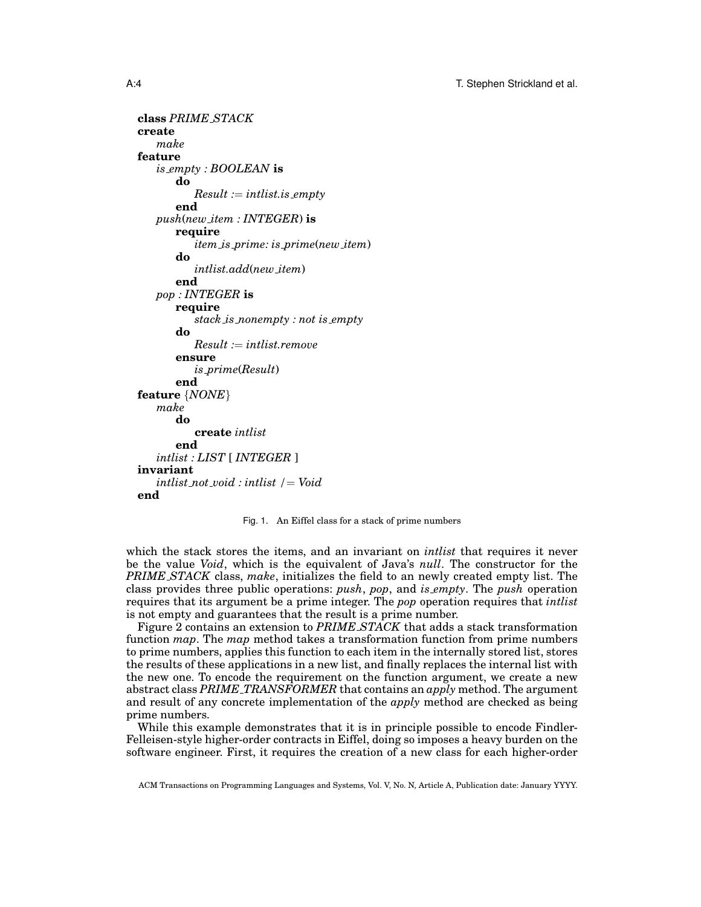```
class PRIME_STACK
create
    make
feature
    is_empty : BOOLEAN is
        do
            Result := intlist.is_empty
        end
    push(new_item : INTEGER) is
        require
            item_is_prime: is_prime(new_item)
        do
            intlist.add(new_item)
        end
    pop : INTEGER is
        require
            stack_is_nonempty : not is_empty
        do
            Result := intlist.remove
        ensure
            is_prime(Result)
        end
feature {NONE}
    make
        do
            create intlist
        end
    intlist : LIST [ INTEGER ]
invariant
    intlist_not_void : intlist /= Void
end
```

Fig. 1. An Eiffel class for a stack of prime numbers

which the stack stores the items, and an invariant on *intlist* that requires it never be the value *Void*, which is the equivalent of Java's *null*. The constructor for the *PRIME_STACK* class, *make*, initializes the field to an newly created empty list. The class provides three public operations: *push*, *pop*, and *is_empty*. The *push* operation requires that its argument be a prime integer. The *pop* operation requires that *intlist* is not empty and guarantees that the result is a prime number.

Figure 2 contains an extension to *PRIME_STACK* that adds a stack transformation function *map*. The *map* method takes a transformation function from prime numbers to prime numbers, applies this function to each item in the internally stored list, stores the results of these applications in a new list, and finally replaces the internal list with the new one. To encode the requirement on the function argument, we create a new abstract class *PRIME_TRANSFORMER* that contains an *apply* method. The argument and result of any concrete implementation of the *apply* method are checked as being prime numbers.

While this example demonstrates that it is in principle possible to encode Findler-Felleisen-style higher-order contracts in Eiffel, doing so imposes a heavy burden on the software engineer. First, it requires the creation of a new class for each higher-order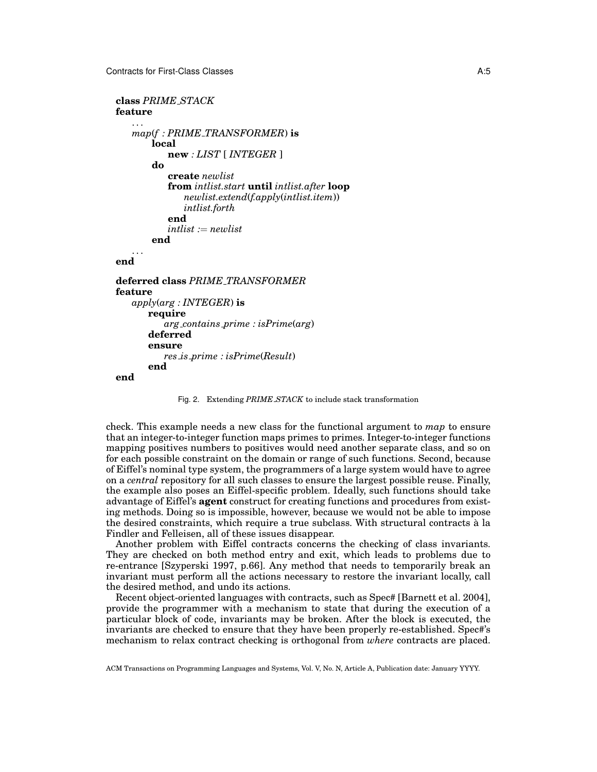```
class PRIME_STACK
feature
    ...
    map(f : PRIME_TRANSFORMER) is
        local
            new : LIST [ INTEGER ]
        do
            create newlist
            from intlist.start until intlist.after loop
                newlist.extend(f.apply(intlist.item))
                intlist.forth
            end
            intlist := newlist
        end
    ...
end

deferred class PRIME_TRANSFORMER
feature
    apply(arg : INTEGER) is
        require
            arg_contains_prime : isPrime(arg)
        deferred
        ensure
            res_is_prime : isPrime(Result)
        end
end
```

Fig. 2. Extending *PRIME_STACK* to include stack transformation

check. This example needs a new class for the functional argument to *map* to ensure that an integer-to-integer function maps primes to primes. Integer-to-integer functions mapping positives numbers to positives would need another separate class, and so on for each possible constraint on the domain or range of such functions. Second, because of Eiffel's nominal type system, the programmers of a large system would have to agree on a *central* repository for all such classes to ensure the largest possible reuse. Finally, the example also poses an Eiffel-specific problem. Ideally, such functions should take advantage of Eiffel's **agent** construct for creating functions and procedures from existing methods. Doing so is impossible, however, because we would not be able to impose the desired constraints, which require a true subclass. With structural contracts à la Findler and Felleisen, all of these issues disappear.

Another problem with Eiffel contracts concerns the checking of class invariants. They are checked on both method entry and exit, which leads to problems due to re-entrance [Szyperski 1997, p.66]. Any method that needs to temporarily break an invariant must perform all the actions necessary to restore the invariant locally, call the desired method, and undo its actions.

Recent object-oriented languages with contracts, such as Spec# [Barnett et al. 2004], provide the programmer with a mechanism to state that during the execution of a particular block of code, invariants may be broken. After the block is executed, the invariants are checked to ensure that they have been properly re-established. Spec#'s mechanism to relax contract checking is orthogonal from *where* contracts are placed.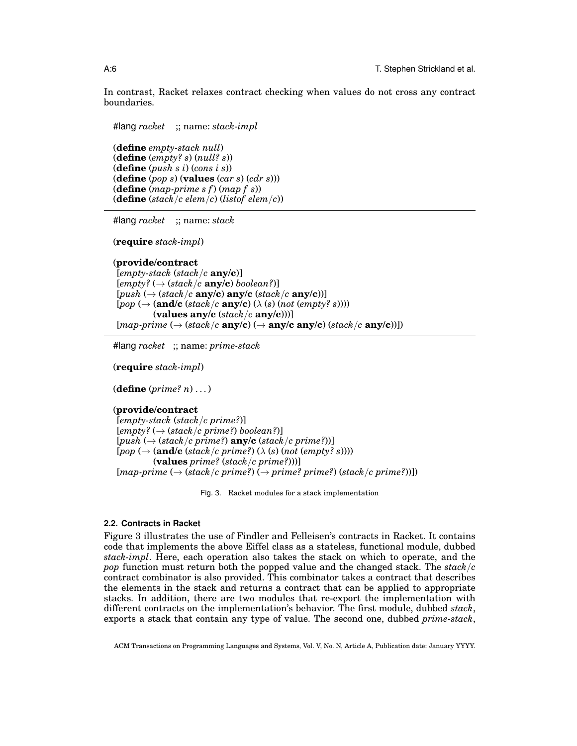In contrast, Racket relaxes contract checking when values do not cross any contract boundaries.

```
#lang racket    ;; name: stack-impl

(define empty-stack null)
(define (empty? s) (null? s))
(define (push s i) (cons i s))
(define (pop s) (values (car s) (cdr s)))
(define (map-prime s f) (map f s))
(define (stack/c elem/c) (listof elem/c))
```

---

```
#lang racket    ;; name: stack

(require stack-impl)

(provide/contract
 [empty-stack (stack/c any/c)]
 [empty? (→ (stack/c any/c) boolean?)]
 [push (→ (stack/c any/c) any/c (stack/c any/c))]
 [pop (→ (and/c (stack/c any/c) (λ (s) (not (empty? s))))
         (values any/c (stack/c any/c)))]
 [map-prime (→ (stack/c any/c) (→ any/c any/c) (stack/c any/c))])
```

---

```
#lang racket   ;; name: prime-stack

(require stack-impl)

(define (prime? n) ...)

(provide/contract
 [empty-stack (stack/c prime?)]
 [empty? (→ (stack/c prime?) boolean?)]
 [push (→ (stack/c prime?) any/c (stack/c prime?))]
 [pop (→ (and/c (stack/c prime?) (λ (s) (not (empty? s))))
         (values prime? (stack/c prime?)))]
 [map-prime (→ (stack/c prime?) (→ prime? prime?) (stack/c prime?))])
```

Fig. 3. Racket modules for a stack implementation

### 2.2. Contracts in Racket

Figure 3 illustrates the use of Findler and Felleisen's contracts in Racket. It contains code that implements the above Eiffel class as a stateless, functional module, dubbed *stack-impl*. Here, each operation also takes the stack on which to operate, and the *pop* function must return both the popped value and the changed stack. The *stack/c* contract combinator is also provided. This combinator takes a contract that describes the elements in the stack and returns a contract that can be applied to appropriate stacks. In addition, there are two modules that re-export the implementation with different contracts on the implementation's behavior. The first module, dubbed *stack*, exports a stack that contain any type of value. The second one, dubbed *prime-stack*,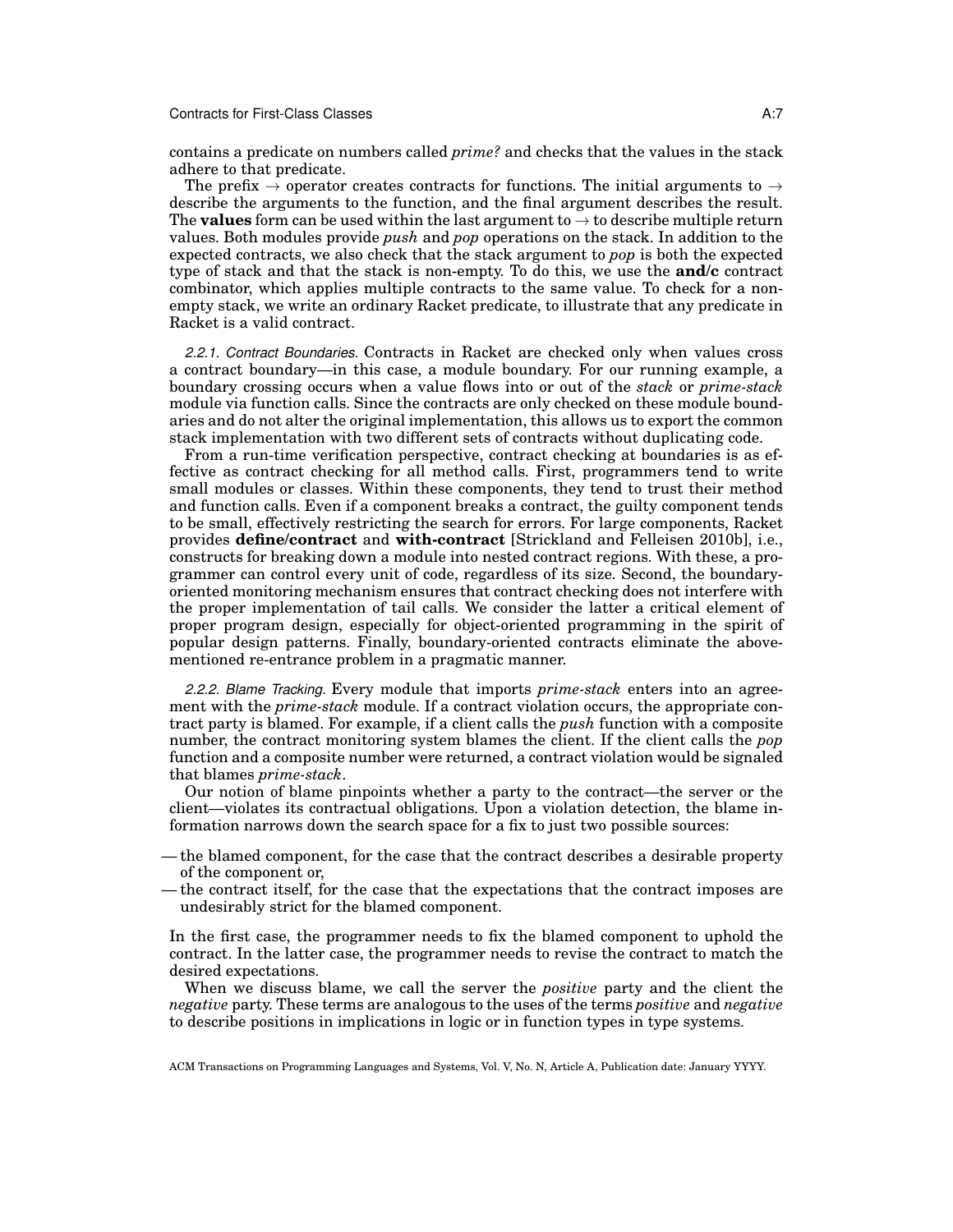contains a predicate on numbers called *prime?* and checks that the values in the stack adhere to that predicate.

The prefix → operator creates contracts for functions. The initial arguments to → describe the arguments to the function, and the final argument describes the result. The **values** form can be used within the last argument to → to describe multiple return values. Both modules provide *push* and *pop* operations on the stack. In addition to the expected contracts, we also check that the stack argument to *pop* is both the expected type of stack and that the stack is non-empty. To do this, we use the **and/c** contract combinator, which applies multiple contracts to the same value. To check for a non-empty stack, we write an ordinary Racket predicate, to illustrate that any predicate in Racket is a valid contract.

*2.2.1. Contract Boundaries.* Contracts in Racket are checked only when values cross a contract boundary—in this case, a module boundary. For our running example, a boundary crossing occurs when a value flows into or out of the *stack* or *prime-stack* module via function calls. Since the contracts are only checked on these module boundaries and do not alter the original implementation, this allows us to export the common stack implementation with two different sets of contracts without duplicating code.

From a run-time verification perspective, contract checking at boundaries is as effective as contract checking for all method calls. First, programmers tend to write small modules or classes. Within these components, they tend to trust their method and function calls. Even if a component breaks a contract, the guilty component tends to be small, effectively restricting the search for errors. For large components, Racket provides **define/contract** and **with-contract** [Strickland and Felleisen 2010b], i.e., constructs for breaking down a module into nested contract regions. With these, a programmer can control every unit of code, regardless of its size. Second, the boundary-oriented monitoring mechanism ensures that contract checking does not interfere with the proper implementation of tail calls. We consider the latter a critical element of proper program design, especially for object-oriented programming in the spirit of popular design patterns. Finally, boundary-oriented contracts eliminate the above-mentioned re-entrance problem in a pragmatic manner.

*2.2.2. Blame Tracking.* Every module that imports *prime-stack* enters into an agreement with the *prime-stack* module. If a contract violation occurs, the appropriate contract party is blamed. For example, if a client calls the *push* function with a composite number, the contract monitoring system blames the client. If the client calls the *pop* function and a composite number were returned, a contract violation would be signaled that blames *prime-stack*.

Our notion of blame pinpoints whether a party to the contract—the server or the client—violates its contractual obligations. Upon a violation detection, the blame information narrows down the search space for a fix to just two possible sources:

- the blamed component, for the case that the contract describes a desirable property of the component or,
- the contract itself, for the case that the expectations that the contract imposes are undesirably strict for the blamed component.

In the first case, the programmer needs to fix the blamed component to uphold the contract. In the latter case, the programmer needs to revise the contract to match the desired expectations.

When we discuss blame, we call the server the *positive* party and the client the *negative* party. These terms are analogous to the uses of the terms *positive* and *negative* to describe positions in implications in logic or in function types in type systems.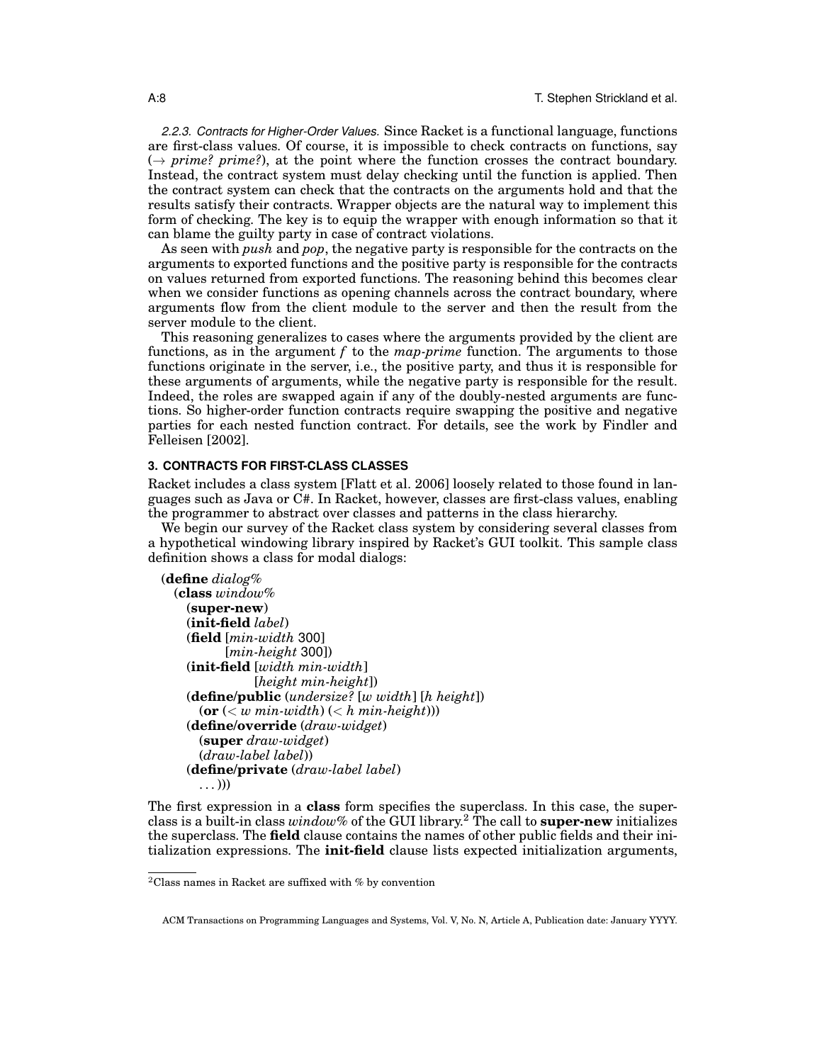*2.2.3. Contracts for Higher-Order Values.* Since Racket is a functional language, functions are first-class values. Of course, it is impossible to check contracts on functions, say ($\rightarrow$ *prime? prime?*), at the point where the function crosses the contract boundary. Instead, the contract system must delay checking until the function is applied. Then the contract system can check that the contracts on the arguments hold and that the results satisfy their contracts. Wrapper objects are the natural way to implement this form of checking. The key is to equip the wrapper with enough information so that it can blame the guilty party in case of contract violations.

As seen with *push* and *pop*, the negative party is responsible for the contracts on the arguments to exported functions and the positive party is responsible for the contracts on values returned from exported functions. The reasoning behind this becomes clear when we consider functions as opening channels across the contract boundary, where arguments flow from the client module to the server and then the result from the server module to the client.

This reasoning generalizes to cases where the arguments provided by the client are functions, as in the argument *f* to the *map-prime* function. The arguments to those functions originate in the server, i.e., the positive party, and thus it is responsible for these arguments of arguments, while the negative party is responsible for the result. Indeed, the roles are swapped again if any of the doubly-nested arguments are functions. So higher-order function contracts require swapping the positive and negative parties for each nested function contract. For details, see the work by Findler and Felleisen [2002].

## 3. CONTRACTS FOR FIRST-CLASS CLASSES

Racket includes a class system [Flatt et al. 2006] loosely related to those found in languages such as Java or C#. In Racket, however, classes are first-class values, enabling the programmer to abstract over classes and patterns in the class hierarchy.

We begin our survey of the Racket class system by considering several classes from a hypothetical windowing library inspired by Racket's GUI toolkit. This sample class definition shows a class for modal dialogs:

```
(define dialog%
  (class window%
    (super-new)
    (init-field label)
    (field [min-width 300]
           [min-height 300])
    (init-field [width min-width]
                [height min-height])
    (define/public (undersize? [w width] [h height])
      (or (< w min-width) (< h min-height)))
    (define/override (draw-widget)
      (super draw-widget)
      (draw-label label))
    (define/private (draw-label label)
      ...)))
```

The first expression in a **class** form specifies the superclass. In this case, the superclass is a built-in class *window%* of the GUI library.[2] The call to **super-new** initializes the superclass. The **field** clause contains the names of other public fields and their initialization expressions. The **init-field** clause lists expected initialization arguments,

[2] Class names in Racket are suffixed with % by convention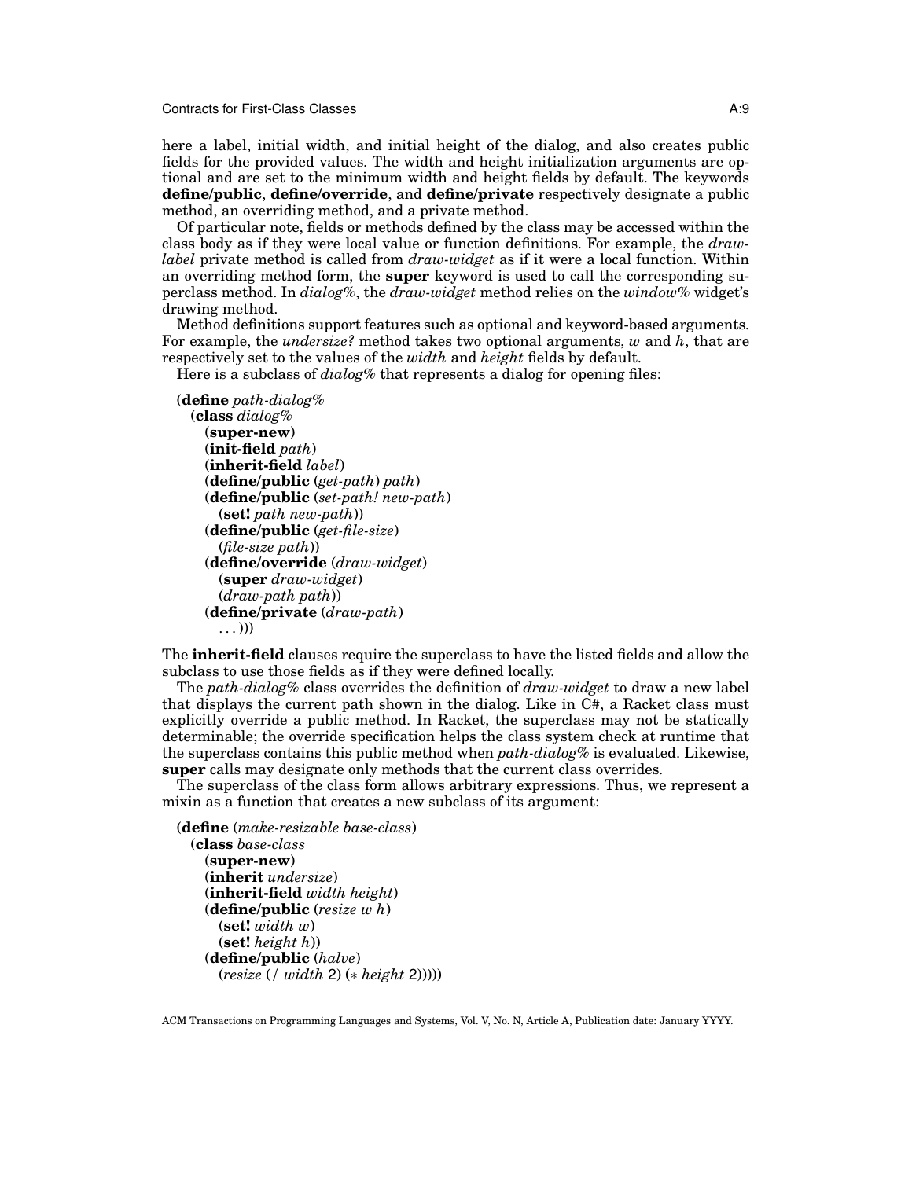here a label, initial width, and initial height of the dialog, and also creates public fields for the provided values. The width and height initialization arguments are optional and are set to the minimum width and height fields by default. The keywords **define/public**, **define/override**, and **define/private** respectively designate a public method, an overriding method, and a private method.

Of particular note, fields or methods defined by the class may be accessed within the class body as if they were local value or function definitions. For example, the *draw-label* private method is called from *draw-widget* as if it were a local function. Within an overriding method form, the **super** keyword is used to call the corresponding superclass method. In *dialog%*, the *draw-widget* method relies on the *window%* widget's drawing method.

Method definitions support features such as optional and keyword-based arguments. For example, the *undersize?* method takes two optional arguments, *w* and *h*, that are respectively set to the values of the *width* and *height* fields by default.

Here is a subclass of *dialog%* that represents a dialog for opening files:

```
(define path-dialog%
  (class dialog%
    (super-new)
    (init-field path)
    (inherit-field label)
    (define/public (get-path) path)
    (define/public (set-path! new-path)
      (set! path new-path))
    (define/public (get-file-size)
      (file-size path))
    (define/override (draw-widget)
      (super draw-widget)
      (draw-path path))
    (define/private (draw-path)
      ...)))
```

The **inherit-field** clauses require the superclass to have the listed fields and allow the subclass to use those fields as if they were defined locally.

The *path-dialog%* class overrides the definition of *draw-widget* to draw a new label that displays the current path shown in the dialog. Like in C#, a Racket class must explicitly override a public method. In Racket, the superclass may not be statically determinable; the override specification helps the class system check at runtime that the superclass contains this public method when *path-dialog%* is evaluated. Likewise, **super** calls may designate only methods that the current class overrides.

The superclass of the class form allows arbitrary expressions. Thus, we represent a mixin as a function that creates a new subclass of its argument:

```
(define (make-resizable base-class)
  (class base-class
    (super-new)
    (inherit undersize)
    (inherit-field width height)
    (define/public (resize w h)
      (set! width w)
      (set! height h))
    (define/public (halve)
      (resize (/ width 2) (* height 2)))))
```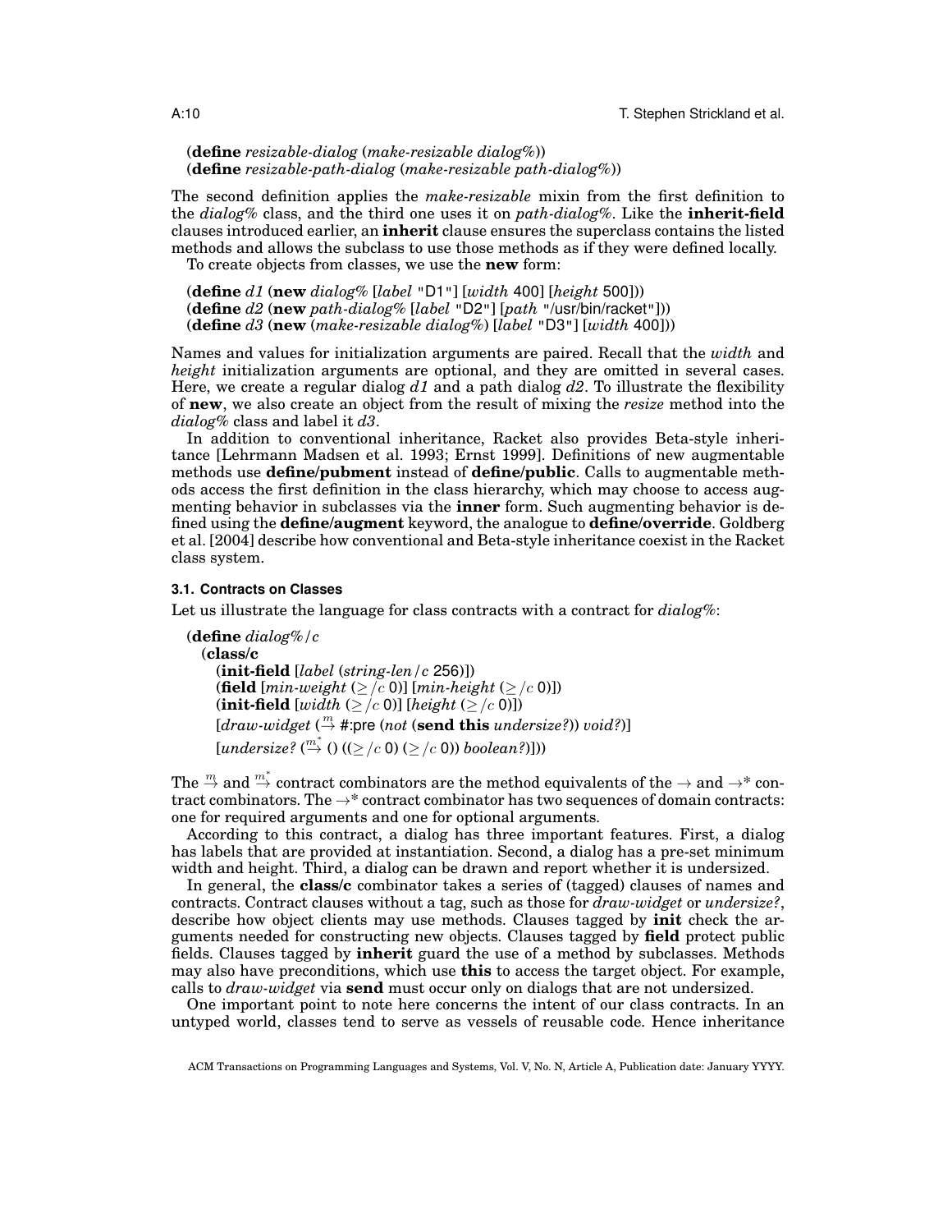```
(define resizable-dialog (make-resizable dialog%))
(define resizable-path-dialog (make-resizable path-dialog%))
```

The second definition applies the *make-resizable* mixin from the first definition to the *dialog%* class, and the third one uses it on *path-dialog%*. Like the **inherit-field** clauses introduced earlier, an **inherit** clause ensures the superclass contains the listed methods and allows the subclass to use those methods as if they were defined locally.

To create objects from classes, we use the **new** form:

```
(define d1 (new dialog% [label "D1"] [width 400] [height 500]))
(define d2 (new path-dialog% [label "D2"] [path "/usr/bin/racket"]))
(define d3 (new (make-resizable dialog%) [label "D3"] [width 400]))
```

Names and values for initialization arguments are paired. Recall that the *width* and *height* initialization arguments are optional, and they are omitted in several cases. Here, we create a regular dialog *d1* and a path dialog *d2*. To illustrate the flexibility of **new**, we also create an object from the result of mixing the *resize* method into the *dialog%* class and label it *d3*.

In addition to conventional inheritance, Racket also provides Beta-style inheritance [Lehrmann Madsen et al. 1993; Ernst 1999]. Definitions of new augmentable methods use **define/pubment** instead of **define/public**. Calls to augmentable methods access the first definition in the class hierarchy, which may choose to access augmenting behavior in subclasses via the **inner** form. Such augmenting behavior is defined using the **define/augment** keyword, the analogue to **define/override**. Goldberg et al. [2004] describe how conventional and Beta-style inheritance coexist in the Racket class system.

### 3.1. Contracts on Classes

Let us illustrate the language for class contracts with a contract for *dialog%*:

```
(define dialog%/c
  (class/c
    (init-field [label (string-len/c 256)])
    (field [min-weight (≥/c 0)] [min-height (≥/c 0)])
    (init-field [width (≥/c 0)] [height (≥/c 0)])
    [draw-widget (→m #:pre (not (send this undersize?)) void?)]
    [undersize? (→m* () ((≥/c 0) (≥/c 0)) boolean?)]))
```

The $\overset{m}{\to}$ and $\overset{m^*}{\to}$ contract combinators are the method equivalents of the $\to$ and $\to^*$ contract combinators. The $\to^*$ contract combinator has two sequences of domain contracts: one for required arguments and one for optional arguments.

According to this contract, a dialog has three important features. First, a dialog has labels that are provided at instantiation. Second, a dialog has a pre-set minimum width and height. Third, a dialog can be drawn and report whether it is undersized.

In general, the **class/c** combinator takes a series of (tagged) clauses of names and contracts. Contract clauses without a tag, such as those for *draw-widget* or *undersize?*, describe how object clients may use methods. Clauses tagged by **init** check the arguments needed for constructing new objects. Clauses tagged by **field** protect public fields. Clauses tagged by **inherit** guard the use of a method by subclasses. Methods may also have preconditions, which use **this** to access the target object. For example, calls to *draw-widget* via **send** must occur only on dialogs that are not undersized.

One important point to note here concerns the intent of our class contracts. In an untyped world, classes tend to serve as vessels of reusable code. Hence inheritance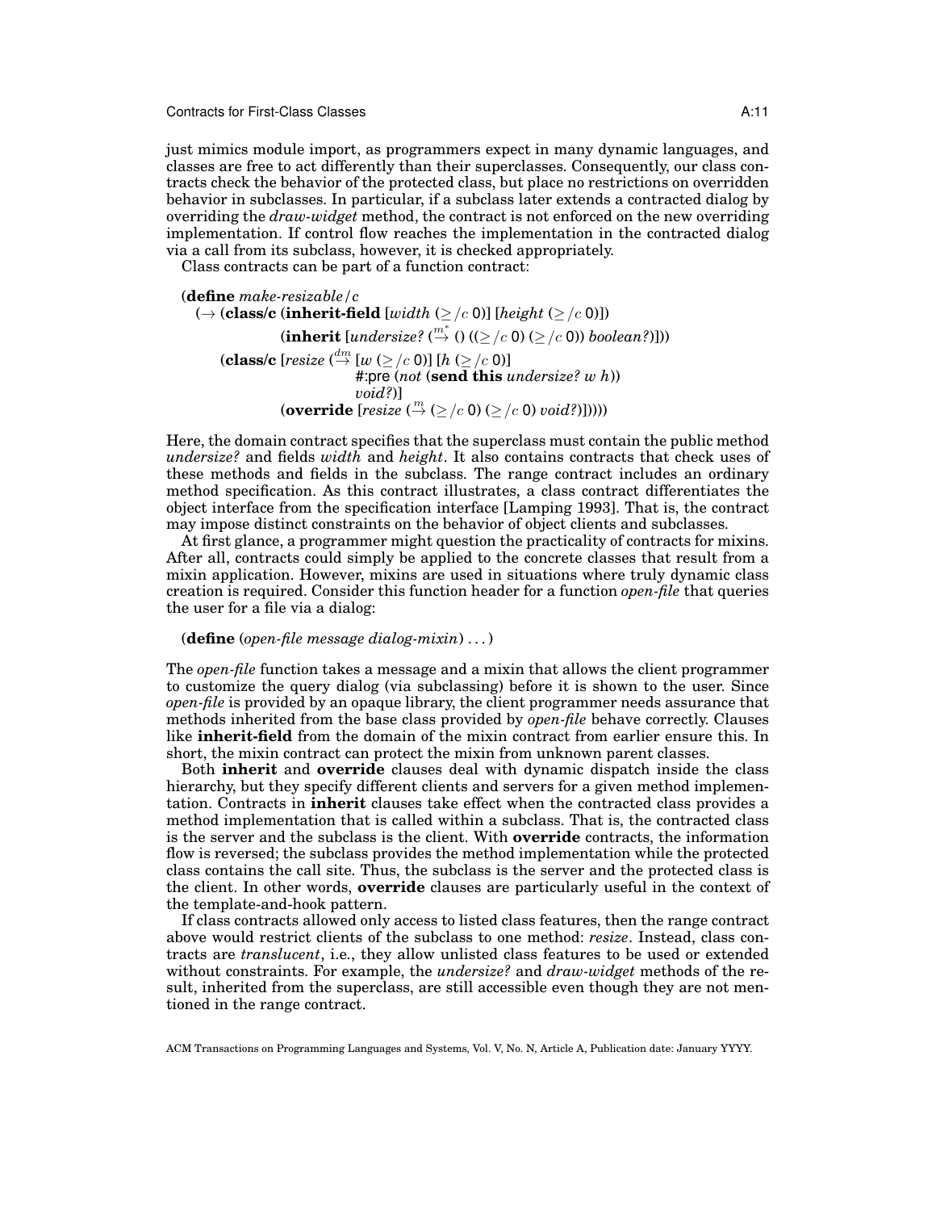just mimics module import, as programmers expect in many dynamic languages, and classes are free to act differently than their superclasses. Consequently, our class contracts check the behavior of the protected class, but place no restrictions on overridden behavior in subclasses. In particular, if a subclass later extends a contracted dialog by overriding the *draw-widget* method, the contract is not enforced on the new overriding implementation. If control flow reaches the implementation in the contracted dialog via a call from its subclass, however, it is checked appropriately.

Class contracts can be part of a function contract:

```
(define make-resizable/c
  (→ (class/c (inherit-field [width (≥/c 0)] [height (≥/c 0)])
              (inherit [undersize? (→^{m*} () ((≥/c 0) (≥/c 0)) boolean?)]))
     (class/c [resize (→^{dm} [w (≥/c 0)] [h (≥/c 0)]
                              #:pre (not (send this undersize? w h))
                              void?)]
              (override [resize (→^{m} (≥/c 0) (≥/c 0) void?)]))))
```

Here, the domain contract specifies that the superclass must contain the public method *undersize?* and fields *width* and *height*. It also contains contracts that check uses of these methods and fields in the subclass. The range contract includes an ordinary method specification. As this contract illustrates, a class contract differentiates the object interface from the specification interface [Lamping 1993]. That is, the contract may impose distinct constraints on the behavior of object clients and subclasses.

At first glance, a programmer might question the practicality of contracts for mixins. After all, contracts could simply be applied to the concrete classes that result from a mixin application. However, mixins are used in situations where truly dynamic class creation is required. Consider this function header for a function *open-file* that queries the user for a file via a dialog:

```
(define (open-file message dialog-mixin) ...)
```

The *open-file* function takes a message and a mixin that allows the client programmer to customize the query dialog (via subclassing) before it is shown to the user. Since *open-file* is provided by an opaque library, the client programmer needs assurance that methods inherited from the base class provided by *open-file* behave correctly. Clauses like **inherit-field** from the domain of the mixin contract from earlier ensure this. In short, the mixin contract can protect the mixin from unknown parent classes.

Both **inherit** and **override** clauses deal with dynamic dispatch inside the class hierarchy, but they specify different clients and servers for a given method implementation. Contracts in **inherit** clauses take effect when the contracted class provides a method implementation that is called within a subclass. That is, the contracted class is the server and the subclass is the client. With **override** contracts, the information flow is reversed; the subclass provides the method implementation while the protected class contains the call site. Thus, the subclass is the server and the protected class is the client. In other words, **override** clauses are particularly useful in the context of the template-and-hook pattern.

If class contracts allowed only access to listed class features, then the range contract above would restrict clients of the subclass to one method: *resize*. Instead, class contracts are *translucent*, i.e., they allow unlisted class features to be used or extended without constraints. For example, the *undersize?* and *draw-widget* methods of the result, inherited from the superclass, are still accessible even though they are not mentioned in the range contract.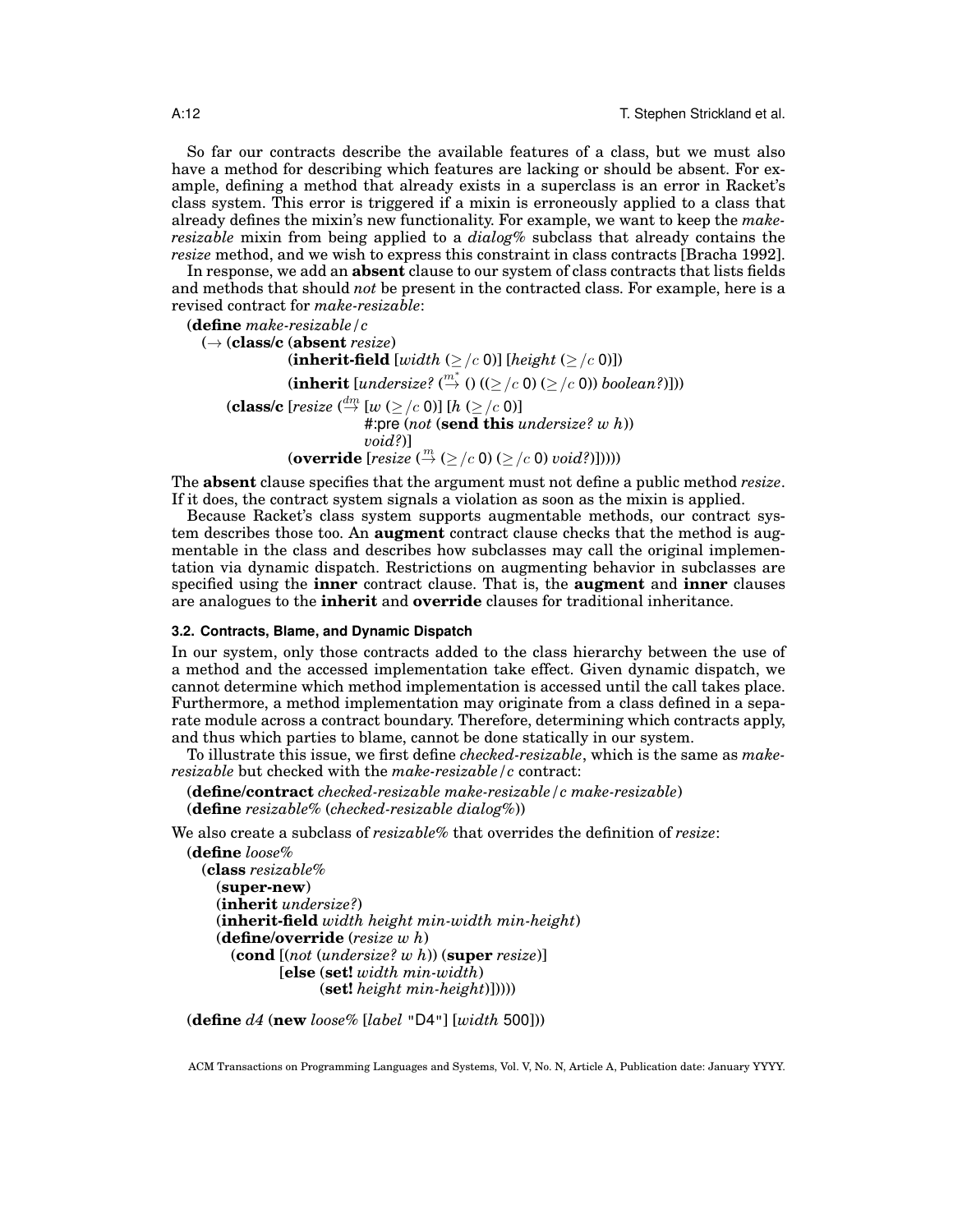So far our contracts describe the available features of a class, but we must also have a method for describing which features are lacking or should be absent. For example, defining a method that already exists in a superclass is an error in Racket's class system. This error is triggered if a mixin is erroneously applied to a class that already defines the mixin's new functionality. For example, we want to keep the *make-resizable* mixin from being applied to a *dialog%* subclass that already contains the *resize* method, and we wish to express this constraint in class contracts [Bracha 1992].

In response, we add an **absent** clause to our system of class contracts that lists fields and methods that should *not* be present in the contracted class. For example, here is a revised contract for *make-resizable*:

```
(define make-resizable/c
  (→ (class/c (absent resize)
              (inherit-field [width (≥/c 0)] [height (≥/c 0)])
              (inherit [undersize? (→m* () ((≥/c 0) (≥/c 0)) boolean?)]))
     (class/c [resize (→dm [w (≥/c 0)] [h (≥/c 0)]
                           #:pre (not (send this undersize? w h))
                           void?)]
              (override [resize (→m (≥/c 0) (≥/c 0) void?)]))))
```

The **absent** clause specifies that the argument must not define a public method *resize*. If it does, the contract system signals a violation as soon as the mixin is applied.

Because Racket's class system supports augmentable methods, our contract system describes those too. An **augment** contract clause checks that the method is augmentable in the class and describes how subclasses may call the original implementation via dynamic dispatch. Restrictions on augmenting behavior in subclasses are specified using the **inner** contract clause. That is, the **augment** and **inner** clauses are analogues to the **inherit** and **override** clauses for traditional inheritance.

### 3.2. Contracts, Blame, and Dynamic Dispatch

In our system, only those contracts added to the class hierarchy between the use of a method and the accessed implementation take effect. Given dynamic dispatch, we cannot determine which method implementation is accessed until the call takes place. Furthermore, a method implementation may originate from a class defined in a separate module across a contract boundary. Therefore, determining which contracts apply, and thus which parties to blame, cannot be done statically in our system.

To illustrate this issue, we first define *checked-resizable*, which is the same as *make-resizable* but checked with the *make-resizable/c* contract:

```
(define/contract checked-resizable make-resizable/c make-resizable)
(define resizable% (checked-resizable dialog%))
```

We also create a subclass of *resizable%* that overrides the definition of *resize*:

```
(define loose%
  (class resizable%
    (super-new)
    (inherit undersize?)
    (inherit-field width height min-width min-height)
    (define/override (resize w h)
      (cond [(not (undersize? w h)) (super resize)]
            [else (set! width min-width)
                  (set! height min-height)]))))

(define d4 (new loose% [label "D4"] [width 500]))
```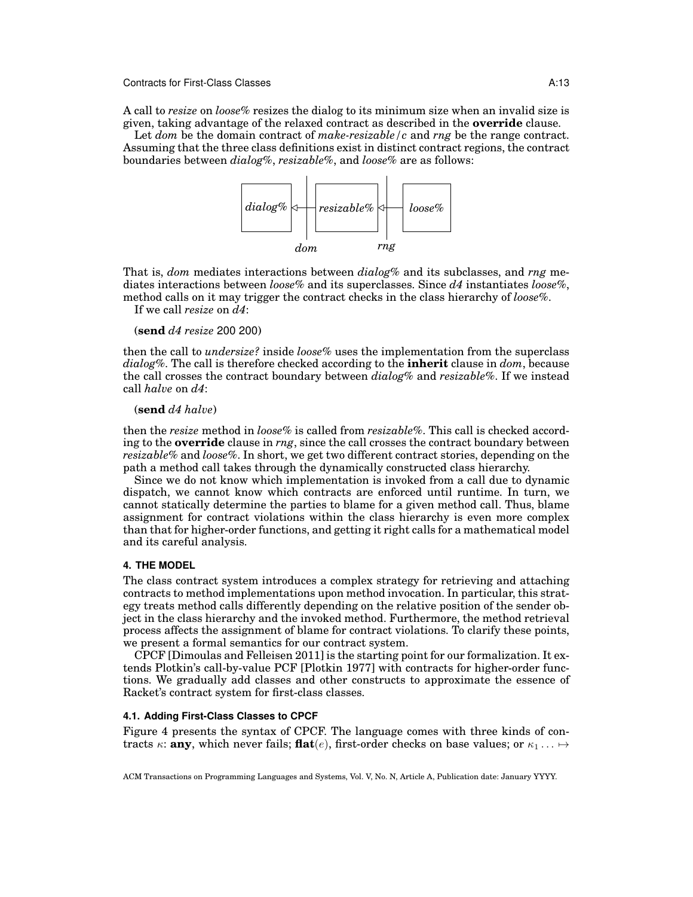A call to *resize* on *loose%* resizes the dialog to its minimum size when an invalid size is given, taking advantage of the relaxed contract as described in the **override** clause.

Let *dom* be the domain contract of *make-resizable/c* and *rng* be the range contract. Assuming that the three class definitions exist in distinct contract regions, the contract boundaries between *dialog%*, *resizable%*, and *loose%* are as follows:

*dialog%* ◁—|— *resizable%* ◁—|— *loose%*

*dom* (first boundary), *rng* (second boundary)

That is, *dom* mediates interactions between *dialog%* and its subclasses, and *rng* mediates interactions between *loose%* and its superclasses. Since *d4* instantiates *loose%*, method calls on it may trigger the contract checks in the class hierarchy of *loose%*.

If we call *resize* on *d4*:

(**send** *d4* *resize* 200 200)

then the call to *undersize?* inside *loose%* uses the implementation from the superclass *dialog%*. The call is therefore checked according to the **inherit** clause in *dom*, because the call crosses the contract boundary between *dialog%* and *resizable%*. If we instead call *halve* on *d4*:

(**send** *d4* *halve*)

then the *resize* method in *loose%* is called from *resizable%*. This call is checked according to the **override** clause in *rng*, since the call crosses the contract boundary between *resizable%* and *loose%*. In short, we get two different contract stories, depending on the path a method call takes through the dynamically constructed class hierarchy.

Since we do not know which implementation is invoked from a call due to dynamic dispatch, we cannot know which contracts are enforced until runtime. In turn, we cannot statically determine the parties to blame for a given method call. Thus, blame assignment for contract violations within the class hierarchy is even more complex than that for higher-order functions, and getting it right calls for a mathematical model and its careful analysis.

## 4. THE MODEL

The class contract system introduces a complex strategy for retrieving and attaching contracts to method implementations upon method invocation. In particular, this strategy treats method calls differently depending on the relative position of the sender object in the class hierarchy and the invoked method. Furthermore, the method retrieval process affects the assignment of blame for contract violations. To clarify these points, we present a formal semantics for our contract system.

CPCF [Dimoulas and Felleisen 2011] is the starting point for our formalization. It extends Plotkin's call-by-value PCF [Plotkin 1977] with contracts for higher-order functions. We gradually add classes and other constructs to approximate the essence of Racket's contract system for first-class classes.

### 4.1. Adding First-Class Classes to CPCF

Figure 4 presents the syntax of CPCF. The language comes with three kinds of contracts $\kappa$: **any**, which never fails; **flat**$(e)$, first-order checks on base values; or $\kappa_1 \ldots \mapsto$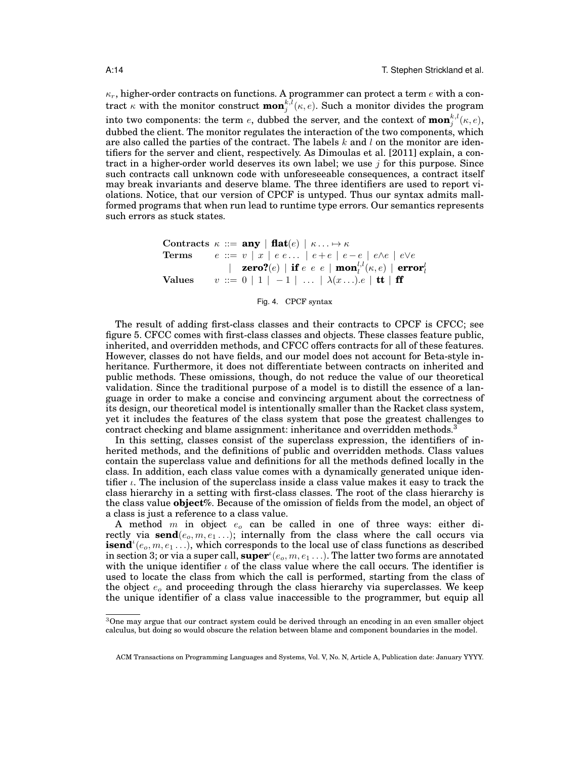$\kappa_r$, higher-order contracts on functions. A programmer can protect a term $e$ with a contract $\kappa$ with the monitor construct $\mathbf{mon}^{k,l}_{j}(\kappa, e)$. Such a monitor divides the program into two components: the term $e$, dubbed the server, and the context of $\mathbf{mon}^{k,l}_{j}(\kappa, e)$, dubbed the client. The monitor regulates the interaction of the two components, which are also called the parties of the contract. The labels $k$ and $l$ on the monitor are identifiers for the server and client, respectively. As Dimoulas et al. [2011] explain, a contract in a higher-order world deserves its own label; we use $j$ for this purpose. Since such contracts call unknown code with unforeseeable consequences, a contract itself may break invariants and deserve blame. The three identifiers are used to report violations. Notice, that our version of CPCF is untyped. Thus our syntax admits mallformed programs that when run lead to runtime type errors. Our semantics represents such errors as stuck states.

$$
\begin{array}{llcl}
\textbf{Contracts} & \kappa & ::= & \textbf{any} \mid \textbf{flat}(e) \mid \kappa \ldots \mapsto \kappa \\
\textbf{Terms} & e & ::= & v \mid x \mid e\ e \ldots \mid e + e \mid e - e \mid e \wedge e \mid e \vee e \\
 & & \mid & \textbf{zero?}(e) \mid \textbf{if}\ e\ e\ e \mid \textbf{mon}^{l,l}_{l}(\kappa, e) \mid \textbf{error}^{l}_{l} \\
\textbf{Values} & v & ::= & 0 \mid 1 \mid -1 \mid \ldots \mid \lambda(x \ldots).e \mid \textbf{tt} \mid \textbf{ff}
\end{array}
$$

Fig. 4. CPCF syntax

The result of adding first-class classes and their contracts to CPCF is CFCC; see figure 5. CFCC comes with first-class classes and objects. These classes feature public, inherited, and overridden methods, and CFCC offers contracts for all of these features. However, classes do not have fields, and our model does not account for Beta-style inheritance. Furthermore, it does not differentiate between contracts on inherited and public methods. These omissions, though, do not reduce the value of our theoretical validation. Since the traditional purpose of a model is to distill the essence of a language in order to make a concise and convincing argument about the correctness of its design, our theoretical model is intentionally smaller than the Racket class system, yet it includes the features of the class system that pose the greatest challenges to contract checking and blame assignment: inheritance and overridden methods.[3]

In this setting, classes consist of the superclass expression, the identifiers of inherited methods, and the definitions of public and overridden methods. Class values contain the superclass value and definitions for all the methods defined locally in the class. In addition, each class value comes with a dynamically generated unique identifier $\iota$. The inclusion of the superclass inside a class value makes it easy to track the class hierarchy in a setting with first-class classes. The root of the class hierarchy is the class value **object%**. Because of the omission of fields from the model, an object of a class is just a reference to a class value.

A method $m$ in object $e_o$ can be called in one of three ways: either directly via $\textbf{send}(e_o, m, e_1 \ldots)$; internally from the class where the call occurs via $\textbf{isend}^{\iota}(e_o, m, e_1 \ldots)$, which corresponds to the local use of class functions as described in section 3; or via a super call, $\textbf{super}^{\iota}(e_o, m, e_1 \ldots)$. The latter two forms are annotated with the unique identifier $\iota$ of the class value where the call occurs. The identifier is used to locate the class from which the call is performed, starting from the class of the object $e_o$ and proceeding through the class hierarchy via superclasses. We keep the unique identifier of a class value inaccessible to the programmer, but equip all

[3]One may argue that our contract system could be derived through an encoding in an even smaller object calculus, but doing so would obscure the relation between blame and component boundaries in the model.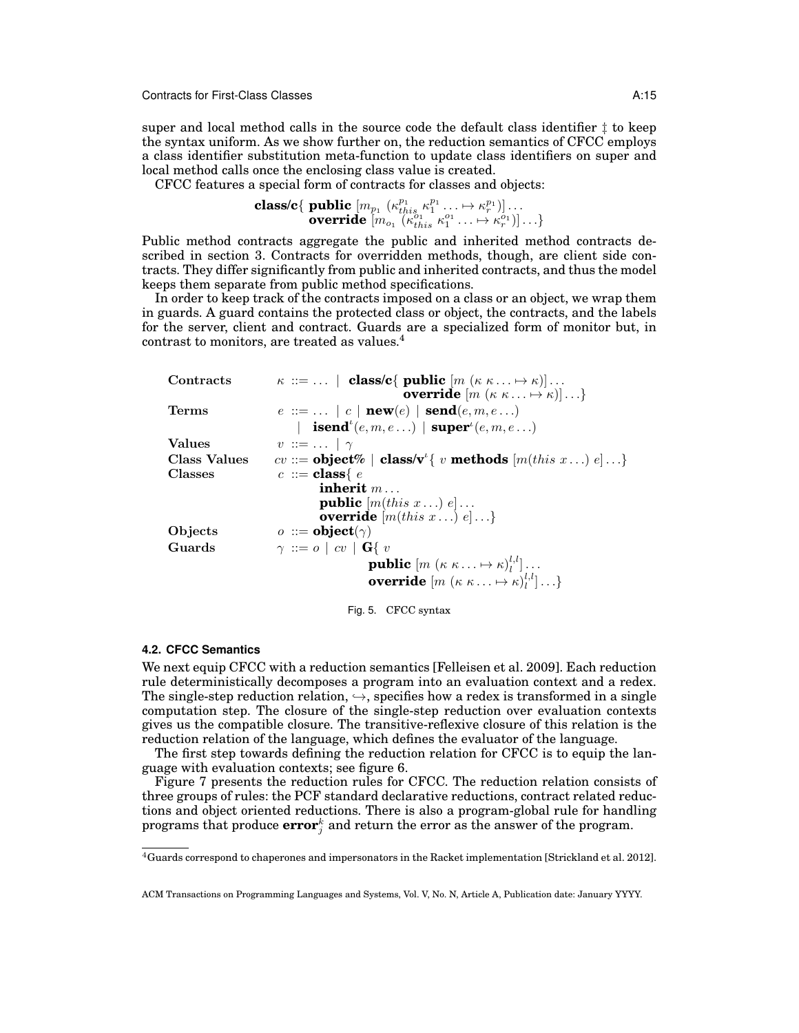super and local method calls in the source code the default class identifier $\ddagger$ to keep the syntax uniform. As we show further on, the reduction semantics of CFCC employs a class identifier substitution meta-function to update class identifiers on super and local method calls once the enclosing class value is created.

CFCC features a special form of contracts for classes and objects:

$$\begin{aligned}\textbf{class/c}\{\ &\textbf{public}\ [m_{p_1}\ (\kappa^{p_1}_{this}\ \kappa^{p_1}_1 \ldots \mapsto \kappa^{p_1}_r)] \ldots \\ &\textbf{override}\ [m_{o_1}\ (\kappa^{o_1}_{this}\ \kappa^{o_1}_1 \ldots \mapsto \kappa^{o_1}_r)] \ldots\}\end{aligned}$$

Public method contracts aggregate the public and inherited method contracts described in section 3. Contracts for overridden methods, though, are client side contracts. They differ significantly from public and inherited contracts, and thus the model keeps them separate from public method specifications.

In order to keep track of the contracts imposed on a class or an object, we wrap them in guards. A guard contains the protected class or object, the contracts, and the labels for the server, client and contract. Guards are a specialized form of monitor but, in contrast to monitors, are treated as values.[4]

$$\begin{array}{lll}
\textbf{Contracts} & \kappa ::= \ldots \mid & \textbf{class/c}\{\ \textbf{public}\ [m\ (\kappa\ \kappa \ldots \mapsto \kappa)] \ldots \\
 & & \qquad\qquad \textbf{override}\ [m\ (\kappa\ \kappa \ldots \mapsto \kappa)] \ldots\} \\
\textbf{Terms} & e ::= \ldots \mid c \mid \textbf{new}(e) \mid \textbf{send}(e, m, e \ldots) & \\
 & \quad \mid\ \textbf{isend}^{\iota}(e, m, e \ldots) \mid \textbf{super}^{\iota}(e, m, e \ldots) & \\
\textbf{Values} & v ::= \ldots \mid \gamma & \\
\textbf{Class Values} & cv ::= \textbf{object\%} \mid \textbf{class/v}^{\iota}\{\ v\ \textbf{methods}\ [m(this\ x \ldots)\ e] \ldots\} & \\
\textbf{Classes} & c ::= \textbf{class}\{\ e & \\
 & \qquad \textbf{inherit}\ m \ldots & \\
 & \qquad \textbf{public}\ [m(this\ x \ldots)\ e] \ldots & \\
 & \qquad \textbf{override}\ [m(this\ x \ldots)\ e] \ldots\} & \\
\textbf{Objects} & o ::= \textbf{object}(\gamma) & \\
\textbf{Guards} & \gamma ::= o \mid cv \mid \textbf{G}\{\ v & \\
 & \qquad\qquad \textbf{public}\ [m\ (\kappa\ \kappa \ldots \mapsto \kappa)^{l,l}_{l}] \ldots & \\
 & \qquad\qquad \textbf{override}\ [m\ (\kappa\ \kappa \ldots \mapsto \kappa)^{l,l}_{l}] \ldots\} &
\end{array}$$

Fig. 5. CFCC syntax

### 4.2. CFCC Semantics

We next equip CFCC with a reduction semantics [Felleisen et al. 2009]. Each reduction rule deterministically decomposes a program into an evaluation context and a redex. The single-step reduction relation, $\hookrightarrow$, specifies how a redex is transformed in a single computation step. The closure of the single-step reduction over evaluation contexts gives us the compatible closure. The transitive-reflexive closure of this relation is the reduction relation of the language, which defines the evaluator of the language.

The first step towards defining the reduction relation for CFCC is to equip the language with evaluation contexts; see figure 6.

Figure 7 presents the reduction rules for CFCC. The reduction relation consists of three groups of rules: the PCF standard declarative reductions, contract related reductions and object oriented reductions. There is also a program-global rule for handling programs that produce $\textbf{error}^k_j$ and return the error as the answer of the program.

[4]Guards correspond to chaperones and impersonators in the Racket implementation [Strickland et al. 2012].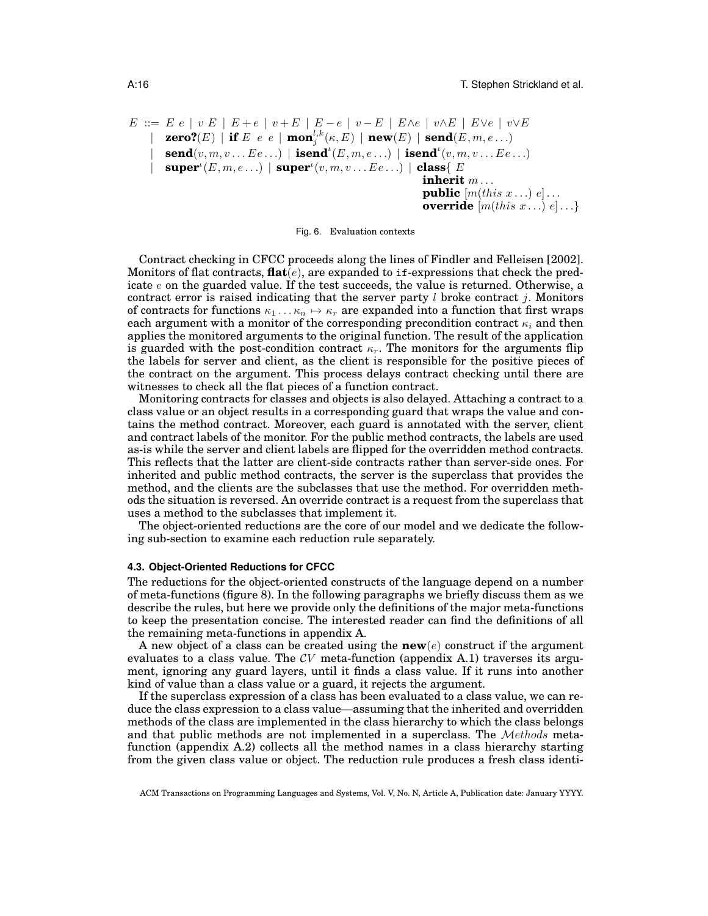$$
\begin{array}{rl}
E ::= & E\ e \mid v\ E \mid E + e \mid v + E \mid E - e \mid v - E \mid E \wedge e \mid v \wedge E \mid E \vee e \mid v \vee E \\
\mid & \textbf{zero?}(E) \mid \textbf{if}\ E\ e\ e \mid \textbf{mon}_j^{l,k}(\kappa, E) \mid \textbf{new}(E) \mid \textbf{send}(E, m, e \ldots) \\
\mid & \textbf{send}(v, m, v \ldots E e \ldots) \mid \textbf{isend}^{\iota}(E, m, e \ldots) \mid \textbf{isend}^{\iota}(v, m, v \ldots E e \ldots) \\
\mid & \textbf{super}^{\iota}(E, m, e \ldots) \mid \textbf{super}^{\iota}(v, m, v \ldots E e \ldots) \mid \textbf{class}\{\ E \\
& \qquad \textbf{inherit}\ m \ldots \\
& \qquad \textbf{public}\ [m(this\ x \ldots)\ e] \ldots \\
& \qquad \textbf{override}\ [m(this\ x \ldots)\ e] \ldots \}
\end{array}
$$

Fig. 6. Evaluation contexts

Contract checking in CFCC proceeds along the lines of Findler and Felleisen [2002]. Monitors of flat contracts, $\textbf{flat}(e)$, are expanded to `if`-expressions that check the predicate $e$ on the guarded value. If the test succeeds, the value is returned. Otherwise, a contract error is raised indicating that the server party $l$ broke contract $j$. Monitors of contracts for functions $\kappa_1 \ldots \kappa_n \mapsto \kappa_r$ are expanded into a function that first wraps each argument with a monitor of the corresponding precondition contract $\kappa_i$ and then applies the monitored arguments to the original function. The result of the application is guarded with the post-condition contract $\kappa_r$. The monitors for the arguments flip the labels for server and client, as the client is responsible for the positive pieces of the contract on the argument. This process delays contract checking until there are witnesses to check all the flat pieces of a function contract.

Monitoring contracts for classes and objects is also delayed. Attaching a contract to a class value or an object results in a corresponding guard that wraps the value and contains the method contract. Moreover, each guard is annotated with the server, client and contract labels of the monitor. For the public method contracts, the labels are used as-is while the server and client labels are flipped for the overridden method contracts. This reflects that the latter are client-side contracts rather than server-side ones. For inherited and public method contracts, the server is the superclass that provides the method, and the clients are the subclasses that use the method. For overridden methods the situation is reversed. An override contract is a request from the superclass that uses a method to the subclasses that implement it.

The object-oriented reductions are the core of our model and we dedicate the following sub-section to examine each reduction rule separately.

### 4.3. Object-Oriented Reductions for CFCC

The reductions for the object-oriented constructs of the language depend on a number of meta-functions (figure 8). In the following paragraphs we briefly discuss them as we describe the rules, but here we provide only the definitions of the major meta-functions to keep the presentation concise. The interested reader can find the definitions of all the remaining meta-functions in appendix A.

A new object of a class can be created using the $\textbf{new}(e)$ construct if the argument evaluates to a class value. The $\mathcal{CV}$ meta-function (appendix A.1) traverses its argument, ignoring any guard layers, until it finds a class value. If it runs into another kind of value than a class value or a guard, it rejects the argument.

If the superclass expression of a class has been evaluated to a class value, we can reduce the class expression to a class value—assuming that the inherited and overridden methods of the class are implemented in the class hierarchy to which the class belongs and that public methods are not implemented in a superclass. The $\mathcal{M}ethods$ meta-function (appendix A.2) collects all the method names in a class hierarchy starting from the given class value or object. The reduction rule produces a fresh class identi-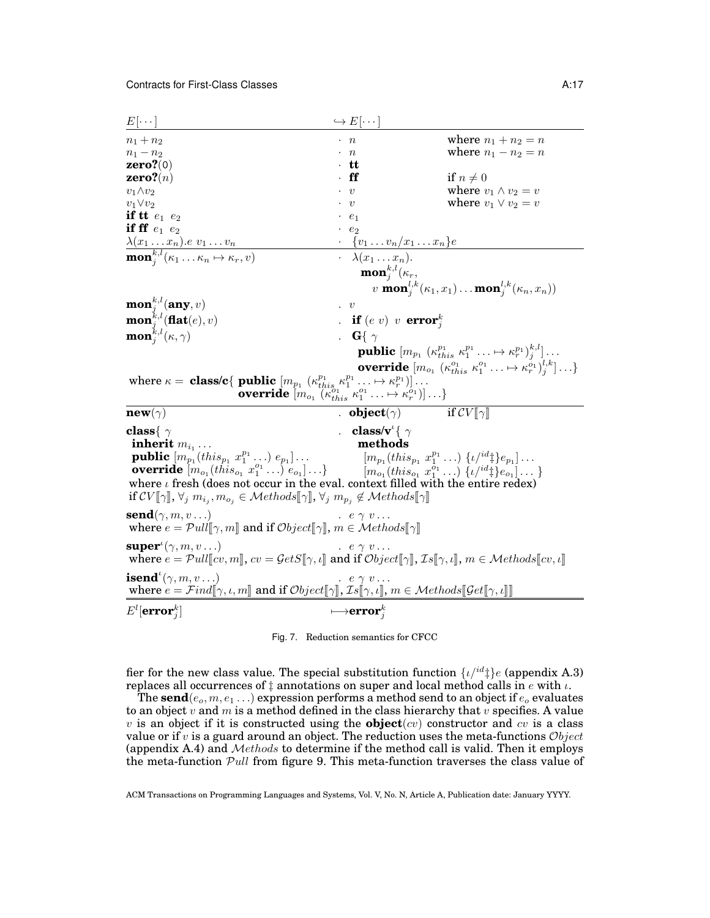| $E[\cdots]$ | $\hookrightarrow E[\cdots]$ | |
|---|---|---|
| $n_1 + n_2$ | $\cdot\ n$ | where $n_1 + n_2 = n$ |
| $n_1 - n_2$ | $\cdot\ n$ | where $n_1 - n_2 = n$ |
| $\mathbf{zero?}(0)$ | $\cdot\ \mathbf{tt}$ | |
| $\mathbf{zero?}(n)$ | $\cdot\ \mathbf{ff}$ | if $n \neq 0$ |
| $v_1 \wedge v_2$ | $\cdot\ v$ | where $v_1 \wedge v_2 = v$ |
| $v_1 \vee v_2$ | $\cdot\ v$ | where $v_1 \vee v_2 = v$ |
| $\mathbf{if\ tt}\ e_1\ e_2$ | $\cdot\ e_1$ | |
| $\mathbf{if\ ff}\ e_1\ e_2$ | $\cdot\ e_2$ | |
| $\lambda(x_1 \ldots x_n).e\ v_1 \ldots v_n$ | $\cdot\ \{v_1 \ldots v_n / x_1 \ldots x_n\}e$ | |
| $\mathbf{mon}_j^{k,l}(\kappa_1 \ldots \kappa_n \mapsto \kappa_r, v)$ | $\cdot\ \lambda(x_1 \ldots x_n).\ \mathbf{mon}_j^{k,l}(\kappa_r,\ v\ \mathbf{mon}_j^{l,k}(\kappa_1, x_1) \ldots \mathbf{mon}_j^{l,k}(\kappa_n, x_n))$ | |
| $\mathbf{mon}_j^{k,l}(\mathbf{any}, v)$ | $.\ v$ | |
| $\mathbf{mon}_j^{k,l}(\mathbf{flat}(e), v)$ | $.\ \mathbf{if}\ (e\ v)\ v\ \mathbf{error}_j^k$ | |
| $\mathbf{mon}_j^{k,l}(\kappa, \gamma)$ | $.\ \mathbf{G}\{\ \gamma\ \ \mathbf{public}\ [m_{p_1}\ (\kappa_{this}^{p_1}\ \kappa_1^{p_1} \ldots \mapsto \kappa_r^{p_1})_j^{k,l}] \ldots\ \ \mathbf{override}\ [m_{o_1}\ (\kappa_{this}^{o_1}\ \kappa_1^{o_1} \ldots \mapsto \kappa_r^{o_1})_j^{l,k}] \ldots\}$ | |
| where $\kappa = \mathbf{class/c}\{\ \mathbf{public}\ [m_{p_1}\ (\kappa_{this}^{p_1}\ \kappa_1^{p_1} \ldots \mapsto \kappa_r^{p_1})] \ldots\ \mathbf{override}\ [m_{o_1}\ (\kappa_{this}^{o_1}\ \kappa_1^{o_1} \ldots \mapsto \kappa_r^{o_1})] \ldots\}$ | | |
| $\mathbf{new}(\gamma)$ | $.\ \mathbf{object}(\gamma)$ | if $\mathcal{CV}[\![\gamma]\!]$ |
| $\mathbf{class}\{\ \gamma\ \ \mathbf{inherit}\ m_{i_1} \ldots\ \ \mathbf{public}\ [m_{p_1}(this_{p_1}\ x_1^{p_1} \ldots)\ e_{p_1}] \ldots\ \ \mathbf{override}\ [m_{o_1}(this_{o_1}\ x_1^{o_1} \ldots)\ e_{o_1}] \ldots\}$ | $.\ \mathbf{class/v}^\iota\{\ \gamma\ \ \mathbf{methods}\ \ [m_{p_1}(this_{p_1}\ x_1^{p_1} \ldots)\ \{\iota/^{id}\ddagger\}e_{p_1}] \ldots\ \ [m_{o_1}(this_{o_1}\ x_1^{o_1} \ldots)\ \{\iota/^{id}\ddagger\}e_{o_1}] \ldots\ \}$ | |
| where $\iota$ fresh (does not occur in the eval. context filled with the entire redex) if $\mathcal{CV}[\![\gamma]\!]$, $\forall_j\ m_{i_j}, m_{o_j} \in \mathcal{M}ethods[\![\gamma]\!]$, $\forall_j\ m_{p_j} \notin \mathcal{M}ethods[\![\gamma]\!]$ | | |
| $\mathbf{send}(\gamma, m, v \ldots)$ | $.\ e\ \gamma\ v \ldots$ | |
| where $e = \mathcal{P}ull[\![\gamma, m]\!]$ and if $\mathcal{O}bject[\![\gamma]\!]$, $m \in \mathcal{M}ethods[\![\gamma]\!]$ | | |
| $\mathbf{super}^\iota(\gamma, m, v \ldots)$ | $.\ e\ \gamma\ v \ldots$ | |
| where $e = \mathcal{P}ull[\![cv, m]\!]$, $cv = \mathcal{G}etS[\![\gamma, \iota]\!]$ and if $\mathcal{O}bject[\![\gamma]\!]$, $\mathcal{I}s[\![\gamma, \iota]\!]$, $m \in \mathcal{M}ethods[\![cv, \iota]\!]$ | | |
| $\mathbf{isend}^\iota(\gamma, m, v \ldots)$ | $.\ e\ \gamma\ v \ldots$ | |
| where $e = \mathcal{F}ind[\![\gamma, \iota, m]\!]$ and if $\mathcal{O}bject[\![\gamma]\!]$, $\mathcal{I}s[\![\gamma, \iota]\!]$, $m \in \mathcal{M}ethods[\![\mathcal{G}et[\![\gamma, \iota]\!]]\!]$ | | |
| $E^l[\mathbf{error}_j^k]$ | $\longmapsto \mathbf{error}_j^k$ | |

Fig. 7. Reduction semantics for CFCC

fier for the new class value. The special substitution function $\{\iota/^{id}\ddagger\}e$ (appendix A.3) replaces all occurrences of $\ddagger$ annotations on super and local method calls in $e$ with $\iota$.

The $\mathbf{send}(e_o, m, e_1 \ldots)$ expression performs a method send to an object if $e_o$ evaluates to an object $v$ and $m$ is a method defined in the class hierarchy that $v$ specifies. A value $v$ is an object if it is constructed using the $\mathbf{object}(cv)$ constructor and $cv$ is a class value or if $v$ is a guard around an object. The reduction uses the meta-functions $\mathcal{O}bject$ (appendix A.4) and $\mathcal{M}ethods$ to determine if the method call is valid. Then it employs the meta-function $\mathcal{P}ull$ from figure 9. This meta-function traverses the class value of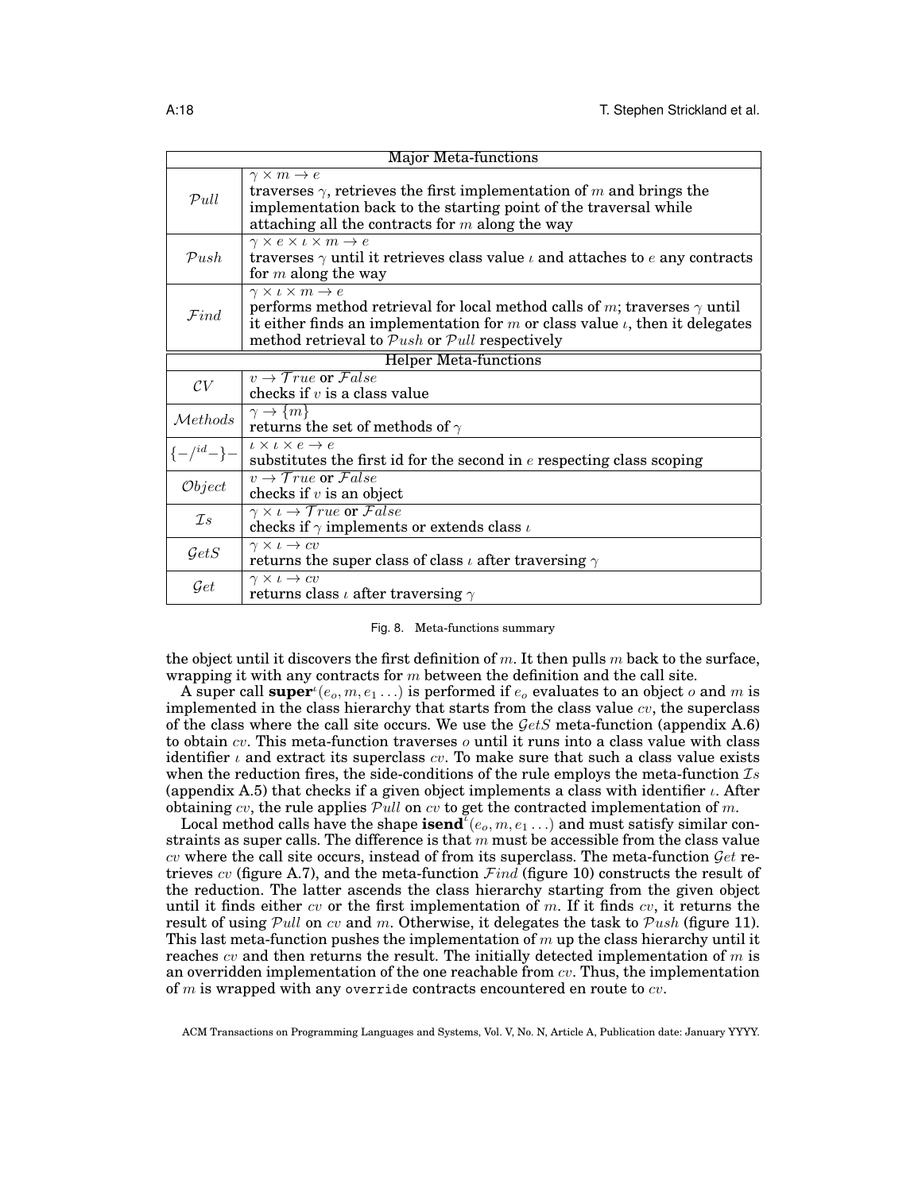| Major Meta-functions | |
|---|---|
| $\mathcal{P}ull$ | $\gamma \times m \to e$ <br> traverses $\gamma$, retrieves the first implementation of $m$ and brings the implementation back to the starting point of the traversal while attaching all the contracts for $m$ along the way |
| $\mathcal{P}ush$ | $\gamma \times e \times \iota \times m \to e$ <br> traverses $\gamma$ until it retrieves class value $\iota$ and attaches to $e$ any contracts for $m$ along the way |
| $\mathcal{F}ind$ | $\gamma \times \iota \times m \to e$ <br> performs method retrieval for local method calls of $m$; traverses $\gamma$ until it either finds an implementation for $m$ or class value $\iota$, then it delegates method retrieval to $\mathcal{P}ush$ or $\mathcal{P}ull$ respectively |
| **Helper Meta-functions** | |
| $\mathcal{CV}$ | $v \to \mathcal{T}rue$ or $\mathcal{F}alse$ <br> checks if $v$ is a class value |
| $\mathcal{M}ethods$ | $\gamma \to \{m\}$ <br> returns the set of methods of $\gamma$ |
| $\{-/^{id}-\}-$ | $\iota \times \iota \times e \to e$ <br> substitutes the first id for the second in $e$ respecting class scoping |
| $\mathcal{O}bject$ | $v \to \mathcal{T}rue$ or $\mathcal{F}alse$ <br> checks if $v$ is an object |
| $\mathcal{I}s$ | $\gamma \times \iota \to \mathcal{T}rue$ or $\mathcal{F}alse$ <br> checks if $\gamma$ implements or extends class $\iota$ |
| $\mathcal{G}etS$ | $\gamma \times \iota \to cv$ <br> returns the super class of class $\iota$ after traversing $\gamma$ |
| $\mathcal{G}et$ | $\gamma \times \iota \to cv$ <br> returns class $\iota$ after traversing $\gamma$ |

Fig. 8. Meta-functions summary

the object until it discovers the first definition of $m$. It then pulls $m$ back to the surface, wrapping it with any contracts for $m$ between the definition and the call site.

A super call $\mathbf{super}^{\iota}(e_o, m, e_1 \ldots)$ is performed if $e_o$ evaluates to an object $o$ and $m$ is implemented in the class hierarchy that starts from the class value $cv$, the superclass of the class where the call site occurs. We use the $\mathcal{G}etS$ meta-function (appendix A.6) to obtain $cv$. This meta-function traverses $o$ until it runs into a class value with class identifier $\iota$ and extract its superclass $cv$. To make sure that such a class value exists when the reduction fires, the side-conditions of the rule employs the meta-function $\mathcal{I}s$ (appendix A.5) that checks if a given object implements a class with identifier $\iota$. After obtaining $cv$, the rule applies $\mathcal{P}ull$ on $cv$ to get the contracted implementation of $m$.

Local method calls have the shape $\mathbf{isend}^{\iota}(e_o, m, e_1 \ldots)$ and must satisfy similar constraints as super calls. The difference is that $m$ must be accessible from the class value $cv$ where the call site occurs, instead of from its superclass. The meta-function $\mathcal{G}et$ retrieves $cv$ (figure A.7), and the meta-function $\mathcal{F}ind$ (figure 10) constructs the result of the reduction. The latter ascends the class hierarchy starting from the given object until it finds either $cv$ or the first implementation of $m$. If it finds $cv$, it returns the result of using $\mathcal{P}ull$ on $cv$ and $m$. Otherwise, it delegates the task to $\mathcal{P}ush$ (figure 11). This last meta-function pushes the implementation of $m$ up the class hierarchy until it reaches $cv$ and then returns the result. The initially detected implementation of $m$ is an overridden implementation of the one reachable from $cv$. Thus, the implementation of $m$ is wrapped with any `override` contracts encountered en route to $cv$.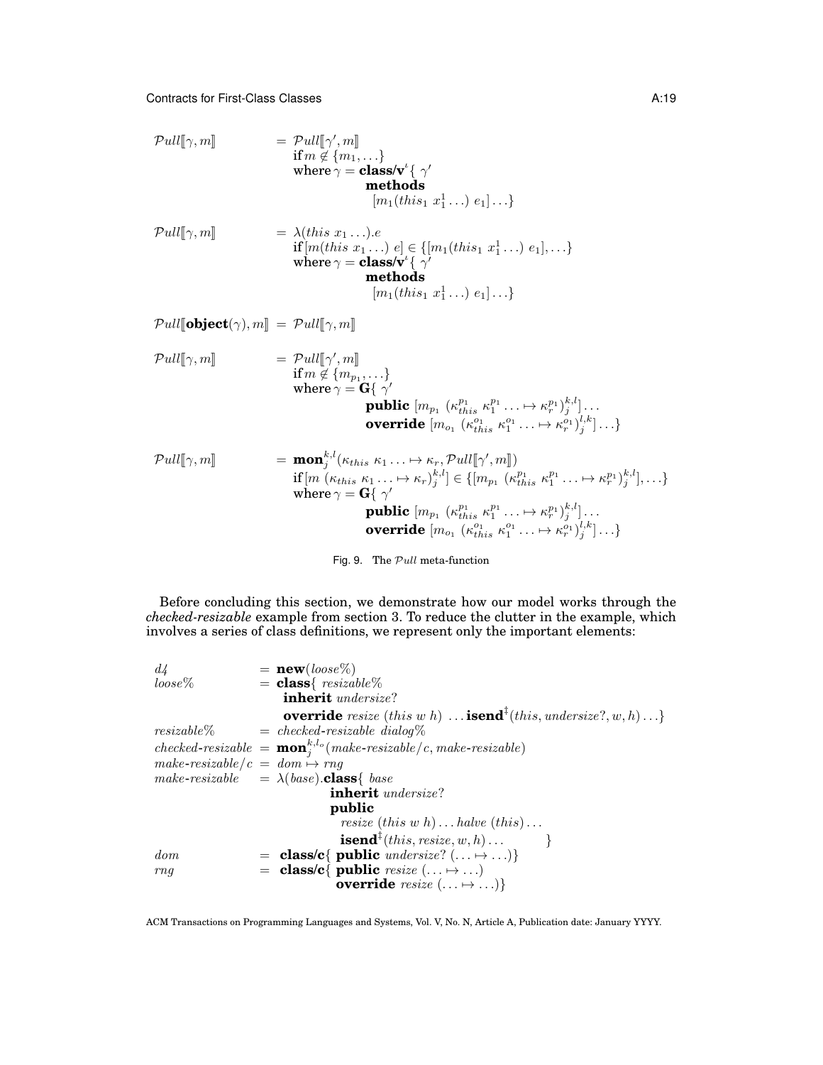$$
\begin{aligned}
\mathcal{P}ull[\![\gamma, m]\!] &= \mathcal{P}ull[\![\gamma', m]\!] \\
&\quad \textbf{if}\, m \notin \{m_1, \ldots\} \\
&\quad \text{where}\, \gamma = \textbf{class/v}^{\iota}\{\ \gamma' \\
&\qquad\qquad\qquad \textbf{methods} \\
&\qquad\qquad\qquad\ \ [m_1(this_1\ x_1^1 \ldots)\ e_1] \ldots\}
\end{aligned}
$$

$$
\begin{aligned}
\mathcal{P}ull[\![\gamma, m]\!] &= \lambda(this\ x_1 \ldots).e \\
&\quad \textbf{if}\, [m(this\ x_1 \ldots)\ e] \in \{[m_1(this_1\ x_1^1 \ldots)\ e_1], \ldots\} \\
&\quad \text{where}\, \gamma = \textbf{class/v}^{\iota}\{\ \gamma' \\
&\qquad\qquad\qquad \textbf{methods} \\
&\qquad\qquad\qquad\ \ [m_1(this_1\ x_1^1 \ldots)\ e_1] \ldots\}
\end{aligned}
$$

$$
\mathcal{P}ull[\![\textbf{object}(\gamma), m]\!] = \mathcal{P}ull[\![\gamma, m]\!]
$$

$$
\begin{aligned}
\mathcal{P}ull[\![\gamma, m]\!] &= \mathcal{P}ull[\![\gamma', m]\!] \\
&\quad \textbf{if}\, m \notin \{m_{p_1}, \ldots\} \\
&\quad \text{where}\, \gamma = \textbf{G}\{\ \gamma' \\
&\qquad\qquad\qquad \textbf{public}\ [m_{p_1}\ (\kappa_{this}^{p_1}\ \kappa_1^{p_1} \ldots \mapsto \kappa_r^{p_1})_j^{k,l}] \ldots \\
&\qquad\qquad\qquad \textbf{override}\ [m_{o_1}\ (\kappa_{this}^{o_1}\ \kappa_1^{o_1} \ldots \mapsto \kappa_r^{o_1})_j^{l,k}] \ldots\}
\end{aligned}
$$

$$
\begin{aligned}
\mathcal{P}ull[\![\gamma, m]\!] &= \textbf{mon}_j^{k,l}(\kappa_{this}\ \kappa_1 \ldots \mapsto \kappa_r, \mathcal{P}ull[\![\gamma', m]\!]) \\
&\quad \textbf{if}\, [m\ (\kappa_{this}\ \kappa_1 \ldots \mapsto \kappa_r)_j^{k,l}] \in \{[m_{p_1}\ (\kappa_{this}^{p_1}\ \kappa_1^{p_1} \ldots \mapsto \kappa_r^{p_1})_j^{k,l}], \ldots\} \\
&\quad \text{where}\, \gamma = \textbf{G}\{\ \gamma' \\
&\qquad\qquad\qquad \textbf{public}\ [m_{p_1}\ (\kappa_{this}^{p_1}\ \kappa_1^{p_1} \ldots \mapsto \kappa_r^{p_1})_j^{k,l}] \ldots \\
&\qquad\qquad\qquad \textbf{override}\ [m_{o_1}\ (\kappa_{this}^{o_1}\ \kappa_1^{o_1} \ldots \mapsto \kappa_r^{o_1})_j^{l,k}] \ldots\}
\end{aligned}
$$

Fig. 9. The $\mathcal{P}ull$ meta-function

Before concluding this section, we demonstrate how our model works through the *checked-resizable* example from section 3. To reduce the clutter in the example, which involves a series of class definitions, we represent only the important elements:

$$
\begin{aligned}
d4 &= \textbf{new}(loose\%) \\
loose\% &= \textbf{class}\{\ resizable\% \\
&\qquad \textbf{inherit}\ undersize? \\
&\qquad \textbf{override}\ resize\ (this\ w\ h)\ \ldots \textbf{isend}^{\ddagger}(this, undersize?, w, h) \ldots\} \\
resizable\% &= checked\text{-}resizable\ dialog\% \\
checked\text{-}resizable &= \textbf{mon}_j^{k,l_o}(make\text{-}resizable/c, make\text{-}resizable) \\
make\text{-}resizable/c &= dom \mapsto rng \\
make\text{-}resizable &= \lambda(base).\textbf{class}\{\ base \\
&\qquad\qquad \textbf{inherit}\ undersize? \\
&\qquad\qquad \textbf{public} \\
&\qquad\qquad\quad resize\ (this\ w\ h) \ldots halve\ (this) \ldots \\
&\qquad\qquad\quad \textbf{isend}^{\ddagger}(this, resize, w, h) \ldots \qquad \} \\
dom &= \textbf{class/c}\{\ \textbf{public}\ undersize?\ (\ldots \mapsto \ldots)\} \\
rng &= \textbf{class/c}\{\ \textbf{public}\ resize\ (\ldots \mapsto \ldots) \\
&\qquad\qquad\quad \textbf{override}\ resize\ (\ldots \mapsto \ldots)\}
\end{aligned}
$$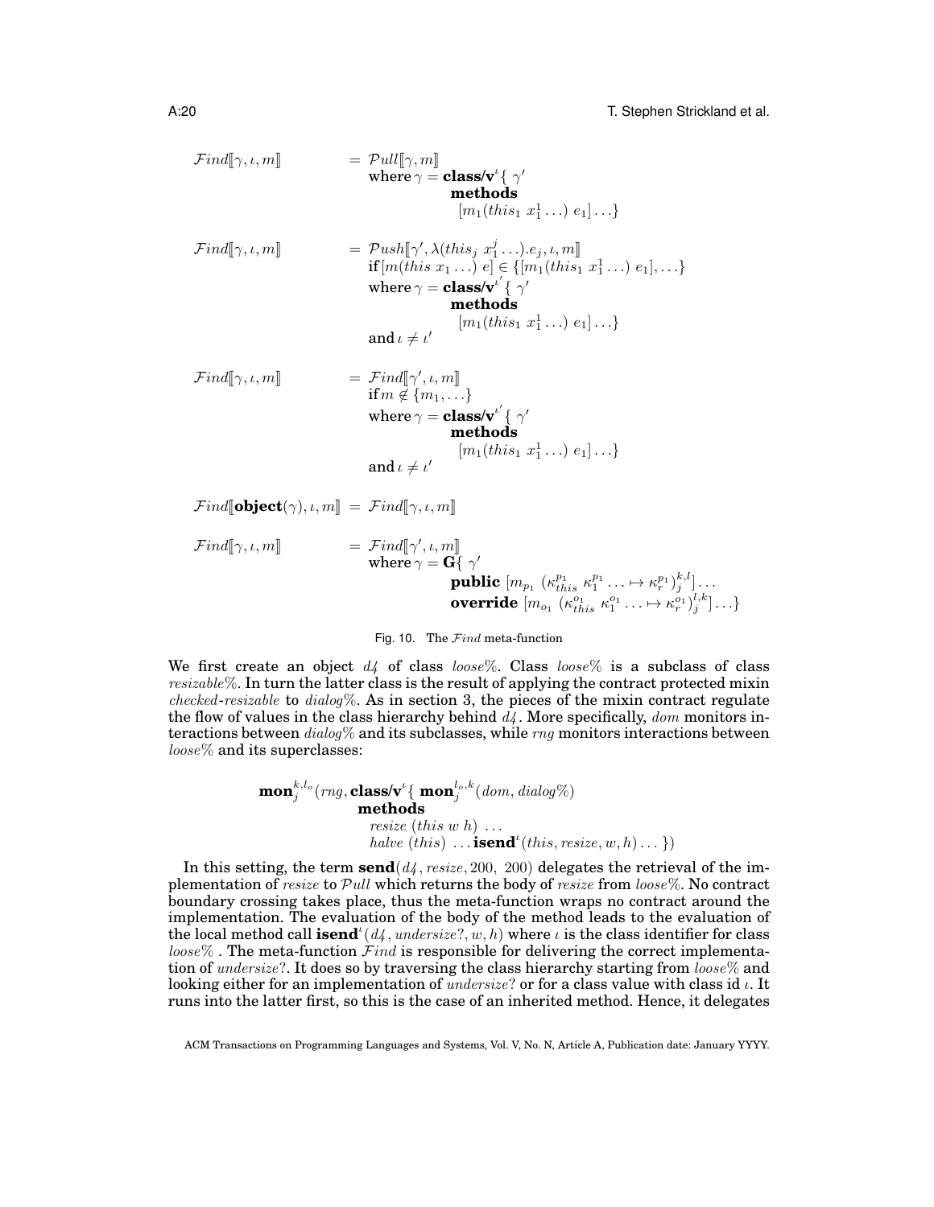$$\mathcal{F}ind[\![\gamma,\iota,m]\!] = \mathcal{P}ull[\![\gamma,m]\!] \quad \text{where } \gamma = \textbf{class/v}^{\iota}\{\ \gamma' \ \textbf{methods}\ [m_1(this_1\ x_1^1\ldots)\ e_1]\ldots\}$$

$$\mathcal{F}ind[\![\gamma,\iota,m]\!] = \mathcal{P}ush[\![\gamma',\lambda(this_j\ x_1^j\ldots).e_j,\iota,m]\!] \quad \textbf{if}\,[m(this\ x_1\ldots)\ e] \in \{[m_1(this_1\ x_1^1\ldots)\ e_1],\ldots\} \quad \text{where } \gamma = \textbf{class/v}^{\iota'}\{\ \gamma' \ \textbf{methods}\ [m_1(this_1\ x_1^1\ldots)\ e_1]\ldots\} \quad \textbf{and } \iota \neq \iota'$$

$$\mathcal{F}ind[\![\gamma,\iota,m]\!] = \mathcal{F}ind[\![\gamma',\iota,m]\!] \quad \textbf{if}\, m \notin \{m_1,\ldots\} \quad \text{where } \gamma = \textbf{class/v}^{\iota'}\{\ \gamma' \ \textbf{methods}\ [m_1(this_1\ x_1^1\ldots)\ e_1]\ldots\} \quad \textbf{and } \iota \neq \iota'$$

$$\mathcal{F}ind[\![\textbf{object}(\gamma),\iota,m]\!] = \mathcal{F}ind[\![\gamma,\iota,m]\!]$$

$$\mathcal{F}ind[\![\gamma,\iota,m]\!] = \mathcal{F}ind[\![\gamma',\iota,m]\!] \quad \text{where } \gamma = \textbf{G}\{\ \gamma' \ \textbf{public}\ [m_{p_1}\ (\kappa_{this}^{p_1}\ \kappa_1^{p_1}\ldots \mapsto \kappa_r^{p_1})_j^{k,l}]\ldots \ \textbf{override}\ [m_{o_1}\ (\kappa_{this}^{o_1}\ \kappa_1^{o_1}\ldots \mapsto \kappa_r^{o_1})_j^{l,k}]\ldots\}$$

Fig. 10. The $\mathcal{F}ind$ meta-function

We first create an object *d4* of class *loose%*. Class *loose%* is a subclass of class *resizable%*. In turn the latter class is the result of applying the contract protected mixin *checked-resizable* to *dialog%*. As in section 3, the pieces of the mixin contract regulate the flow of values in the class hierarchy behind *d4*. More specifically, *dom* monitors interactions between *dialog%* and its subclasses, while *rng* monitors interactions between *loose%* and its superclasses:

$$\textbf{mon}_j^{k,l_o}(rng, \textbf{class/v}^{\iota}\{\ \textbf{mon}_j^{l_o,k}(dom, dialog\%) \ \textbf{methods} \ resize\ (this\ w\ h)\ \ldots \ halve\ (this)\ \ldots \textbf{isend}^{\iota}(this, resize, w, h)\ldots\})$$

In this setting, the term $\textbf{send}(d4, resize, 200,\ 200)$ delegates the retrieval of the implementation of *resize* to $\mathcal{P}ull$ which returns the body of *resize* from *loose%*. No contract boundary crossing takes place, thus the meta-function wraps no contract around the implementation. The evaluation of the body of the method leads to the evaluation of the local method call $\textbf{isend}^{\iota}(d4, undersize?, w, h)$ where $\iota$ is the class identifier for class *loose%* . The meta-function $\mathcal{F}ind$ is responsible for delivering the correct implementation of *undersize?*. It does so by traversing the class hierarchy starting from *loose%* and looking either for an implementation of *undersize?* or for a class value with class id $\iota$. It runs into the latter first, so this is the case of an inherited method. Hence, it delegates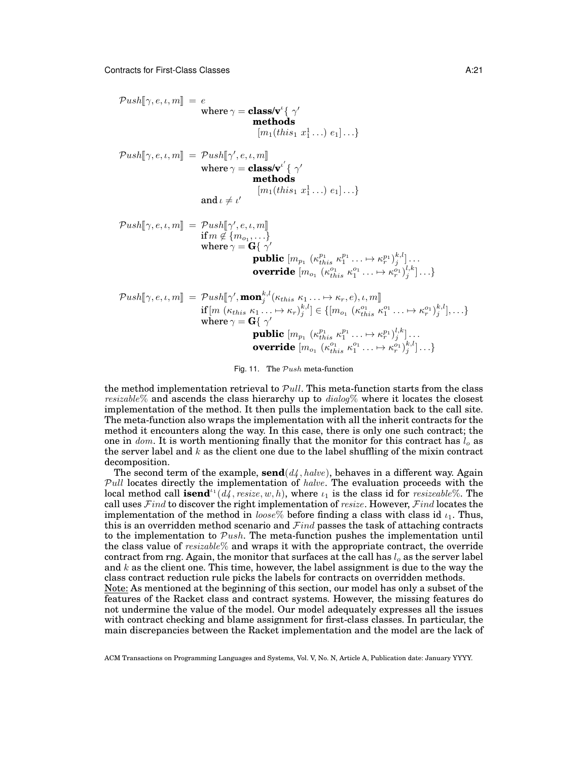$$\mathcal{P}ush[\![\gamma, e, \iota, m]\!] = e$$
$$\text{where } \gamma = \textbf{class/v}^{\iota}\{\ \gamma' \ \textbf{methods}\ [m_1(this_1\ x_1^1 \ldots)\ e_1]\ldots\}$$

$$\mathcal{P}ush[\![\gamma, e, \iota, m]\!] = \mathcal{P}ush[\![\gamma', e, \iota, m]\!]$$
$$\text{where } \gamma = \textbf{class/v}^{\iota'}\{\ \gamma' \ \textbf{methods}\ [m_1(this_1\ x_1^1 \ldots)\ e_1]\ldots\}$$
$$\text{and } \iota \neq \iota'$$

$$\mathcal{P}ush[\![\gamma, e, \iota, m]\!] = \mathcal{P}ush[\![\gamma', e, \iota, m]\!]$$
$$\text{if } m \notin \{m_{o_1}, \ldots\}$$
$$\text{where } \gamma = \mathbf{G}\{\ \gamma' \ \textbf{public}\ [m_{p_1}\ (\kappa_{this}^{p_1}\ \kappa_1^{p_1} \ldots \mapsto \kappa_r^{p_1})_j^{k,l}] \ldots \ \textbf{override}\ [m_{o_1}\ (\kappa_{this}^{o_1}\ \kappa_1^{o_1} \ldots \mapsto \kappa_r^{o_1})_j^{l,k}] \ldots\}$$

$$\mathcal{P}ush[\![\gamma, e, \iota, m]\!] = \mathcal{P}ush[\![\gamma', \textbf{mon}_j^{k,l}(\kappa_{this}\ \kappa_1 \ldots \mapsto \kappa_r, e), \iota, m]\!]$$
$$\text{if } [m\ (\kappa_{this}\ \kappa_1 \ldots \mapsto \kappa_r)_j^{k,l}] \in \{[m_{o_1}\ (\kappa_{this}^{o_1}\ \kappa_1^{o_1} \ldots \mapsto \kappa_r^{o_1})_j^{k,l}], \ldots\}$$
$$\text{where } \gamma = \mathbf{G}\{\ \gamma' \ \textbf{public}\ [m_{p_1}\ (\kappa_{this}^{p_1}\ \kappa_1^{p_1} \ldots \mapsto \kappa_r^{p_1})_j^{l,k}] \ldots \ \textbf{override}\ [m_{o_1}\ (\kappa_{this}^{o_1}\ \kappa_1^{o_1} \ldots \mapsto \kappa_r^{o_1})_j^{k,l}] \ldots\}$$

Fig. 11. The $\mathcal{P}ush$ meta-function

the method implementation retrieval to $\mathcal{P}ull$. This meta-function starts from the class *resizable%* and ascends the class hierarchy up to *dialog%* where it locates the closest implementation of the method. It then pulls the implementation back to the call site. The meta-function also wraps the implementation with all the inherit contracts for the method it encounters along the way. In this case, there is only one such contract; the one in *dom*. It is worth mentioning finally that the monitor for this contract has $l_o$ as the server label and $k$ as the client one due to the label shuffling of the mixin contract decomposition.

The second term of the example, $\textbf{send}(d4, halve)$, behaves in a different way. Again $\mathcal{P}ull$ locates directly the implementation of *halve*. The evaluation proceeds with the local method call $\textbf{isend}^{\iota_1}(d4, resize, w, h)$, where $\iota_1$ is the class id for *resizeable%*. The call uses $\mathcal{F}ind$ to discover the right implementation of *resize*. However, $\mathcal{F}ind$ locates the implementation of the method in *loose%* before finding a class with class id $\iota_1$. Thus, this is an overridden method scenario and $\mathcal{F}ind$ passes the task of attaching contracts to the implementation to $\mathcal{P}ush$. The meta-function pushes the implementation until the class value of *resizable%* and wraps it with the appropriate contract, the override contract from rng. Again, the monitor that surfaces at the call has $l_o$ as the server label and $k$ as the client one. This time, however, the label assignment is due to the way the class contract reduction rule picks the labels for contracts on overridden methods.

Note: As mentioned at the beginning of this section, our model has only a subset of the features of the Racket class and contract systems. However, the missing features do not undermine the value of the model. Our model adequately expresses all the issues with contract checking and blame assignment for first-class classes. In particular, the main discrepancies between the Racket implementation and the model are the lack of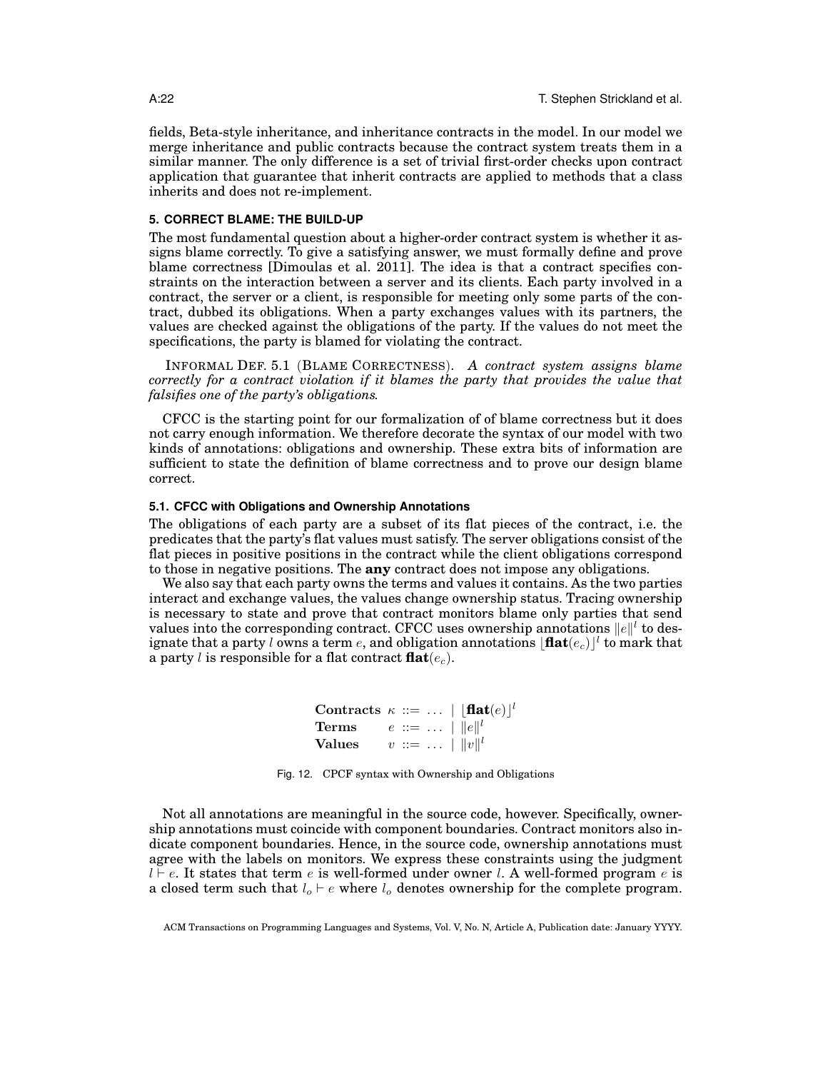fields, Beta-style inheritance, and inheritance contracts in the model. In our model we merge inheritance and public contracts because the contract system treats them in a similar manner. The only difference is a set of trivial first-order checks upon contract application that guarantee that inherit contracts are applied to methods that a class inherits and does not re-implement.

## 5. CORRECT BLAME: THE BUILD-UP

The most fundamental question about a higher-order contract system is whether it assigns blame correctly. To give a satisfying answer, we must formally define and prove blame correctness [Dimoulas et al. 2011]. The idea is that a contract specifies constraints on the interaction between a server and its clients. Each party involved in a contract, the server or a client, is responsible for meeting only some parts of the contract, dubbed its obligations. When a party exchanges values with its partners, the values are checked against the obligations of the party. If the values do not meet the specifications, the party is blamed for violating the contract.

INFORMAL DEF. 5.1 (BLAME CORRECTNESS). *A contract system assigns blame correctly for a contract violation if it blames the party that provides the value that falsifies one of the party's obligations.*

CFCC is the starting point for our formalization of of blame correctness but it does not carry enough information. We therefore decorate the syntax of our model with two kinds of annotations: obligations and ownership. These extra bits of information are sufficient to state the definition of blame correctness and to prove our design blame correct.

### 5.1. CFCC with Obligations and Ownership Annotations

The obligations of each party are a subset of its flat pieces of the contract, i.e. the predicates that the party's flat values must satisfy. The server obligations consist of the flat pieces in positive positions in the contract while the client obligations correspond to those in negative positions. The **any** contract does not impose any obligations.

We also say that each party owns the terms and values it contains. As the two parties interact and exchange values, the values change ownership status. Tracing ownership is necessary to state and prove that contract monitors blame only parties that send values into the corresponding contract. CFCC uses ownership annotations $\|e\|^l$ to designate that a party $l$ owns a term $e$, and obligation annotations $\lfloor \mathbf{flat}(e_c) \rfloor^l$ to mark that a party $l$ is responsible for a flat contract $\mathbf{flat}(e_c)$.

$$
\begin{array}{lll}
\textbf{Contracts} & \kappa & ::= \ \ldots \ | \ \lfloor \mathbf{flat}(e) \rfloor^l \\
\textbf{Terms} & e & ::= \ \ldots \ | \ \|e\|^l \\
\textbf{Values} & v & ::= \ \ldots \ | \ \|v\|^l
\end{array}
$$

Fig. 12. CPCF syntax with Ownership and Obligations

Not all annotations are meaningful in the source code, however. Specifically, ownership annotations must coincide with component boundaries. Contract monitors also indicate component boundaries. Hence, in the source code, ownership annotations must agree with the labels on monitors. We express these constraints using the judgment $l \vdash e$. It states that term $e$ is well-formed under owner $l$. A well-formed program $e$ is a closed term such that $l_o \vdash e$ where $l_o$ denotes ownership for the complete program.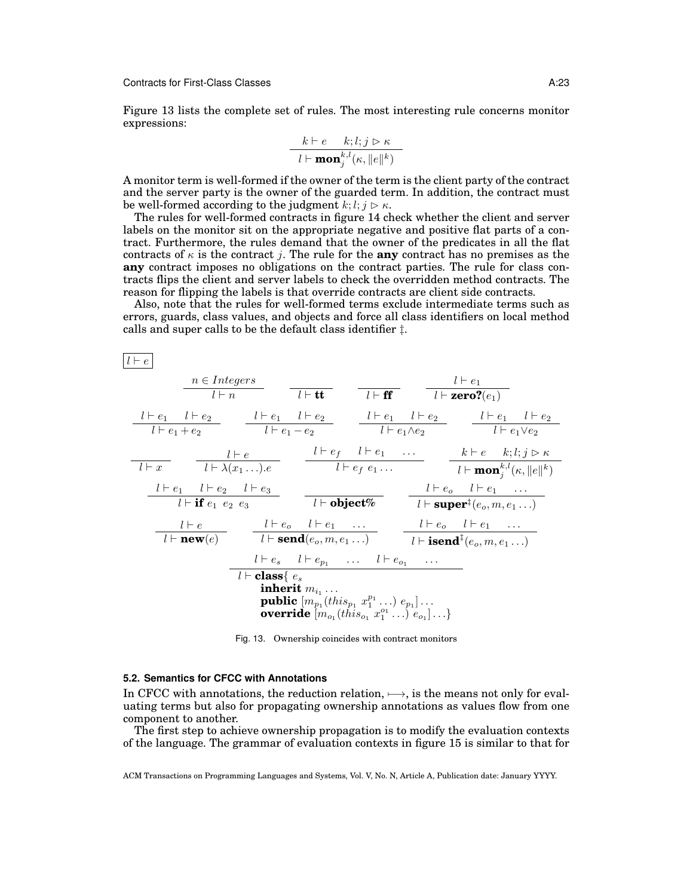Figure 13 lists the complete set of rules. The most interesting rule concerns monitor expressions:

$$\frac{k \vdash e \quad k; l; j \rhd \kappa}{l \vdash \mathbf{mon}_j^{k,l}(\kappa, \|e\|^k)}$$

A monitor term is well-formed if the owner of the term is the client party of the contract and the server party is the owner of the guarded term. In addition, the contract must be well-formed according to the judgment $k; l; j \rhd \kappa$.

The rules for well-formed contracts in figure 14 check whether the client and server labels on the monitor sit on the appropriate negative and positive flat parts of a contract. Furthermore, the rules demand that the owner of the predicates in all the flat contracts of $\kappa$ is the contract $j$. The rule for the **any** contract has no premises as the **any** contract imposes no obligations on the contract parties. The rule for class contracts flips the client and server labels to check the overridden method contracts. The reason for flipping the labels is that override contracts are client side contracts.

Also, note that the rules for well-formed terms exclude intermediate terms such as errors, guards, class values, and objects and force all class identifiers on local method calls and super calls to be the default class identifier ‡.

$\boxed{l \vdash e}$

$$\frac{n \in Integers}{l \vdash n} \qquad \frac{}{l \vdash \mathbf{tt}} \qquad \frac{}{l \vdash \mathbf{ff}} \qquad \frac{l \vdash e_1}{l \vdash \mathbf{zero?}(e_1)}$$

$$\frac{l \vdash e_1 \quad l \vdash e_2}{l \vdash e_1 + e_2} \qquad \frac{l \vdash e_1 \quad l \vdash e_2}{l \vdash e_1 - e_2} \qquad \frac{l \vdash e_1 \quad l \vdash e_2}{l \vdash e_1 \wedge e_2} \qquad \frac{l \vdash e_1 \quad l \vdash e_2}{l \vdash e_1 \vee e_2}$$

$$\frac{}{l \vdash x} \qquad \frac{l \vdash e}{l \vdash \lambda(x_1 \ldots).e} \qquad \frac{l \vdash e_f \quad l \vdash e_1 \quad \ldots}{l \vdash e_f \; e_1 \ldots} \qquad \frac{k \vdash e \quad k; l; j \rhd \kappa}{l \vdash \mathbf{mon}_j^{k,l}(\kappa, \|e\|^k)}$$

$$\frac{l \vdash e_1 \quad l \vdash e_2 \quad l \vdash e_3}{l \vdash \mathbf{if} \; e_1 \; e_2 \; e_3} \qquad \frac{}{l \vdash \mathbf{object\%}} \qquad \frac{l \vdash e_o \quad l \vdash e_1 \quad \ldots}{l \vdash \mathbf{super}^{\ddagger}(e_o, m, e_1 \ldots)}$$

$$\frac{l \vdash e}{l \vdash \mathbf{new}(e)} \qquad \frac{l \vdash e_o \quad l \vdash e_1 \quad \ldots}{l \vdash \mathbf{send}(e_o, m, e_1 \ldots)} \qquad \frac{l \vdash e_o \quad l \vdash e_1 \quad \ldots}{l \vdash \mathbf{isend}^{\ddagger}(e_o, m, e_1 \ldots)}$$

$$\frac{l \vdash e_s \quad l \vdash e_{p_1} \quad \ldots \quad l \vdash e_{o_1} \quad \ldots}{\begin{array}{l} l \vdash \mathbf{class}\{ \; e_s \\ \quad \mathbf{inherit} \; m_{i_1} \ldots \\ \quad \mathbf{public} \; [m_{p_1}(this_{p_1} \; x_1^{p_1} \ldots) \; e_{p_1}] \ldots \\ \quad \mathbf{override} \; [m_{o_1}(this_{o_1} \; x_1^{o_1} \ldots) \; e_{o_1}] \ldots \} \end{array}}$$

Fig. 13. Ownership coincides with contract monitors

### 5.2. Semantics for CFCC with Annotations

In CFCC with annotations, the reduction relation, $\longmapsto$, is the means not only for evaluating terms but also for propagating ownership annotations as values flow from one component to another.

The first step to achieve ownership propagation is to modify the evaluation contexts of the language. The grammar of evaluation contexts in figure 15 is similar to that for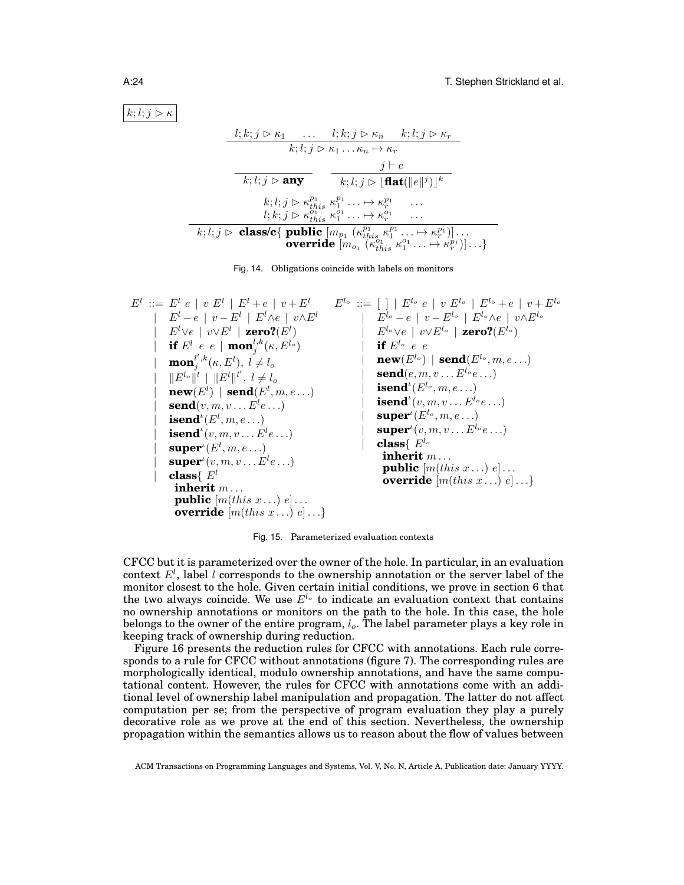$\boxed{k; l; j \rhd \kappa}$

$$\frac{l; k; j \rhd \kappa_1 \quad \ldots \quad l; k; j \rhd \kappa_n \quad k; l; j \rhd \kappa_r}{k; l; j \rhd \kappa_1 \ldots \kappa_n \mapsto \kappa_r}$$

$$\frac{}{k; l; j \rhd \mathbf{any}} \qquad \frac{j \vdash e}{k; l; j \rhd \lfloor \mathbf{flat}(\|e\|^j) \rfloor^k}$$

$$\frac{\begin{array}{c} k; l; j \rhd \kappa^{p_1}_{this}\ \kappa^{p_1}_1 \ldots \mapsto \kappa^{p_1}_r \quad \ldots \\ l; k; j \rhd \kappa^{o_1}_{this}\ \kappa^{o_1}_1 \ldots \mapsto \kappa^{o_1}_r \quad \ldots \end{array}}{\begin{array}{l} k; l; j \rhd\ \mathbf{class/c}\{\ \mathbf{public}\ [m_{p_1}\ (\kappa^{p_1}_{this}\ \kappa^{p_1}_1 \ldots \mapsto \kappa^{p_1}_r)] \ldots \\ \qquad\qquad\qquad \mathbf{override}\ [m_{o_1}\ (\kappa^{o_1}_{this}\ \kappa^{o_1}_1 \ldots \mapsto \kappa^{p_1}_r)] \ldots \} \end{array}}$$

Fig. 14. Obligations coincide with labels on monitors

$$\begin{array}{rcl}
E^l & ::= & E^l\ e \mid v\ E^l \mid E^l + e \mid v + E^l \\
& \mid & E^l - e \mid v - E^l \mid E^l \wedge e \mid v \wedge E^l \\
& \mid & E^l \vee e \mid v \vee E^l \mid \mathbf{zero?}(E^l) \\
& \mid & \mathbf{if}\ E^l\ e\ e \mid \mathbf{mon}^{l,k}_j(\kappa, E^{l_o}) \\
& \mid & \mathbf{mon}^{l',k}_j(\kappa, E^l),\ l \neq l_o \\
& \mid & \|E^{l_o}\|^l \mid \|E^l\|^{l'},\ l \neq l_o \\
& \mid & \mathbf{new}(E^l) \mid \mathbf{send}(E^l, m, e \ldots) \\
& \mid & \mathbf{send}(v, m, v \ldots E^l e \ldots) \\
& \mid & \mathbf{isend}^\iota(E^l, m, e \ldots) \\
& \mid & \mathbf{isend}^\iota(v, m, v \ldots E^l e \ldots) \\
& \mid & \mathbf{super}^\iota(E^l, m, e \ldots) \\
& \mid & \mathbf{super}^\iota(v, m, v \ldots E^l e \ldots) \\
& \mid & \mathbf{class}\{\ E^l \\
& & \quad \mathbf{inherit}\ m \ldots \\
& & \quad \mathbf{public}\ [m(this\ x \ldots)\ e] \ldots \\
& & \quad \mathbf{override}\ [m(this\ x \ldots)\ e] \ldots \}
\end{array}
\qquad
\begin{array}{rcl}
E^{l_o} & ::= & [\ ] \mid E^{l_o}\ e \mid v\ E^{l_o} \mid E^{l_o} + e \mid v + E^{l_o} \\
& \mid & E^{l_o} - e \mid v - E^{l_o} \mid E^{l_o} \wedge e \mid v \wedge E^{l_o} \\
& \mid & E^{l_o} \vee e \mid v \vee E^{l_o} \mid \mathbf{zero?}(E^{l_o}) \\
& \mid & \mathbf{if}\ E^{l_o}\ e\ e \\
& \mid & \mathbf{new}(E^{l_o}) \mid \mathbf{send}(E^{l_o}, m, e \ldots) \\
& \mid & \mathbf{send}(e, m, v \ldots E^{l_o} e \ldots) \\
& \mid & \mathbf{isend}^\iota(E^{l_o}, m, e \ldots) \\
& \mid & \mathbf{isend}^\iota(v, m, v \ldots E^{l_o} e \ldots) \\
& \mid & \mathbf{super}^\iota(E^{l_o}, m, e \ldots) \\
& \mid & \mathbf{super}^\iota(v, m, v \ldots E^{l_o} e \ldots) \\
& \mid & \mathbf{class}\{\ E^{l_o} \\
& & \quad \mathbf{inherit}\ m \ldots \\
& & \quad \mathbf{public}\ [m(this\ x \ldots)\ e] \ldots \\
& & \quad \mathbf{override}\ [m(this\ x \ldots)\ e] \ldots \}
\end{array}$$

Fig. 15. Parameterized evaluation contexts

CFCC but it is parameterized over the owner of the hole. In particular, in an evaluation context $E^l$, label $l$ corresponds to the ownership annotation or the server label of the monitor closest to the hole. Given certain initial conditions, we prove in section 6 that the two always coincide. We use $E^{l_o}$ to indicate an evaluation context that contains no ownership annotations or monitors on the path to the hole. In this case, the hole belongs to the owner of the entire program, $l_o$. The label parameter plays a key role in keeping track of ownership during reduction.

Figure 16 presents the reduction rules for CFCC with annotations. Each rule corresponds to a rule for CFCC without annotations (figure 7). The corresponding rules are morphologically identical, modulo ownership annotations, and have the same computational content. However, the rules for CFCC with annotations come with an additional level of ownership label manipulation and propagation. The latter do not affect computation per se; from the perspective of program evaluation they play a purely decorative role as we prove at the end of this section. Nevertheless, the ownership propagation within the semantics allows us to reason about the flow of values between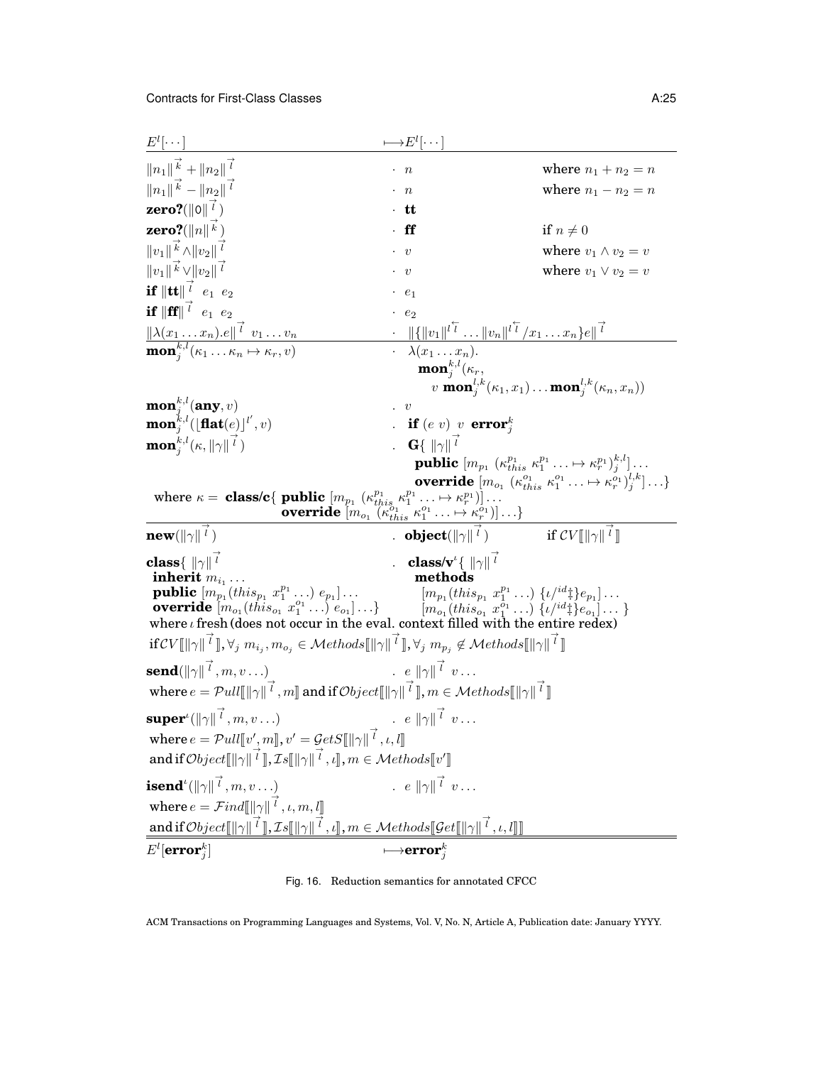$E^l[\cdots] \longmapsto E^l[\cdots]$

$$\|n_1\|^{\vec{k}} + \|n_2\|^{\vec{l}} \quad \cdot \quad n \qquad \text{where } n_1 + n_2 = n$$

$$\|n_1\|^{\vec{k}} - \|n_2\|^{\vec{l}} \quad \cdot \quad n \qquad \text{where } n_1 - n_2 = n$$

$$\textbf{zero?}(\|0\|^{\vec{l}}) \quad \cdot \quad \textbf{tt}$$

$$\textbf{zero?}(\|n\|^{\vec{k}}) \quad \cdot \quad \textbf{ff} \qquad \text{if } n \neq 0$$

$$\|v_1\|^{\vec{k}} \wedge \|v_2\|^{\vec{l}} \quad \cdot \quad v \qquad \text{where } v_1 \wedge v_2 = v$$

$$\|v_1\|^{\vec{k}} \vee \|v_2\|^{\vec{l}} \quad \cdot \quad v \qquad \text{where } v_1 \vee v_2 = v$$

$$\textbf{if } \|\textbf{tt}\|^{\vec{l}} \; e_1 \; e_2 \quad \cdot \quad e_1$$

$$\textbf{if } \|\textbf{ff}\|^{\vec{l}} \; e_1 \; e_2 \quad \cdot \quad e_2$$

$$\|\lambda(x_1 \ldots x_n).e\|^{\vec{l}} \; v_1 \ldots v_n \quad \cdot \quad \|\{\|v_1\|^{l\overleftarrow{l}} \ldots \|v_n\|^{l\overleftarrow{l}} / x_1 \ldots x_n\}e\|^{\vec{l}}$$

$$\textbf{mon}_j^{k,l}(\kappa_1 \ldots \kappa_n \mapsto \kappa_r, v) \quad \cdot \quad \lambda(x_1 \ldots x_n).\ \textbf{mon}_j^{k,l}(\kappa_r,\ v\ \textbf{mon}_j^{l,k}(\kappa_1, x_1) \ldots \textbf{mon}_j^{l,k}(\kappa_n, x_n))$$

$$\textbf{mon}_j^{k,l}(\textbf{any}, v) \quad . \quad v$$

$$\textbf{mon}_j^{k,l}(\lfloor \textbf{flat}(e) \rfloor^{l'}, v) \quad . \quad \textbf{if } (e\ v)\ v\ \textbf{error}_j^k$$

$$\textbf{mon}_j^{k,l}(\kappa, \|\gamma\|^{\vec{l}}) \quad . \quad \textbf{G}\{\ \|\gamma\|^{\vec{l}}\ \textbf{public } [m_{p_1}\ (\kappa_{this}^{p_1}\ \kappa_1^{p_1} \ldots \mapsto \kappa_r^{p_1})_j^{k,l}] \ldots\ \textbf{override } [m_{o_1}\ (\kappa_{this}^{o_1}\ \kappa_1^{o_1} \ldots \mapsto \kappa_r^{o_1})_j^{l,k}] \ldots\}$$

where $\kappa = \textbf{class/c}\{\ \textbf{public } [m_{p_1}\ (\kappa_{this}^{p_1}\ \kappa_1^{p_1} \ldots \mapsto \kappa_r^{p_1})] \ldots\ \textbf{override } [m_{o_1}\ (\kappa_{this}^{o_1}\ \kappa_1^{o_1} \ldots \mapsto \kappa_r^{o_1})] \ldots\}$

$$\textbf{new}(\|\gamma\|^{\vec{l}}) \quad . \quad \textbf{object}(\|\gamma\|^{\vec{l}}) \qquad \text{if } \mathcal{CV}[\![\|\gamma\|^{\vec{l}}]\!]$$

$$\textbf{class}\{\ \|\gamma\|^{\vec{l}}\ \textbf{inherit } m_{i_1} \ldots\ \textbf{public } [m_{p_1}(this_{p_1}\ x_1^{p_1} \ldots)\ e_{p_1}] \ldots\ \textbf{override } [m_{o_1}(this_{o_1}\ x_1^{o_1} \ldots)\ e_{o_1}] \ldots\}$$
$$. \quad \textbf{class/v}^{\iota}\{\ \|\gamma\|^{\vec{l}}\ \textbf{methods } [m_{p_1}(this_{p_1}\ x_1^{p_1} \ldots)\ \{\iota/^{id}\ddagger\}e_{p_1}] \ldots\ [m_{o_1}(this_{o_1}\ x_1^{o_1} \ldots)\ \{\iota/^{id}\ddagger\}e_{o_1}] \ldots\ \}$$

where $\iota$ fresh (does not occur in the eval. context filled with the entire redex)
if $\mathcal{CV}[\![\|\gamma\|^{\vec{l}}]\!], \forall_j\ m_{i_j}, m_{o_j} \in \mathcal{M}ethods[\![\|\gamma\|^{\vec{l}}]\!], \forall_j\ m_{p_j} \notin \mathcal{M}ethods[\![\|\gamma\|^{\vec{l}}]\!]$

$$\textbf{send}(\|\gamma\|^{\vec{l}}, m, v \ldots) \quad . \quad e\ \|\gamma\|^{\vec{l}}\ v \ldots$$

where $e = \mathcal{P}ull[\![\|\gamma\|^{\vec{l}}, m]\!]$ and if $\mathcal{O}bject[\![\|\gamma\|^{\vec{l}}]\!], m \in \mathcal{M}ethods[\![\|\gamma\|^{\vec{l}}]\!]$

$$\textbf{super}^{\iota}(\|\gamma\|^{\vec{l}}, m, v \ldots) \quad . \quad e\ \|\gamma\|^{\vec{l}}\ v \ldots$$

where $e = \mathcal{P}ull[\![v', m]\!], v' = \mathcal{G}etS[\![\|\gamma\|^{\vec{l}}, \iota, l]\!]$
and if $\mathcal{O}bject[\![\|\gamma\|^{\vec{l}}]\!], \mathcal{I}s[\![\|\gamma\|^{\vec{l}}, \iota]\!], m \in \mathcal{M}ethods[\![v']\!]$

$$\textbf{isend}^{\iota}(\|\gamma\|^{\vec{l}}, m, v \ldots) \quad . \quad e\ \|\gamma\|^{\vec{l}}\ v \ldots$$

where $e = \mathcal{F}ind[\![\|\gamma\|^{\vec{l}}, \iota, m, l]\!]$
and if $\mathcal{O}bject[\![\|\gamma\|^{\vec{l}}]\!], \mathcal{I}s[\![\|\gamma\|^{\vec{l}}, \iota]\!], m \in \mathcal{M}ethods[\![\mathcal{G}et[\![\|\gamma\|^{\vec{l}}, \iota, l]\!]]\!]$

$$E^l[\textbf{error}_j^k] \longmapsto \textbf{error}_j^k$$

Fig. 16. Reduction semantics for annotated CFCC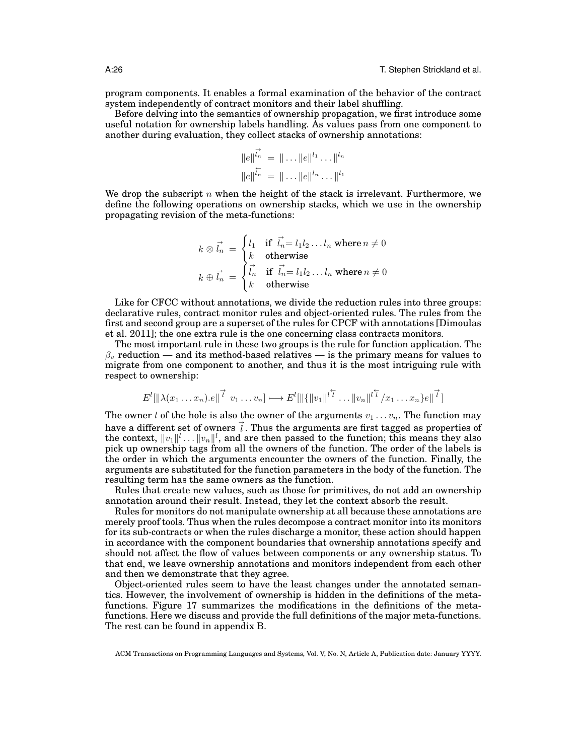program components. It enables a formal examination of the behavior of the contract system independently of contract monitors and their label shuffling.

Before delving into the semantics of ownership propagation, we first introduce some useful notation for ownership labels handling. As values pass from one component to another during evaluation, they collect stacks of ownership annotations:

$$\|e\|^{\vec{l_n}} = \| \ldots \|e\|^{l_1} \ldots \|^{l_n}$$
$$\|e\|^{\overleftarrow{l_n}} = \| \ldots \|e\|^{l_n} \ldots \|^{l_1}$$

We drop the subscript $n$ when the height of the stack is irrelevant. Furthermore, we define the following operations on ownership stacks, which we use in the ownership propagating revision of the meta-functions:

$$k \otimes \vec{l_n} = \begin{cases} l_1 & \text{if } \vec{l_n} = l_1 l_2 \ldots l_n \text{ where } n \neq 0 \\ k & \text{otherwise} \end{cases}$$
$$k \oplus \vec{l_n} = \begin{cases} \vec{l_n} & \text{if } \vec{l_n} = l_1 l_2 \ldots l_n \text{ where } n \neq 0 \\ k & \text{otherwise} \end{cases}$$

Like for CFCC without annotations, we divide the reduction rules into three groups: declarative rules, contract monitor rules and object-oriented rules. The rules from the first and second group are a superset of the rules for CPCF with annotations [Dimoulas et al. 2011]; the one extra rule is the one concerning class contracts monitors.

The most important rule in these two groups is the rule for function application. The $\beta_v$ reduction — and its method-based relatives — is the primary means for values to migrate from one component to another, and thus it is the most intriguing rule with respect to ownership:

$$E^l[\|\lambda(x_1 \ldots x_n).e\|^{\vec{l}}\ v_1 \ldots v_n] \longmapsto E^l[\|\{\|v_1\|^{l\overleftarrow{l}} \ldots \|v_n\|^{l\overleftarrow{l}} / x_1 \ldots x_n\}e\|^{\vec{l}}]$$

The owner $l$ of the hole is also the owner of the arguments $v_1 \ldots v_n$. The function may have a different set of owners $\vec{l}$. Thus the arguments are first tagged as properties of the context, $\|v_1\|^l \ldots \|v_n\|^l$, and are then passed to the function; this means they also pick up ownership tags from all the owners of the function. The order of the labels is the order in which the arguments encounter the owners of the function. Finally, the arguments are substituted for the function parameters in the body of the function. The resulting term has the same owners as the function.

Rules that create new values, such as those for primitives, do not add an ownership annotation around their result. Instead, they let the context absorb the result.

Rules for monitors do not manipulate ownership at all because these annotations are merely proof tools. Thus when the rules decompose a contract monitor into its monitors for its sub-contracts or when the rules discharge a monitor, these action should happen in accordance with the component boundaries that ownership annotations specify and should not affect the flow of values between components or any ownership status. To that end, we leave ownership annotations and monitors independent from each other and then we demonstrate that they agree.

Object-oriented rules seem to have the least changes under the annotated semantics. However, the involvement of ownership is hidden in the definitions of the meta-functions. Figure 17 summarizes the modifications in the definitions of the meta-functions. Here we discuss and provide the full definitions of the major meta-functions. The rest can be found in appendix B.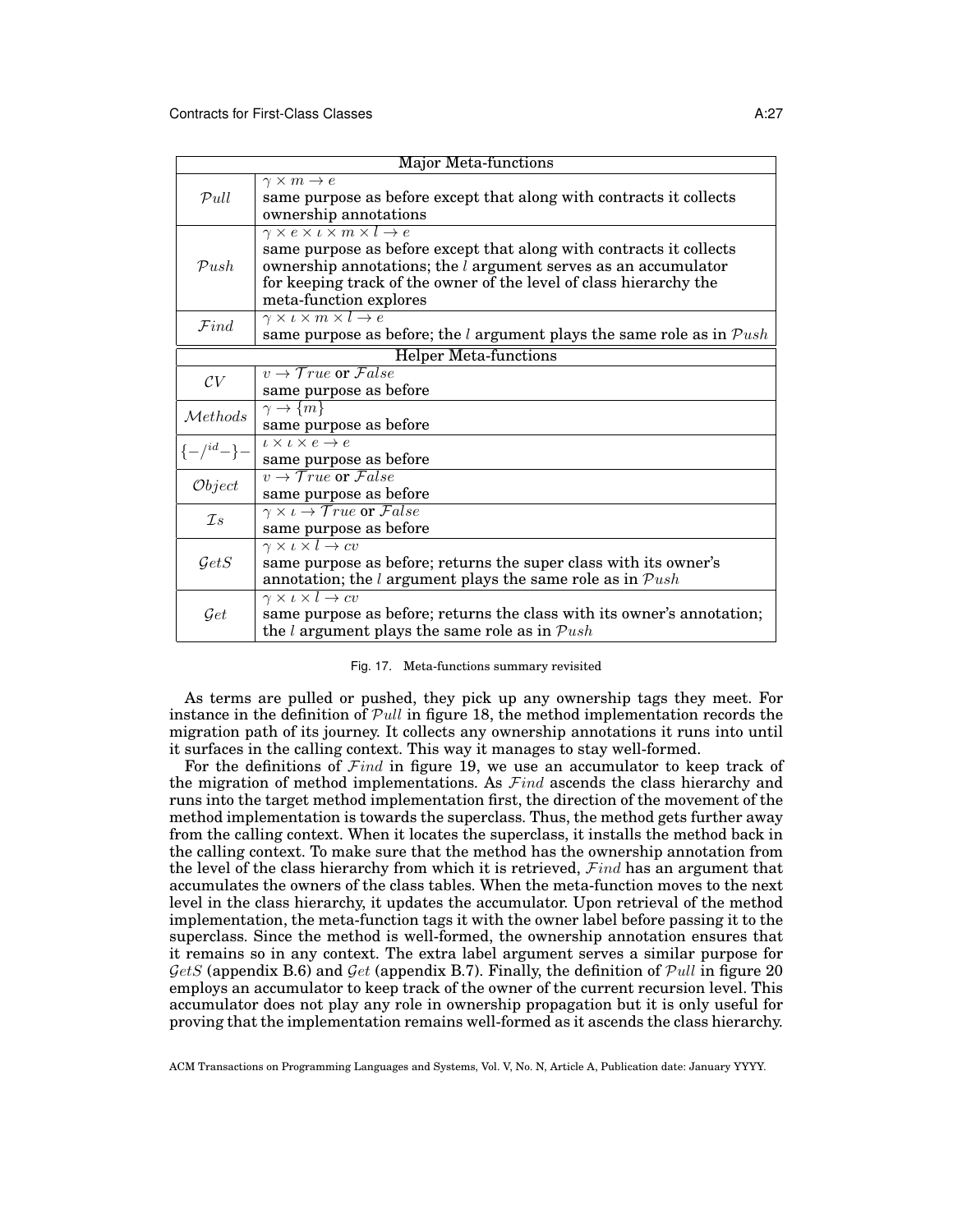| Major Meta-functions | |
|---|---|
| $\mathcal{P}ull$ | $\gamma \times m \rightarrow e$<br>same purpose as before except that along with contracts it collects ownership annotations |
| $\mathcal{P}ush$ | $\gamma \times e \times \iota \times m \times l \rightarrow e$<br>same purpose as before except that along with contracts it collects ownership annotations; the $l$ argument serves as an accumulator for keeping track of the owner of the level of class hierarchy the meta-function explores |
| $\mathcal{F}ind$ | $\gamma \times \iota \times m \times l \rightarrow e$<br>same purpose as before; the $l$ argument plays the same role as in $\mathcal{P}ush$ |
| **Helper Meta-functions** | |
| $\mathcal{CV}$ | $v \rightarrow \mathcal{T}rue$ or $\mathcal{F}alse$<br>same purpose as before |
| $\mathcal{M}ethods$ | $\gamma \rightarrow \{m\}$<br>same purpose as before |
| $\{-/^{id}-\}-$ | $\iota \times \iota \times e \rightarrow e$<br>same purpose as before |
| $\mathcal{O}bject$ | $v \rightarrow \mathcal{T}rue$ or $\mathcal{F}alse$<br>same purpose as before |
| $\mathcal{I}s$ | $\gamma \times \iota \rightarrow \mathcal{T}rue$ or $\mathcal{F}alse$<br>same purpose as before |
| $\mathcal{G}etS$ | $\gamma \times \iota \times l \rightarrow cv$<br>same purpose as before; returns the super class with its owner's annotation; the $l$ argument plays the same role as in $\mathcal{P}ush$ |
| $\mathcal{G}et$ | $\gamma \times \iota \times l \rightarrow cv$<br>same purpose as before; returns the class with its owner's annotation; the $l$ argument plays the same role as in $\mathcal{P}ush$ |

Fig. 17. Meta-functions summary revisited

As terms are pulled or pushed, they pick up any ownership tags they meet. For instance in the definition of $\mathcal{P}ull$ in figure 18, the method implementation records the migration path of its journey. It collects any ownership annotations it runs into until it surfaces in the calling context. This way it manages to stay well-formed.

For the definitions of $\mathcal{F}ind$ in figure 19, we use an accumulator to keep track of the migration of method implementations. As $\mathcal{F}ind$ ascends the class hierarchy and runs into the target method implementation first, the direction of the movement of the method implementation is towards the superclass. Thus, the method gets further away from the calling context. When it locates the superclass, it installs the method back in the calling context. To make sure that the method has the ownership annotation from the level of the class hierarchy from which it is retrieved, $\mathcal{F}ind$ has an argument that accumulates the owners of the class tables. When the meta-function moves to the next level in the class hierarchy, it updates the accumulator. Upon retrieval of the method implementation, the meta-function tags it with the owner label before passing it to the superclass. Since the method is well-formed, the ownership annotation ensures that it remains so in any context. The extra label argument serves a similar purpose for $\mathcal{G}etS$ (appendix B.6) and $\mathcal{G}et$ (appendix B.7). Finally, the definition of $\mathcal{P}ull$ in figure 20 employs an accumulator to keep track of the owner of the current recursion level. This accumulator does not play any role in ownership propagation but it is only useful for proving that the implementation remains well-formed as it ascends the class hierarchy.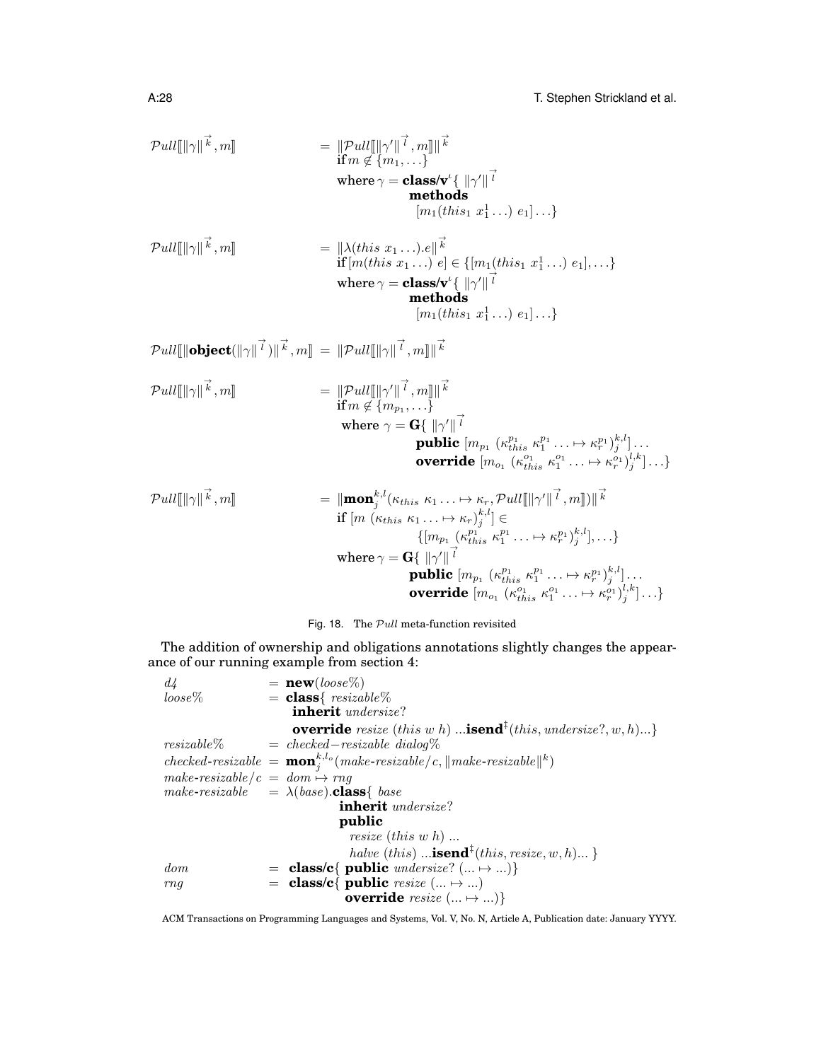$$\mathcal{P}ull[\![\|\gamma\|^{\vec{k}}, m]\!] = \|\mathcal{P}ull[\![\|\gamma'\|^{\vec{l}}, m]\!]\|^{\vec{k}}$$
$$\textbf{if}\, m \notin \{m_1, \ldots\}$$
$$\text{where}\, \gamma = \textbf{class/v}^{\iota}\{\ \|\gamma'\|^{\vec{l}}\ \textbf{methods}\ [m_1(this_1\ x_1^1 \ldots)\ e_1] \ldots\}$$

$$\mathcal{P}ull[\![\|\gamma\|^{\vec{k}}, m]\!] = \|\lambda(this\ x_1 \ldots).e\|^{\vec{k}}$$
$$\textbf{if}\, [m(this\ x_1 \ldots)\ e] \in \{[m_1(this_1\ x_1^1 \ldots)\ e_1], \ldots\}$$
$$\text{where}\, \gamma = \textbf{class/v}^{\iota}\{\ \|\gamma'\|^{\vec{l}}\ \textbf{methods}\ [m_1(this_1\ x_1^1 \ldots)\ e_1] \ldots\}$$

$$\mathcal{P}ull[\![\|\textbf{object}(\|\gamma\|^{\vec{l}})\|^{\vec{k}}, m]\!] = \|\mathcal{P}ull[\![\|\gamma\|^{\vec{l}}, m]\!]\|^{\vec{k}}$$

$$\mathcal{P}ull[\![\|\gamma\|^{\vec{k}}, m]\!] = \|\mathcal{P}ull[\![\|\gamma'\|^{\vec{l}}, m]\!]\|^{\vec{k}}$$
$$\textbf{if}\, m \notin \{m_{p_1}, \ldots\}$$
$$\text{where}\ \gamma = \mathbf{G}\{\ \|\gamma'\|^{\vec{l}}\ \textbf{public}\ [m_{p_1}\ (\kappa_{this}^{p_1}\ \kappa_1^{p_1} \ldots \mapsto \kappa_r^{p_1})_j^{k,l}] \ldots\ \textbf{override}\ [m_{o_1}\ (\kappa_{this}^{o_1}\ \kappa_1^{o_1} \ldots \mapsto \kappa_r^{o_1})_j^{l,k}] \ldots\}$$

$$\mathcal{P}ull[\![\|\gamma\|^{\vec{k}}, m]\!] = \|\textbf{mon}_j^{k,l}(\kappa_{this}\ \kappa_1 \ldots \mapsto \kappa_r, \mathcal{P}ull[\![\|\gamma'\|^{\vec{l}}, m]\!])\|^{\vec{k}}$$
$$\textbf{if}\ [m\ (\kappa_{this}\ \kappa_1 \ldots \mapsto \kappa_r)_j^{k,l}] \in \{[m_{p_1}\ (\kappa_{this}^{p_1}\ \kappa_1^{p_1} \ldots \mapsto \kappa_r^{p_1})_j^{k,l}], \ldots\}$$
$$\text{where}\ \gamma = \mathbf{G}\{\ \|\gamma'\|^{\vec{l}}\ \textbf{public}\ [m_{p_1}\ (\kappa_{this}^{p_1}\ \kappa_1^{p_1} \ldots \mapsto \kappa_r^{p_1})_j^{k,l}] \ldots\ \textbf{override}\ [m_{o_1}\ (\kappa_{this}^{o_1}\ \kappa_1^{o_1} \ldots \mapsto \kappa_r^{o_1})_j^{l,k}] \ldots\}$$

Fig. 18. The $\mathcal{P}ull$ meta-function revisited

The addition of ownership and obligations annotations slightly changes the appearance of our running example from section 4:

$$
\begin{array}{lcl}
d4 & = & \textbf{new}(loose\%) \\
loose\% & = & \textbf{class}\{\ resizable\% \\
 & & \quad \textbf{inherit}\ undersize? \\
 & & \quad \textbf{override}\ resize\ (this\ w\ h)\ \ldots\textbf{isend}^{\ddagger}(this, undersize?, w, h)\ldots\} \\
resizable\% & = & checked\text{-}resizable\ dialog\% \\
checked\text{-}resizable & = & \textbf{mon}_j^{k,l_o}(make\text{-}resizable/c, \|make\text{-}resizable\|^{k}) \\
make\text{-}resizable/c & = & dom \mapsto rng \\
make\text{-}resizable & = & \lambda(base).\textbf{class}\{\ base \\
 & & \quad \textbf{inherit}\ undersize? \\
 & & \quad \textbf{public} \\
 & & \quad\quad resize\ (this\ w\ h)\ \ldots \\
 & & \quad\quad halve\ (this)\ \ldots\textbf{isend}^{\ddagger}(this, resize, w, h)\ldots\ \} \\
dom & = & \textbf{class/c}\{\ \textbf{public}\ undersize?\ (\ldots \mapsto \ldots)\} \\
rng & = & \textbf{class/c}\{\ \textbf{public}\ resize\ (\ldots \mapsto \ldots) \\
 & & \quad \textbf{override}\ resize\ (\ldots \mapsto \ldots)\}
\end{array}
$$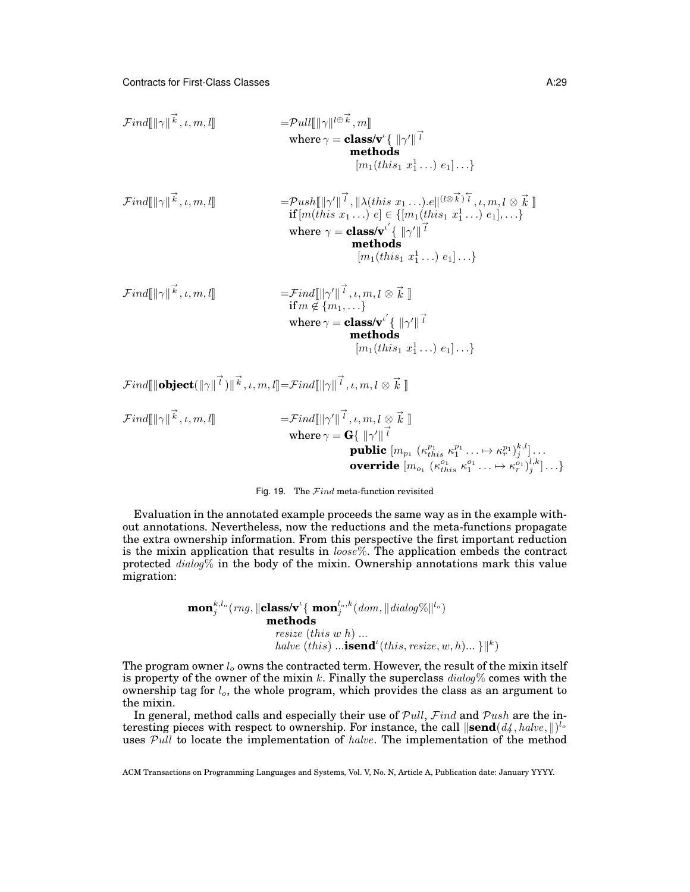$$\mathcal{F}ind[\![\|\gamma\|^{\vec{k}}, \iota, m, l]\!] = \mathcal{P}ull[\![\|\gamma\|^{l \oplus \vec{k}}, m]\!]$$
$$\text{where } \gamma = \textbf{class/v}^{\iota}\{\ \|\gamma'\|^{\vec{l}}\ \textbf{methods}\ [m_1(this_1\ x_1^1 \ldots)\ e_1] \ldots\}$$

$$\mathcal{F}ind[\![\|\gamma\|^{\vec{k}}, \iota, m, l]\!] = \mathcal{P}ush[\![\|\gamma'\|^{\vec{l}}, \|\lambda(this\ x_1 \ldots).e\|^{(l \otimes \vec{k})^{\overleftarrow{l}}}, \iota, m, l \otimes \vec{k}\ ]\!]$$
$$\textbf{if}\, [m(this\ x_1 \ldots)\ e] \in \{[m_1(this_1\ x_1^1 \ldots)\ e_1], \ldots\}$$
$$\text{where } \gamma = \textbf{class/v}^{\iota'}\{\ \|\gamma'\|^{\vec{l}}\ \textbf{methods}\ [m_1(this_1\ x_1^1 \ldots)\ e_1] \ldots\}$$

$$\mathcal{F}ind[\![\|\gamma\|^{\vec{k}}, \iota, m, l]\!] = \mathcal{F}ind[\![\|\gamma'\|^{\vec{l}}, \iota, m, l \otimes \vec{k}\ ]\!]$$
$$\textbf{if}\, m \notin \{m_1, \ldots\}$$
$$\text{where } \gamma = \textbf{class/v}^{\iota'}\{\ \|\gamma'\|^{\vec{l}}\ \textbf{methods}\ [m_1(this_1\ x_1^1 \ldots)\ e_1] \ldots\}$$

$$\mathcal{F}ind[\![\|\textbf{object}(\|\gamma\|^{\vec{l}})\|^{\vec{k}}, \iota, m, l]\!] = \mathcal{F}ind[\![\|\gamma\|^{\vec{l}}, \iota, m, l \otimes \vec{k}\ ]\!]$$

$$\mathcal{F}ind[\![\|\gamma\|^{\vec{k}}, \iota, m, l]\!] = \mathcal{F}ind[\![\|\gamma'\|^{\vec{l}}, \iota, m, l \otimes \vec{k}\ ]\!]$$
$$\text{where } \gamma = \mathbf{G}\{\ \|\gamma'\|^{\vec{l}}\ \textbf{public}\ [m_{p_1}\ (\kappa_{this}^{p_1}\ \kappa_1^{p_1} \ldots \mapsto \kappa_r^{p_1})_j^{k,l}] \ldots\ \textbf{override}\ [m_{o_1}\ (\kappa_{this}^{o_1}\ \kappa_1^{o_1} \ldots \mapsto \kappa_r^{o_1})_j^{l,k}] \ldots\}$$

Fig. 19. The $\mathcal{F}ind$ meta-function revisited

Evaluation in the annotated example proceeds the same way as in the example without annotations. Nevertheless, now the reductions and the meta-functions propagate the extra ownership information. From this perspective the first important reduction is the mixin application that results in *loose%*. The application embeds the contract protected *dialog%* in the body of the mixin. Ownership annotations mark this value migration:

$$\textbf{mon}_j^{k,l_o}(rng, \|\textbf{class/v}^{\iota}\{\ \textbf{mon}_j^{l_o,k}(dom, \|dialog\%\|^{l_o})\ \textbf{methods}\ resize\ (this\ w\ h)\ \ldots\ halve\ (this)\ \ldots\textbf{isend}^{\iota}(this, resize, w, h)\ldots\ \}\|^{k})$$

The program owner $l_o$ owns the contracted term. However, the result of the mixin itself is property of the owner of the mixin $k$. Finally the superclass *dialog%* comes with the ownership tag for $l_o$, the whole program, which provides the class as an argument to the mixin.

In general, method calls and especially their use of $\mathcal{P}ull$, $\mathcal{F}ind$ and $\mathcal{P}ush$ are the interesting pieces with respect to ownership. For instance, the call $\|\textbf{send}(d4, halve, \|)^{l_o}$ uses $\mathcal{P}ull$ to locate the implementation of *halve*. The implementation of the method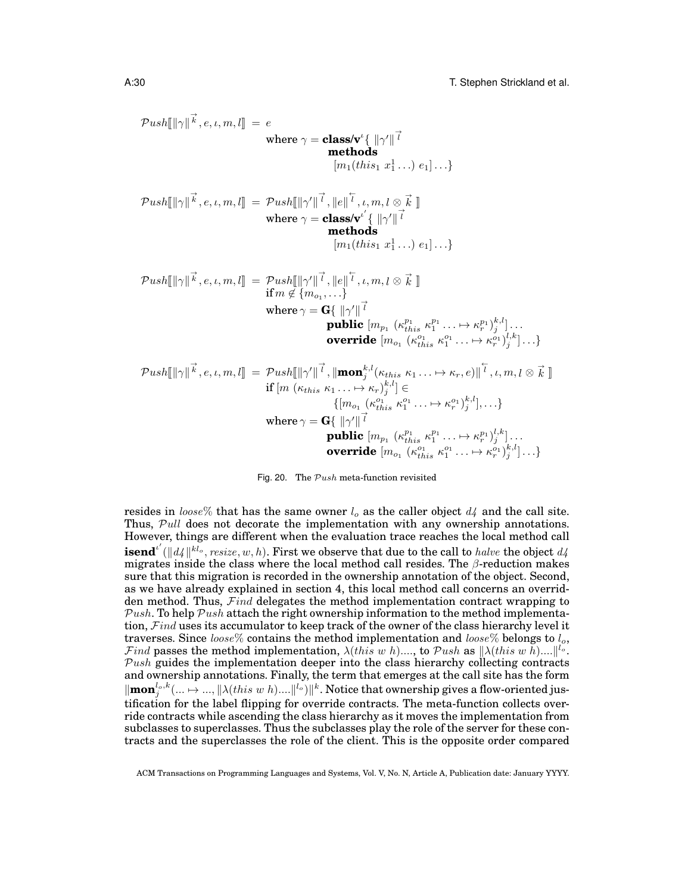$$\mathcal{P}ush[\![\|\gamma\|^{\vec{k}}, e, \iota, m, l]\!] = e$$
$$\text{where } \gamma = \textbf{class/v}^{\iota}\{\ \|\gamma'\|^{\vec{l}}\ \textbf{methods}\ [m_1(this_1\ x_1^1 \ldots)\ e_1]\ldots\}$$

$$\mathcal{P}ush[\![\|\gamma\|^{\vec{k}}, e, \iota, m, l]\!] = \mathcal{P}ush[\![\|\gamma'\|^{\vec{l}}, \|e\|^{\overleftarrow{l}}, \iota, m, l \otimes \vec{k}\ ]\!]$$
$$\text{where } \gamma = \textbf{class/v}^{\iota'}\{\ \|\gamma'\|^{\vec{l}}\ \textbf{methods}\ [m_1(this_1\ x_1^1 \ldots)\ e_1]\ldots\}$$

$$\mathcal{P}ush[\![\|\gamma\|^{\vec{k}}, e, \iota, m, l]\!] = \mathcal{P}ush[\![\|\gamma'\|^{\vec{l}}, \|e\|^{\overleftarrow{l}}, \iota, m, l \otimes \vec{k}\ ]\!]$$
$$\text{if } m \notin \{m_{o_1}, \ldots\}$$
$$\text{where } \gamma = \mathbf{G}\{\ \|\gamma'\|^{\vec{l}}\ \textbf{public}\ [m_{p_1}\ (\kappa_{this}^{p_1}\ \kappa_1^{p_1} \ldots \mapsto \kappa_r^{p_1})_j^{k,l}]\ldots\ \textbf{override}\ [m_{o_1}\ (\kappa_{this}^{o_1}\ \kappa_1^{o_1} \ldots \mapsto \kappa_r^{o_1})_j^{l,k}]\ldots\}$$

$$\mathcal{P}ush[\![\|\gamma\|^{\vec{k}}, e, \iota, m, l]\!] = \mathcal{P}ush[\![\|\gamma'\|^{\vec{l}}, \|\textbf{mon}_j^{k,l}(\kappa_{this}\ \kappa_1 \ldots \mapsto \kappa_r, e)\|^{\overleftarrow{l}}, \iota, m, l \otimes \vec{k}\ ]\!]$$
$$\text{if } [m\ (\kappa_{this}\ \kappa_1 \ldots \mapsto \kappa_r)_j^{k,l}] \in \{[m_{o_1}\ (\kappa_{this}^{o_1}\ \kappa_1^{o_1} \ldots \mapsto \kappa_r^{o_1})_j^{k,l}], \ldots\}$$
$$\text{where } \gamma = \mathbf{G}\{\ \|\gamma'\|^{\vec{l}}\ \textbf{public}\ [m_{p_1}\ (\kappa_{this}^{p_1}\ \kappa_1^{p_1} \ldots \mapsto \kappa_r^{p_1})_j^{l,k}]\ldots\ \textbf{override}\ [m_{o_1}\ (\kappa_{this}^{o_1}\ \kappa_1^{o_1} \ldots \mapsto \kappa_r^{o_1})_j^{k,l}]\ldots\}$$

Fig. 20. The $\mathcal{P}ush$ meta-function revisited

resides in $loose\%$ that has the same owner $l_o$ as the caller object $d4$ and the call site. Thus, $\mathcal{P}ull$ does not decorate the implementation with any ownership annotations. However, things are different when the evaluation trace reaches the local method call $\textbf{isend}^{\iota'}(\|d4\|^{kl_o}, resize, w, h)$. First we observe that due to the call to $halve$ the object $d4$ migrates inside the class where the local method call resides. The $\beta$-reduction makes sure that this migration is recorded in the ownership annotation of the object. Second, as we have already explained in section 4, this local method call concerns an overridden method. Thus, $\mathcal{F}ind$ delegates the method implementation contract wrapping to $\mathcal{P}ush$. To help $\mathcal{P}ush$ attach the right ownership information to the method implementation, $\mathcal{F}ind$ uses its accumulator to keep track of the owner of the class hierarchy level it traverses. Since $loose\%$ contains the method implementation and $loose\%$ belongs to $l_o$, $\mathcal{F}ind$ passes the method implementation, $\lambda(this\ w\ h)....$, to $\mathcal{P}ush$ as $\|\lambda(this\ w\ h)....\|^{l_o}$. $\mathcal{P}ush$ guides the implementation deeper into the class hierarchy collecting contracts and ownership annotations. Finally, the term that emerges at the call site has the form $\|\textbf{mon}_j^{l_o,k}(... \mapsto ..., \|\lambda(this\ w\ h)....\|^{l_o})\|^{k}$. Notice that ownership gives a flow-oriented justification for the label flipping for override contracts. The meta-function collects override contracts while ascending the class hierarchy as it moves the implementation from subclasses to superclasses. Thus the subclasses play the role of the server for these contracts and the superclasses the role of the client. This is the opposite order compared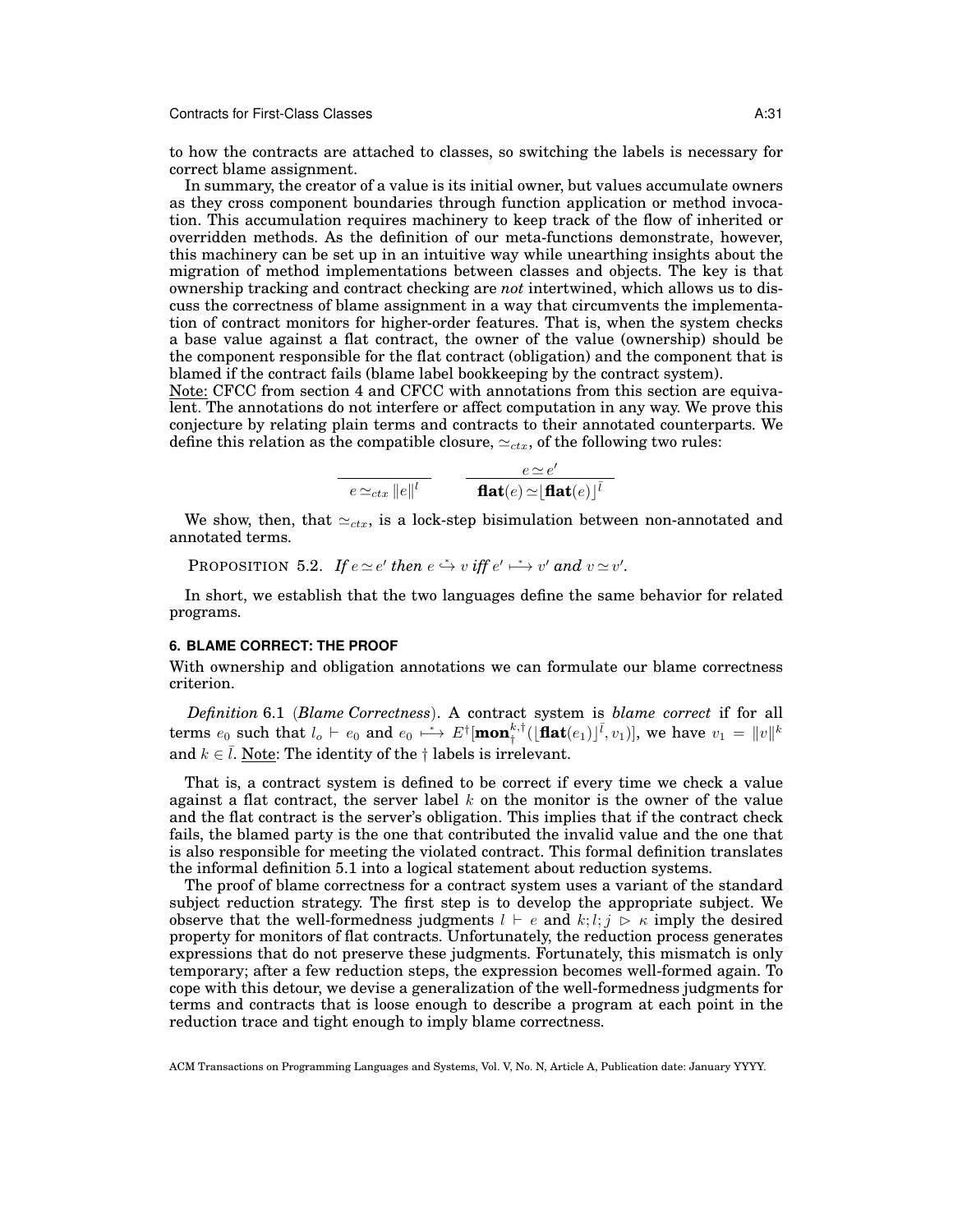to how the contracts are attached to classes, so switching the labels is necessary for correct blame assignment.

In summary, the creator of a value is its initial owner, but values accumulate owners as they cross component boundaries through function application or method invocation. This accumulation requires machinery to keep track of the flow of inherited or overridden methods. As the definition of our meta-functions demonstrate, however, this machinery can be set up in an intuitive way while unearthing insights about the migration of method implementations between classes and objects. The key is that ownership tracking and contract checking are *not* intertwined, which allows us to discuss the correctness of blame assignment in a way that circumvents the implementation of contract monitors for higher-order features. That is, when the system checks a base value against a flat contract, the owner of the value (ownership) should be the component responsible for the flat contract (obligation) and the component that is blamed if the contract fails (blame label bookkeeping by the contract system).

Note: CFCC from section 4 and CFCC with annotations from this section are equivalent. The annotations do not interfere or affect computation in any way. We prove this conjecture by relating plain terms and contracts to their annotated counterparts. We define this relation as the compatible closure, $\simeq_{ctx}$, of the following two rules:

$$\frac{}{e \simeq_{ctx} \|e\|^{l}} \qquad \frac{e \simeq e'}{\mathbf{flat}(e) \simeq \lfloor \mathbf{flat}(e) \rfloor^{\bar{l}}}$$

We show, then, that $\simeq_{ctx}$, is a lock-step bisimulation between non-annotated and annotated terms.

PROPOSITION 5.2. *If $e \simeq e'$ then $e \overset{*}{\hookrightarrow} v$ iff $e' \overset{*}{\longmapsto} v'$ and $v \simeq v'$.*

In short, we establish that the two languages define the same behavior for related programs.

## 6. BLAME CORRECT: THE PROOF

With ownership and obligation annotations we can formulate our blame correctness criterion.

*Definition* 6.1 (*Blame Correctness*). A contract system is *blame correct* if for all terms $e_0$ such that $l_o \vdash e_0$ and $e_0 \overset{*}{\longmapsto} E^{\dagger}[\mathbf{mon}^{k,\dagger}_{\dagger}(\lfloor \mathbf{flat}(e_1) \rfloor^{\bar{l}}, v_1)]$, we have $v_1 = \|v\|^{k}$ and $k \in \bar{l}$. Note: The identity of the $\dagger$ labels is irrelevant.

That is, a contract system is defined to be correct if every time we check a value against a flat contract, the server label $k$ on the monitor is the owner of the value and the flat contract is the server's obligation. This implies that if the contract check fails, the blamed party is the one that contributed the invalid value and the one that is also responsible for meeting the violated contract. This formal definition translates the informal definition 5.1 into a logical statement about reduction systems.

The proof of blame correctness for a contract system uses a variant of the standard subject reduction strategy. The first step is to develop the appropriate subject. We observe that the well-formedness judgments $l \vdash e$ and $k; l; j \rhd \kappa$ imply the desired property for monitors of flat contracts. Unfortunately, the reduction process generates expressions that do not preserve these judgments. Fortunately, this mismatch is only temporary; after a few reduction steps, the expression becomes well-formed again. To cope with this detour, we devise a generalization of the well-formedness judgments for terms and contracts that is loose enough to describe a program at each point in the reduction trace and tight enough to imply blame correctness.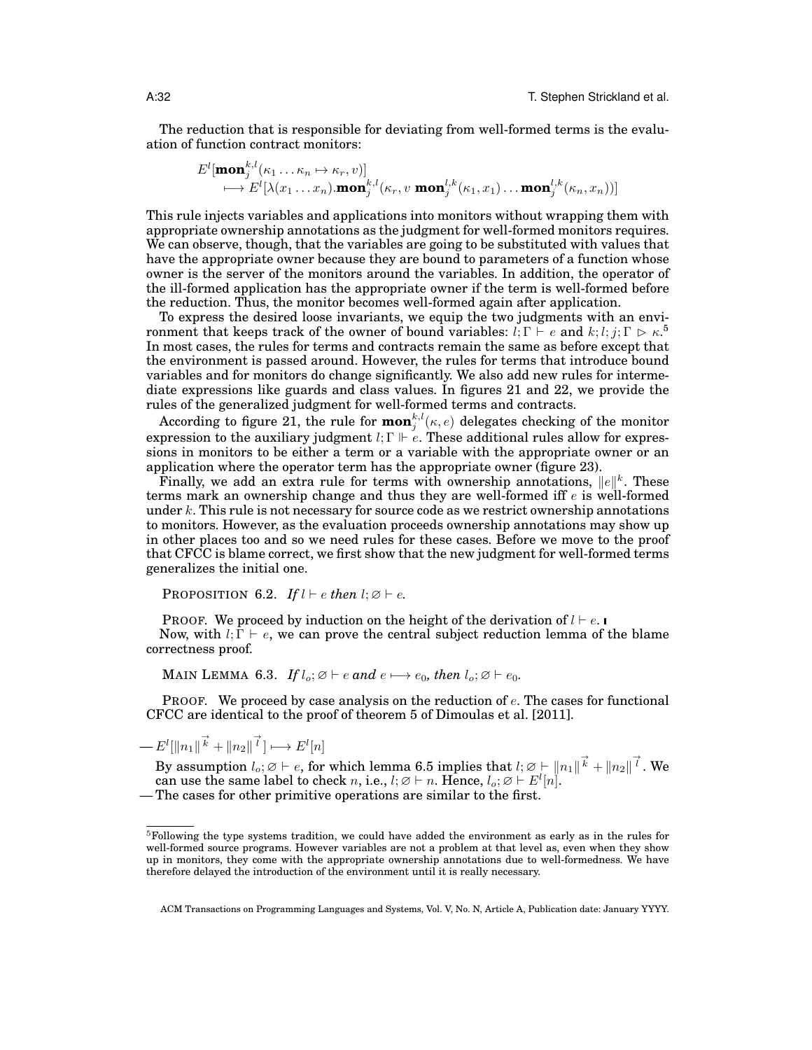The reduction that is responsible for deviating from well-formed terms is the evaluation of function contract monitors:

$$
\begin{aligned}
&E^l[\mathbf{mon}_j^{k,l}(\kappa_1 \ldots \kappa_n \mapsto \kappa_r, v)] \\
&\quad \longmapsto E^l[\lambda(x_1 \ldots x_n).\mathbf{mon}_j^{k,l}(\kappa_r, v\ \mathbf{mon}_j^{l,k}(\kappa_1, x_1) \ldots \mathbf{mon}_j^{l,k}(\kappa_n, x_n))]
\end{aligned}
$$

This rule injects variables and applications into monitors without wrapping them with appropriate ownership annotations as the judgment for well-formed monitors requires. We can observe, though, that the variables are going to be substituted with values that have the appropriate owner because they are bound to parameters of a function whose owner is the server of the monitors around the variables. In addition, the operator of the ill-formed application has the appropriate owner if the term is well-formed before the reduction. Thus, the monitor becomes well-formed again after application.

To express the desired loose invariants, we equip the two judgments with an environment that keeps track of the owner of bound variables: $l; \Gamma \vdash e$ and $k; l; j; \Gamma \rhd \kappa$.[5] In most cases, the rules for terms and contracts remain the same as before except that the environment is passed around. However, the rules for terms that introduce bound variables and for monitors do change significantly. We also add new rules for intermediate expressions like guards and class values. In figures 21 and 22, we provide the rules of the generalized judgment for well-formed terms and contracts.

According to figure 21, the rule for $\mathbf{mon}_j^{k,l}(\kappa, e)$ delegates checking of the monitor expression to the auxiliary judgment $l; \Gamma \Vdash e$. These additional rules allow for expressions in monitors to be either a term or a variable with the appropriate owner or an application where the operator term has the appropriate owner (figure 23).

Finally, we add an extra rule for terms with ownership annotations, $\|e\|^k$. These terms mark an ownership change and thus they are well-formed iff $e$ is well-formed under $k$. This rule is not necessary for source code as we restrict ownership annotations to monitors. However, as the evaluation proceeds ownership annotations may show up in other places too and so we need rules for these cases. Before we move to the proof that CFCC is blame correct, we first show that the new judgment for well-formed terms generalizes the initial one.

PROPOSITION 6.2. *If $l \vdash e$ then $l; \varnothing \vdash e$.*

PROOF. We proceed by induction on the height of the derivation of $l \vdash e$. ∎

Now, with $l; \Gamma \vdash e$, we can prove the central subject reduction lemma of the blame correctness proof.

MAIN LEMMA 6.3. *If $l_o; \varnothing \vdash e$ and $e \longmapsto e_0$, then $l_o; \varnothing \vdash e_0$.*

PROOF. We proceed by case analysis on the reduction of $e$. The cases for functional CFCC are identical to the proof of theorem 5 of Dimoulas et al. [2011].

— $E^l[\|n_1\|^{\vec{k}} + \|n_2\|^{\vec{l}}] \longmapsto E^l[n]$

By assumption $l_o; \varnothing \vdash e$, for which lemma 6.5 implies that $l; \varnothing \vdash \|n_1\|^{\vec{k}} + \|n_2\|^{\vec{l}}$. We can use the same label to check $n$, i.e., $l; \varnothing \vdash n$. Hence, $l_o; \varnothing \vdash E^l[n]$.

— The cases for other primitive operations are similar to the first.

---

[5] Following the type systems tradition, we could have added the environment as early as in the rules for well-formed source programs. However variables are not a problem at that level as, even when they show up in monitors, they come with the appropriate ownership annotations due to well-formedness. We have therefore delayed the introduction of the environment until it is really necessary.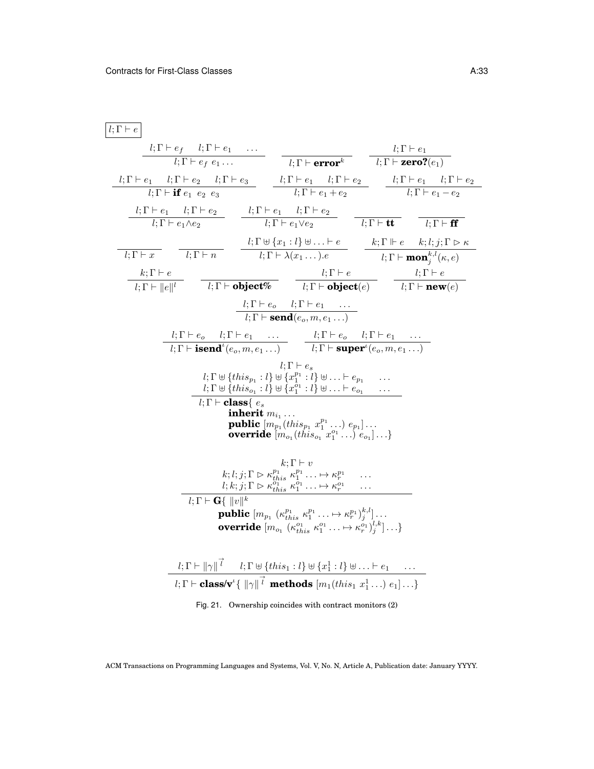$\boxed{l;\Gamma \vdash e}$

$$\frac{l;\Gamma \vdash e_f \quad l;\Gamma \vdash e_1 \quad \ldots}{l;\Gamma \vdash e_f\ e_1 \ldots} \qquad \frac{}{l;\Gamma \vdash \mathbf{error}^k} \qquad \frac{l;\Gamma \vdash e_1}{l;\Gamma \vdash \mathbf{zero?}(e_1)}$$

$$\frac{l;\Gamma \vdash e_1 \quad l;\Gamma \vdash e_2 \quad l;\Gamma \vdash e_3}{l;\Gamma \vdash \mathbf{if}\ e_1\ e_2\ e_3} \qquad \frac{l;\Gamma \vdash e_1 \quad l;\Gamma \vdash e_2}{l;\Gamma \vdash e_1 + e_2} \qquad \frac{l;\Gamma \vdash e_1 \quad l;\Gamma \vdash e_2}{l;\Gamma \vdash e_1 - e_2}$$

$$\frac{l;\Gamma \vdash e_1 \quad l;\Gamma \vdash e_2}{l;\Gamma \vdash e_1 \wedge e_2} \qquad \frac{l;\Gamma \vdash e_1 \quad l;\Gamma \vdash e_2}{l;\Gamma \vdash e_1 \vee e_2} \qquad \frac{}{l;\Gamma \vdash \mathbf{tt}} \qquad \frac{}{l;\Gamma \vdash \mathbf{ff}}$$

$$\frac{}{l;\Gamma \vdash x} \qquad \frac{}{l;\Gamma \vdash n} \qquad \frac{l;\Gamma \uplus \{x_1 : l\} \uplus \ldots \vdash e}{l;\Gamma \vdash \lambda(x_1 \ldots).e} \qquad \frac{k;\Gamma \Vdash e \quad k;l;j;\Gamma \rhd \kappa}{l;\Gamma \vdash \mathbf{mon}_j^{k,l}(\kappa, e)}$$

$$\frac{k;\Gamma \vdash e}{l;\Gamma \vdash \|e\|^l} \qquad \frac{}{l;\Gamma \vdash \mathbf{object\%}} \qquad \frac{l;\Gamma \vdash e}{l;\Gamma \vdash \mathbf{object}(e)} \qquad \frac{l;\Gamma \vdash e}{l;\Gamma \vdash \mathbf{new}(e)}$$

$$\frac{l;\Gamma \vdash e_o \quad l;\Gamma \vdash e_1 \quad \ldots}{l;\Gamma \vdash \mathbf{send}(e_o, m, e_1 \ldots)}$$

$$\frac{l;\Gamma \vdash e_o \quad l;\Gamma \vdash e_1 \quad \ldots}{l;\Gamma \vdash \mathbf{isend}^\iota(e_o, m, e_1 \ldots)} \qquad \frac{l;\Gamma \vdash e_o \quad l;\Gamma \vdash e_1 \quad \ldots}{l;\Gamma \vdash \mathbf{super}^\iota(e_o, m, e_1 \ldots)}$$

$$\frac{\begin{array}{c} l;\Gamma \vdash e_s \\ l;\Gamma \uplus \{this_{p_1} : l\} \uplus \{x_1^{p_1} : l\} \uplus \ldots \vdash e_{p_1} \quad \ldots \\ l;\Gamma \uplus \{this_{o_1} : l\} \uplus \{x_1^{o_1} : l\} \uplus \ldots \vdash e_{o_1} \quad \ldots \end{array}}{\begin{array}{l} l;\Gamma \vdash \mathbf{class}\{\ e_s \\ \qquad \mathbf{inherit}\ m_{i_1} \ldots \\ \qquad \mathbf{public}\ [m_{p_1}(this_{p_1}\ x_1^{p_1} \ldots)\ e_{p_1}] \ldots \\ \qquad \mathbf{override}\ [m_{o_1}(this_{o_1}\ x_1^{o_1} \ldots)\ e_{o_1}] \ldots \} \end{array}}$$

$$\frac{\begin{array}{c} k;\Gamma \vdash v \\ k;l;j;\Gamma \rhd \kappa_{this}^{p_1}\ \kappa_1^{p_1} \ldots \mapsto \kappa_r^{p_1} \quad \ldots \\ l;k;j;\Gamma \rhd \kappa_{this}^{o_1}\ \kappa_1^{o_1} \ldots \mapsto \kappa_r^{o_1} \quad \ldots \end{array}}{\begin{array}{l} l;\Gamma \vdash \mathbf{G}\{\ \|v\|^k \\ \qquad \mathbf{public}\ [m_{p_1}\ (\kappa_{this}^{p_1}\ \kappa_1^{p_1} \ldots \mapsto \kappa_r^{p_1})_j^{k,l}] \ldots \\ \qquad \mathbf{override}\ [m_{o_1}\ (\kappa_{this}^{o_1}\ \kappa_1^{o_1} \ldots \mapsto \kappa_r^{o_1})_j^{l,k}] \ldots \} \end{array}}$$

$$\frac{l;\Gamma \vdash \|\gamma\|^{\vec{l}} \quad l;\Gamma \uplus \{this_1 : l\} \uplus \{x_1^1 : l\} \uplus \ldots \vdash e_1 \quad \ldots}{l;\Gamma \vdash \mathbf{class/v}^\iota\{\ \|\gamma\|^{\vec{l}}\ \mathbf{methods}\ [m_1(this_1\ x_1^1 \ldots)\ e_1] \ldots \}}$$

Fig. 21. Ownership coincides with contract monitors (2)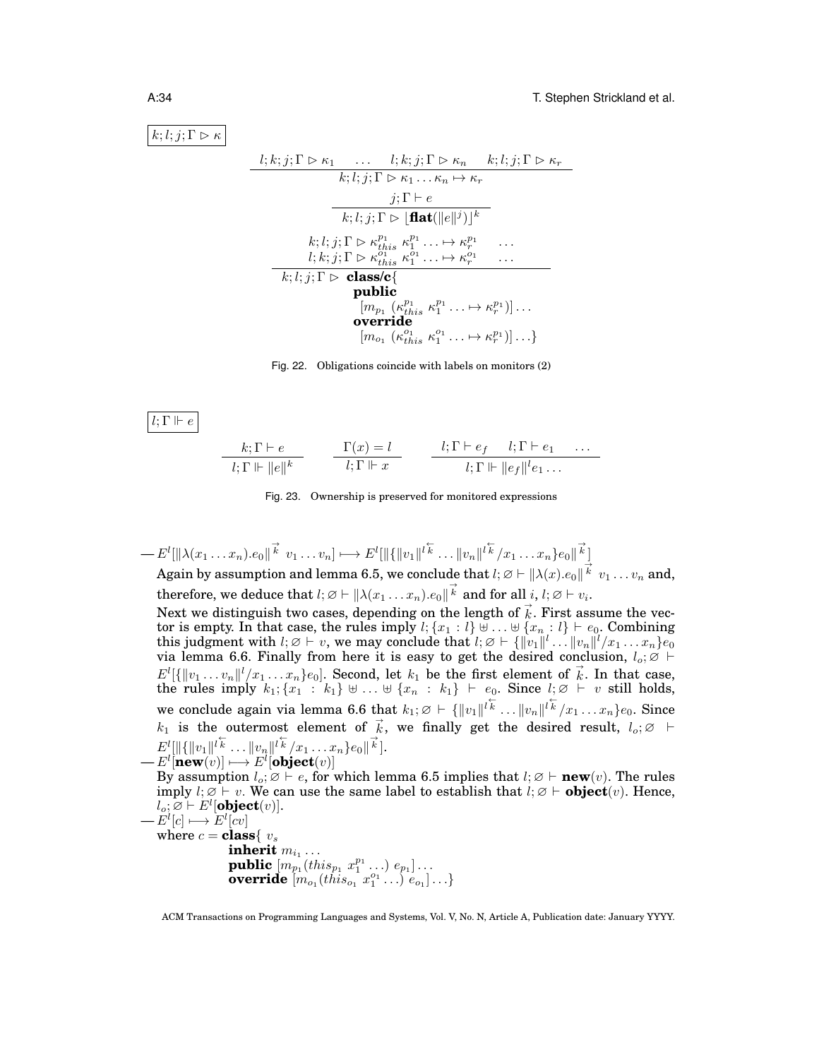$\boxed{k; l; j; \Gamma \rhd \kappa}$

$$\frac{l; k; j; \Gamma \rhd \kappa_1 \quad \ldots \quad l; k; j; \Gamma \rhd \kappa_n \quad k; l; j; \Gamma \rhd \kappa_r}{k; l; j; \Gamma \rhd \kappa_1 \ldots \kappa_n \mapsto \kappa_r}$$

$$\frac{j; \Gamma \vdash e}{k; l; j; \Gamma \rhd \lfloor \textbf{flat}(\|e\|^j) \rfloor^k}$$

$$\frac{\begin{array}{ll} k; l; j; \Gamma \rhd \kappa_{this}^{p_1}\ \kappa_1^{p_1} \ldots \mapsto \kappa_r^{p_1} & \ldots \\ l; k; j; \Gamma \rhd \kappa_{this}^{o_1}\ \kappa_1^{o_1} \ldots \mapsto \kappa_r^{o_1} & \ldots \end{array}}{\begin{array}{l} k; l; j; \Gamma \rhd\ \textbf{class/c}\{ \\ \quad \textbf{public} \\ \quad\quad [m_{p_1}\ (\kappa_{this}^{p_1}\ \kappa_1^{p_1} \ldots \mapsto \kappa_r^{p_1})] \ldots \\ \quad \textbf{override} \\ \quad\quad [m_{o_1}\ (\kappa_{this}^{o_1}\ \kappa_1^{o_1} \ldots \mapsto \kappa_r^{p_1})] \ldots \} \end{array}}$$

Fig. 22. Obligations coincide with labels on monitors (2)

$\boxed{l; \Gamma \Vdash e}$

$$\frac{k; \Gamma \vdash e}{l; \Gamma \Vdash \|e\|^k} \qquad \frac{\Gamma(x) = l}{l; \Gamma \Vdash x} \qquad \frac{l; \Gamma \vdash e_f \quad l; \Gamma \vdash e_1 \quad \ldots}{l; \Gamma \Vdash \|e_f\|^l e_1 \ldots}$$

Fig. 23. Ownership is preserved for monitored expressions

— $E^l[\|\lambda(x_1 \ldots x_n).e_0\|^{\vec{k}}\ v_1 \ldots v_n] \longmapsto E^l[\|\{\|v_1\|^{l\overleftarrow{k}} \ldots \|v_n\|^{l\overleftarrow{k}}/x_1 \ldots x_n\}e_0\|^{\vec{k}}]$
Again by assumption and lemma 6.5, we conclude that $l; \varnothing \vdash \|\lambda(x).e_0\|^{\vec{k}}\ v_1 \ldots v_n$ and, therefore, we deduce that $l; \varnothing \vdash \|\lambda(x_1 \ldots x_n).e_0\|^{\vec{k}}$ and for all $i$, $l; \varnothing \vdash v_i$.
Next we distinguish two cases, depending on the length of $\vec{k}$. First assume the vector is empty. In that case, the rules imply $l; \{x_1 : l\} \uplus \ldots \uplus \{x_n : l\} \vdash e_0$. Combining this judgment with $l; \varnothing \vdash v$, we may conclude that $l; \varnothing \vdash \{\|v_1\|^l \ldots \|v_n\|^l/x_1 \ldots x_n\}e_0$ via lemma 6.6. Finally from here it is easy to get the desired conclusion, $l_o; \varnothing \vdash E^l[\{\|v_1 \ldots v_n\|^l/x_1 \ldots x_n\}e_0]$. Second, let $k_1$ be the first element of $\vec{k}$. In that case, the rules imply $k_1; \{x_1 : k_1\} \uplus \ldots \uplus \{x_n : k_1\} \vdash e_0$. Since $l; \varnothing \vdash v$ still holds, we conclude again via lemma 6.6 that $k_1; \varnothing \vdash \{\|v_1\|^{l\overleftarrow{k}} \ldots \|v_n\|^{l\overleftarrow{k}}/x_1 \ldots x_n\}e_0$. Since $k_1$ is the outermost element of $\vec{k}$, we finally get the desired result, $l_o; \varnothing \vdash E^l[\|\{\|v_1\|^{l\overleftarrow{k}} \ldots \|v_n\|^{l\overleftarrow{k}}/x_1 \ldots x_n\}e_0\|^{\vec{k}}]$.

— $E^l[\textbf{new}(v)] \longmapsto E^l[\textbf{object}(v)]$
By assumption $l_o; \varnothing \vdash e$, for which lemma 6.5 implies that $l; \varnothing \vdash \textbf{new}(v)$. The rules imply $l; \varnothing \vdash v$. We can use the same label to establish that $l; \varnothing \vdash \textbf{object}(v)$. Hence, $l_o; \varnothing \vdash E^l[\textbf{object}(v)]$.

— $E^l[c] \longmapsto E^l[cv]$
where $c = \textbf{class}\{\ v_s$
$\quad\quad \textbf{inherit}\ m_{i_1} \ldots$
$\quad\quad \textbf{public}\ [m_{p_1}(this_{p_1}\ x_1^{p_1} \ldots)\ e_{p_1}] \ldots$
$\quad\quad \textbf{override}\ [m_{o_1}(this_{o_1}\ x_1^{o_1} \ldots)\ e_{o_1}] \ldots\}$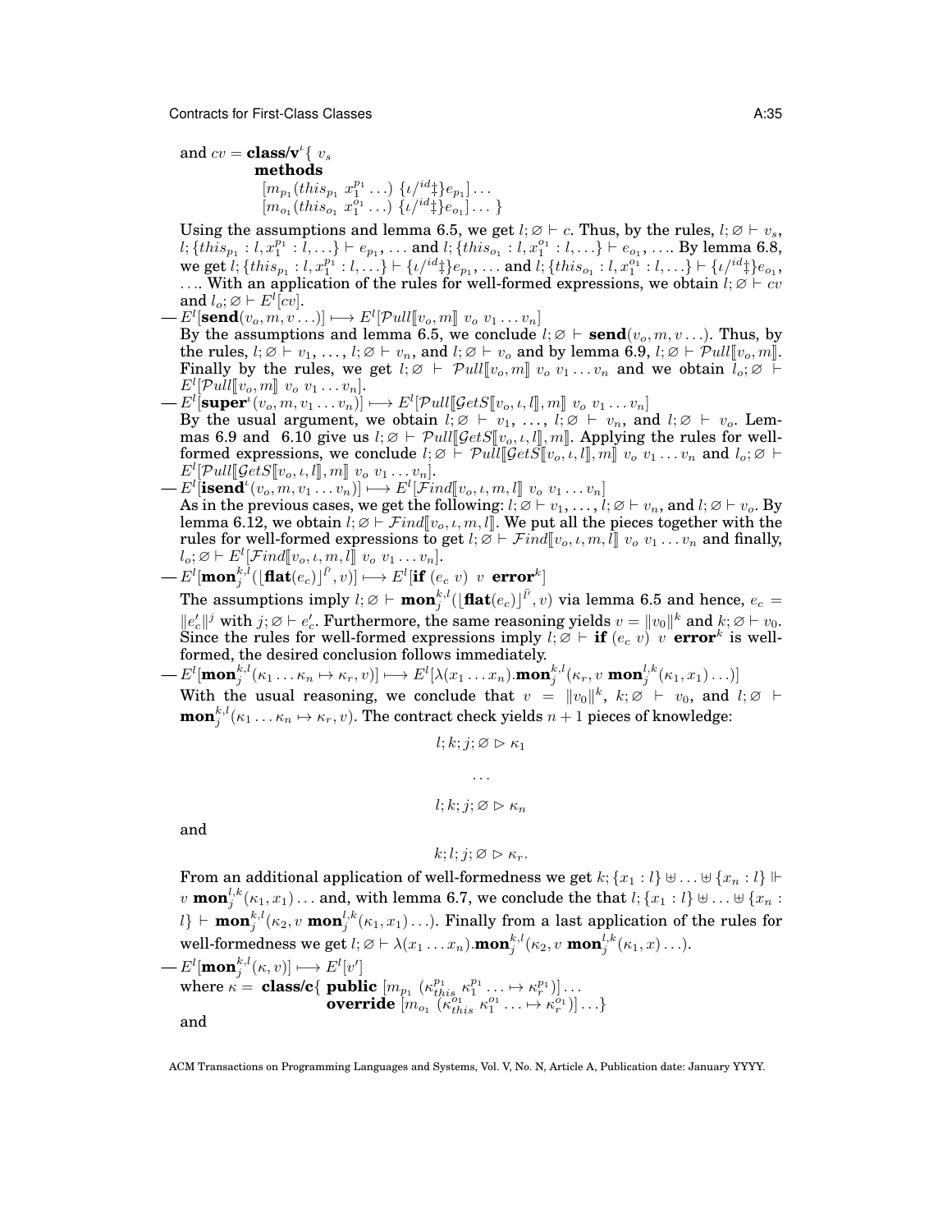and $cv = \textbf{class/v}^{\iota}\{\ v_s$
$\quad\textbf{methods}$
$\quad[m_{p_1}(this_{p_1}\ x_1^{p_1}\ \ldots)\ \{\iota/^{id}\ddagger\}e_{p_1}]\ldots$
$\quad[m_{o_1}(this_{o_1}\ x_1^{o_1}\ \ldots)\ \{\iota/^{id}\ddagger\}e_{o_1}]\ldots\ \}$

Using the assumptions and lemma 6.5, we get $l;\varnothing \vdash c$. Thus, by the rules, $l;\varnothing \vdash v_s$, $l;\{this_{p_1} : l, x_1^{p_1} : l, \ldots\} \vdash e_{p_1}, \ldots$ and $l;\{this_{o_1} : l, x_1^{o_1} : l, \ldots\} \vdash e_{o_1}, \ldots$. By lemma 6.8, we get $l;\{this_{p_1} : l, x_1^{p_1} : l, \ldots\} \vdash \{\iota/^{id}\ddagger\}e_{p_1}, \ldots$ and $l;\{this_{o_1} : l, x_1^{o_1} : l, \ldots\} \vdash \{\iota/^{id}\ddagger\}e_{o_1}$, .... With an application of the rules for well-formed expressions, we obtain $l;\varnothing \vdash cv$ and $l_o;\varnothing \vdash E^l[cv]$.

— $E^l[\textbf{send}(v_o, m, v\ldots)] \longmapsto E^l[\mathcal{P}ull[\![v_o, m]\!]\ v_o\ v_1\ldots v_n]$
By the assumptions and lemma 6.5, we conclude $l;\varnothing \vdash \textbf{send}(v_o, m, v\ldots)$. Thus, by the rules, $l;\varnothing \vdash v_1, \ldots, l;\varnothing \vdash v_n$, and $l;\varnothing \vdash v_o$ and by lemma 6.9, $l;\varnothing \vdash \mathcal{P}ull[\![v_o, m]\!]$. Finally by the rules, we get $l;\varnothing \vdash \mathcal{P}ull[\![v_o, m]\!]\ v_o\ v_1\ldots v_n$ and we obtain $l_o;\varnothing \vdash E^l[\mathcal{P}ull[\![v_o, m]\!]\ v_o\ v_1\ldots v_n]$.

— $E^l[\textbf{super}^{\iota}(v_o, m, v_1\ldots v_n)] \longmapsto E^l[\mathcal{P}ull[\![\mathcal{G}etS[\![v_o, \iota, l]\!], m]\!]\ v_o\ v_1\ldots v_n]$
By the usual argument, we obtain $l;\varnothing \vdash v_1, \ldots, l;\varnothing \vdash v_n$, and $l;\varnothing \vdash v_o$. Lemmas 6.9 and 6.10 give us $l;\varnothing \vdash \mathcal{P}ull[\![\mathcal{G}etS[\![v_o, \iota, l]\!], m]\!]$. Applying the rules for well-formed expressions, we conclude $l;\varnothing \vdash \mathcal{P}ull[\![\mathcal{G}etS[\![v_o, \iota, l]\!], m]\!]\ v_o\ v_1\ldots v_n$ and $l_o;\varnothing \vdash E^l[\mathcal{P}ull[\![\mathcal{G}etS[\![v_o, \iota, l]\!], m]\!]\ v_o\ v_1\ldots v_n]$.

— $E^l[\textbf{isend}^{\iota}(v_o, m, v_1\ldots v_n)] \longmapsto E^l[\mathcal{F}ind[\![v_o, \iota, m, l]\!]\ v_o\ v_1\ldots v_n]$
As in the previous cases, we get the following: $l;\varnothing \vdash v_1, \ldots, l;\varnothing \vdash v_n$, and $l;\varnothing \vdash v_o$. By lemma 6.12, we obtain $l;\varnothing \vdash \mathcal{F}ind[\![v_o, \iota, m, l]\!]$. We put all the pieces together with the rules for well-formed expressions to get $l;\varnothing \vdash \mathcal{F}ind[\![v_o, \iota, m, l]\!]\ v_o\ v_1\ldots v_n$ and finally, $l_o;\varnothing \vdash E^l[\mathcal{F}ind[\![v_o, \iota, m, l]\!]\ v_o\ v_1\ldots v_n]$.

— $E^l[\textbf{mon}_j^{k,l}(\lfloor\textbf{flat}(e_c)\rfloor^{\bar{l'}}, v)] \longmapsto E^l[\textbf{if}\ (e_c\ v)\ v\ \textbf{error}^k]$
The assumptions imply $l;\varnothing \vdash \textbf{mon}_j^{k,l}(\lfloor\textbf{flat}(e_c)\rfloor^{\bar{l'}}, v)$ via lemma 6.5 and hence, $e_c = \|e_c'\|^j$ with $j;\varnothing \vdash e_c'$. Furthermore, the same reasoning yields $v = \|v_0\|^k$ and $k;\varnothing \vdash v_0$. Since the rules for well-formed expressions imply $l;\varnothing \vdash \textbf{if}\ (e_c\ v)\ v\ \textbf{error}^k$ is well-formed, the desired conclusion follows immediately.

— $E^l[\textbf{mon}_j^{k,l}(\kappa_1\ldots\kappa_n \mapsto \kappa_r, v)] \longmapsto E^l[\lambda(x_1\ldots x_n).\textbf{mon}_j^{k,l}(\kappa_r, v\ \textbf{mon}_j^{l,k}(\kappa_1, x_1)\ldots)]$
With the usual reasoning, we conclude that $v = \|v_0\|^k$, $k;\varnothing \vdash v_0$, and $l;\varnothing \vdash \textbf{mon}_j^{k,l}(\kappa_1\ldots\kappa_n \mapsto \kappa_r, v)$. The contract check yields $n+1$ pieces of knowledge:

$$l;k;j;\varnothing \rhd \kappa_1$$

$$\ldots$$

$$l;k;j;\varnothing \rhd \kappa_n$$

and

$$k;l;j;\varnothing \rhd \kappa_r.$$

From an additional application of well-formedness we get $k;\{x_1 : l\} \uplus \ldots \uplus \{x_n : l\} \Vdash v\ \textbf{mon}_j^{l,k}(\kappa_1, x_1)\ldots$ and, with lemma 6.7, we conclude the that $l;\{x_1 : l\} \uplus \ldots \uplus \{x_n : l\} \vdash \textbf{mon}_j^{k,l}(\kappa_2, v\ \textbf{mon}_j^{l,k}(\kappa_1, x_1)\ldots)$. Finally from a last application of the rules for well-formedness we get $l;\varnothing \vdash \lambda(x_1\ldots x_n).\textbf{mon}_j^{k,l}(\kappa_2, v\ \textbf{mon}_j^{l,k}(\kappa_1, x)\ldots)$.

— $E^l[\textbf{mon}_j^{k,l}(\kappa, v)] \longmapsto E^l[v']$
where $\kappa = \textbf{class/c}\{\ \textbf{public}\ [m_{p_1}\ (\kappa_{this}^{p_1}\ \kappa_1^{p_1}\ldots \mapsto \kappa_r^{p_1})]\ldots$
$\quad\quad\quad\textbf{override}\ [m_{o_1}\ (\kappa_{this}^{o_1}\ \kappa_1^{o_1}\ldots \mapsto \kappa_r^{o_1})]\ldots\}$
and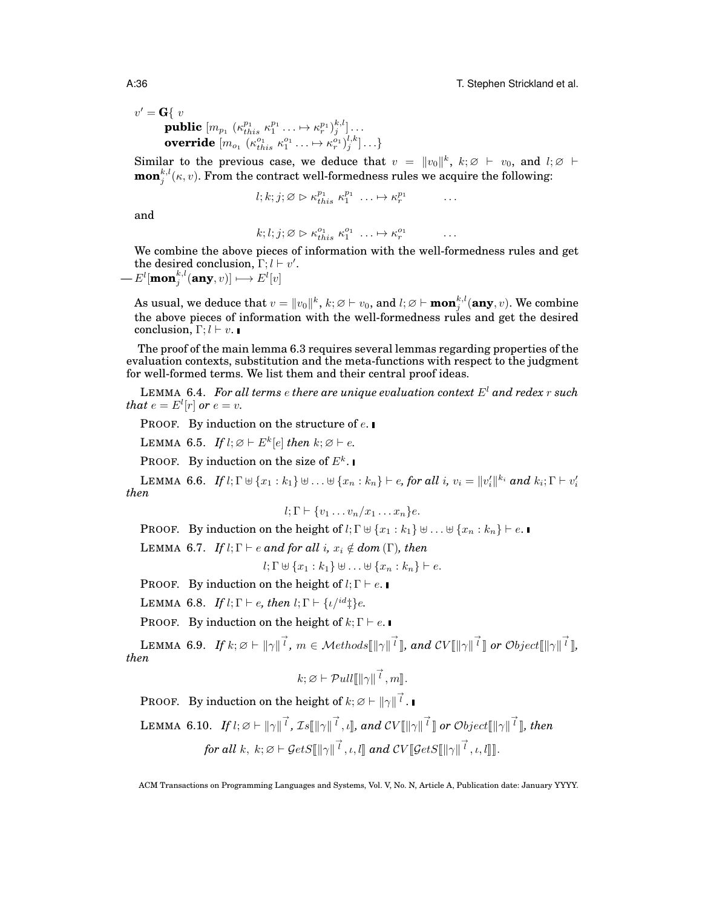$$v' = \mathbf{G}\{\ v$$
$$\quad \mathbf{public}\ [m_{p_1}\ (\kappa^{p_1}_{this}\ \kappa^{p_1}_1 \ldots \mapsto \kappa^{p_1}_r)^{k,l}_j] \ldots$$
$$\quad \mathbf{override}\ [m_{o_1}\ (\kappa^{o_1}_{this}\ \kappa^{o_1}_1 \ldots \mapsto \kappa^{o_1}_r)^{l,k}_j] \ldots\}$$

Similar to the previous case, we deduce that $v = \|v_0\|^k$, $k; \varnothing \vdash v_0$, and $l; \varnothing \vdash \mathbf{mon}^{k,l}_j(\kappa, v)$. From the contract well-formedness rules we acquire the following:

$$l; k; j; \varnothing \rhd \kappa^{p_1}_{this}\ \kappa^{p_1}_1\ \ldots \mapsto \kappa^{p_1}_r \qquad \ldots$$

and

$$k; l; j; \varnothing \rhd \kappa^{o_1}_{this}\ \kappa^{o_1}_1\ \ldots \mapsto \kappa^{o_1}_r \qquad \ldots$$

We combine the above pieces of information with the well-formedness rules and get the desired conclusion, $\Gamma; l \vdash v'$.

— $E^l[\mathbf{mon}^{k,l}_j(\mathbf{any}, v)] \longmapsto E^l[v]$

As usual, we deduce that $v = \|v_0\|^k$, $k; \varnothing \vdash v_0$, and $l; \varnothing \vdash \mathbf{mon}^{k,l}_j(\mathbf{any}, v)$. We combine the above pieces of information with the well-formedness rules and get the desired conclusion, $\Gamma; l \vdash v$. ∎

The proof of the main lemma 6.3 requires several lemmas regarding properties of the evaluation contexts, substitution and the meta-functions with respect to the judgment for well-formed terms. We list them and their central proof ideas.

LEMMA 6.4. *For all terms $e$ there are unique evaluation context $E^l$ and redex $r$ such that $e = E^l[r]$ or $e = v$.*

PROOF. By induction on the structure of $e$. ∎

LEMMA 6.5. *If $l; \varnothing \vdash E^k[e]$ then $k; \varnothing \vdash e$.*

PROOF. By induction on the size of $E^k$. ∎

LEMMA 6.6. *If $l; \Gamma \uplus \{x_1 : k_1\} \uplus \ldots \uplus \{x_n : k_n\} \vdash e$, for all $i$, $v_i = \|v'_i\|^{k_i}$ and $k_i; \Gamma \vdash v'_i$ then*

$$l; \Gamma \vdash \{v_1 \ldots v_n / x_1 \ldots x_n\}e.$$

PROOF. By induction on the height of $l; \Gamma \uplus \{x_1 : k_1\} \uplus \ldots \uplus \{x_n : k_n\} \vdash e$. ∎

LEMMA 6.7. *If $l; \Gamma \vdash e$ and for all $i$, $x_i \notin dom(\Gamma)$, then*

$$l; \Gamma \uplus \{x_1 : k_1\} \uplus \ldots \uplus \{x_n : k_n\} \vdash e.$$

PROOF. By induction on the height of $l; \Gamma \vdash e$. ∎

LEMMA 6.8. *If $l; \Gamma \vdash e$, then $l; \Gamma \vdash \{\iota/^{id}\ddagger\}e$.*

PROOF. By induction on the height of $k; \Gamma \vdash e$. ∎

LEMMA 6.9. *If $k; \varnothing \vdash \|\gamma\|^{\vec{l}}$, $m \in \mathcal{M}ethods[\![\|\gamma\|^{\vec{l}}]\!]$, and $\mathcal{CV}[\![\|\gamma\|^{\vec{l}}]\!]$ or $\mathcal{O}bject[\![\|\gamma\|^{\vec{l}}]\!]$, then*

$$k; \varnothing \vdash \mathcal{P}ull[\![\|\gamma\|^{\vec{l}}, m]\!].$$

PROOF. By induction on the height of $k; \varnothing \vdash \|\gamma\|^{\vec{l}}$. ∎

LEMMA 6.10. *If $l; \varnothing \vdash \|\gamma\|^{\vec{l}}$, $\mathcal{I}s[\![\|\gamma\|^{\vec{l}}, \iota]\!]$, and $\mathcal{CV}[\![\|\gamma\|^{\vec{l}}]\!]$ or $\mathcal{O}bject[\![\|\gamma\|^{\vec{l}}]\!]$, then*

$$\textit{for all } k,\ k; \varnothing \vdash \mathcal{G}etS[\![\|\gamma\|^{\vec{l}}, \iota, l]\!] \textit{ and } \mathcal{CV}[\![\mathcal{G}etS[\![\|\gamma\|^{\vec{l}}, \iota, l]\!]]\!].$$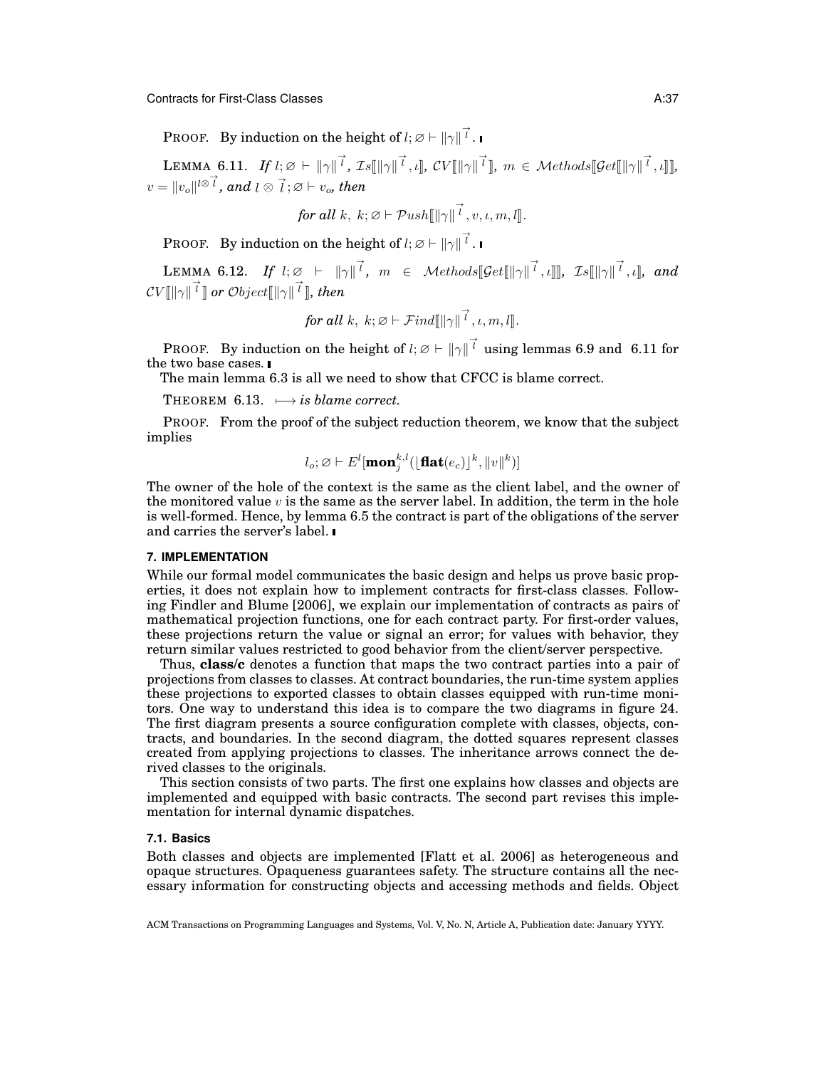PROOF. By induction on the height of $l; \varnothing \vdash \|\gamma\|^{\vec{l}}$. ∎

LEMMA 6.11. *If* $l; \varnothing \vdash \|\gamma\|^{\vec{l}}$*,* $\mathcal{I}s[\![\|\gamma\|^{\vec{l}}, \iota]\!]$*,* $\mathcal{CV}[\![\|\gamma\|^{\vec{l}}]\!]$*,* $m \in \mathcal{M}ethods[\![\mathcal{G}et[\![\|\gamma\|^{\vec{l}}, \iota]\!]]\!]$*,* $v = \|v_o\|^{l \otimes \vec{l}}$*, and* $l \otimes \vec{l}; \varnothing \vdash v_o$*, then*

$$\textit{for all } k,\ k; \varnothing \vdash \mathcal{P}ush[\![\|\gamma\|^{\vec{l}}, v, \iota, m, l]\!].$$

PROOF. By induction on the height of $l; \varnothing \vdash \|\gamma\|^{\vec{l}}$. ∎

LEMMA 6.12. *If* $l; \varnothing \vdash \|\gamma\|^{\vec{l}}$*,* $m \in \mathcal{M}ethods[\![\mathcal{G}et[\![\|\gamma\|^{\vec{l}}, \iota]\!]]\!]$*,* $\mathcal{I}s[\![\|\gamma\|^{\vec{l}}, \iota]\!]$*, and* $\mathcal{CV}[\![\|\gamma\|^{\vec{l}}]\!]$ *or* $\mathcal{O}bject[\![\|\gamma\|^{\vec{l}}]\!]$*, then*

$$\textit{for all } k,\ k; \varnothing \vdash \mathcal{F}ind[\![\|\gamma\|^{\vec{l}}, \iota, m, l]\!].$$

PROOF. By induction on the height of $l; \varnothing \vdash \|\gamma\|^{\vec{l}}$ using lemmas 6.9 and 6.11 for the two base cases. ∎

The main lemma 6.3 is all we need to show that CFCC is blame correct.

THEOREM 6.13. $\longmapsto$ *is blame correct.*

PROOF. From the proof of the subject reduction theorem, we know that the subject implies

$$l_o; \varnothing \vdash E^l[\mathbf{mon}_j^{k,l}(\lfloor \mathbf{flat}(e_c) \rfloor^k, \|v\|^k)]$$

The owner of the hole of the context is the same as the client label, and the owner of the monitored value $v$ is the same as the server label. In addition, the term in the hole is well-formed. Hence, by lemma 6.5 the contract is part of the obligations of the server and carries the server's label. ∎

## 7. IMPLEMENTATION

While our formal model communicates the basic design and helps us prove basic properties, it does not explain how to implement contracts for first-class classes. Following Findler and Blume [2006], we explain our implementation of contracts as pairs of mathematical projection functions, one for each contract party. For first-order values, these projections return the value or signal an error; for values with behavior, they return similar values restricted to good behavior from the client/server perspective.

Thus, **class/c** denotes a function that maps the two contract parties into a pair of projections from classes to classes. At contract boundaries, the run-time system applies these projections to exported classes to obtain classes equipped with run-time monitors. One way to understand this idea is to compare the two diagrams in figure 24. The first diagram presents a source configuration complete with classes, objects, contracts, and boundaries. In the second diagram, the dotted squares represent classes created from applying projections to classes. The inheritance arrows connect the derived classes to the originals.

This section consists of two parts. The first one explains how classes and objects are implemented and equipped with basic contracts. The second part revises this implementation for internal dynamic dispatches.

### 7.1. Basics

Both classes and objects are implemented [Flatt et al. 2006] as heterogeneous and opaque structures. Opaqueness guarantees safety. The structure contains all the necessary information for constructing objects and accessing methods and fields. Object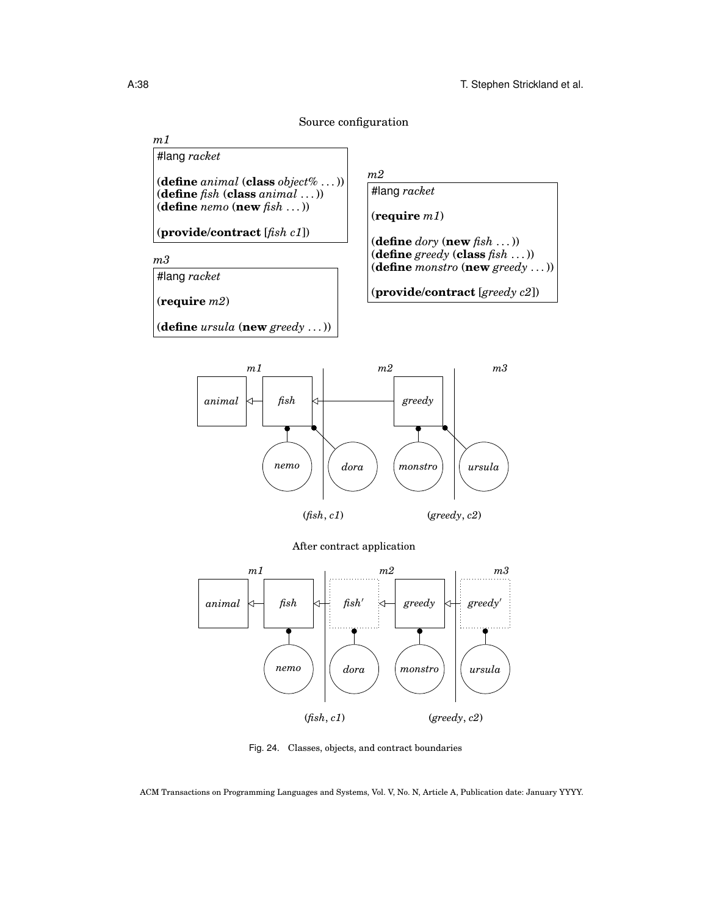Source configuration

*m1*

```
#lang racket

(define animal (class object% ...))
(define fish (class animal ...))
(define nemo (new fish ...))

(provide/contract [fish c1])
```

*m2*

```
#lang racket

(require m1)

(define dory (new fish ...))
(define greedy (class fish ...))
(define monstro (new greedy ...))

(provide/contract [greedy c2])
```

*m3*

```
#lang racket

(require m2)

(define ursula (new greedy ...))
```

*m1* *m2* *m3*

*animal* *fish* *greedy*

*nemo* *dora* *monstro* *ursula*

(*fish*, *c1*) (*greedy*, *c2*)

After contract application

*m1* *m2* *m3*

*animal* *fish* *fish′* *greedy* *greedy′*

*nemo* *dora* *monstro* *ursula*

(*fish*, *c1*) (*greedy*, *c2*)

Fig. 24. Classes, objects, and contract boundaries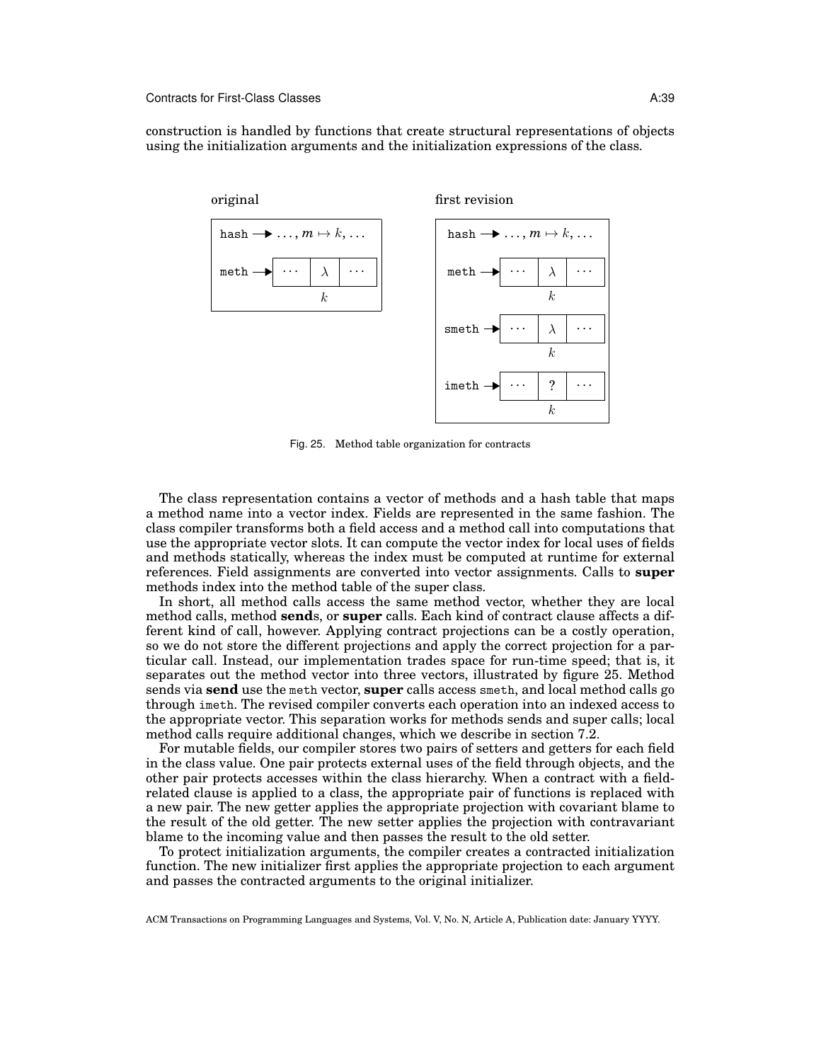construction is handled by functions that create structural representations of objects using the initialization arguments and the initialization expressions of the class.

Fig. 25. Method table organization for contracts

The class representation contains a vector of methods and a hash table that maps a method name into a vector index. Fields are represented in the same fashion. The class compiler transforms both a field access and a method call into computations that use the appropriate vector slots. It can compute the vector index for local uses of fields and methods statically, whereas the index must be computed at runtime for external references. Field assignments are converted into vector assignments. Calls to **super** methods index into the method table of the super class.

In short, all method calls access the same method vector, whether they are local method calls, method **send**s, or **super** calls. Each kind of contract clause affects a different kind of call, however. Applying contract projections can be a costly operation, so we do not store the different projections and apply the correct projection for a particular call. Instead, our implementation trades space for run-time speed; that is, it separates out the method vector into three vectors, illustrated by figure 25. Method sends via **send** use the `meth` vector, **super** calls access `smeth`, and local method calls go through `imeth`. The revised compiler converts each operation into an indexed access to the appropriate vector. This separation works for methods sends and super calls; local method calls require additional changes, which we describe in section 7.2.

For mutable fields, our compiler stores two pairs of setters and getters for each field in the class value. One pair protects external uses of the field through objects, and the other pair protects accesses within the class hierarchy. When a contract with a field-related clause is applied to a class, the appropriate pair of functions is replaced with a new pair. The new getter applies the appropriate projection with covariant blame to the result of the old getter. The new setter applies the projection with contravariant blame to the incoming value and then passes the result to the old setter.

To protect initialization arguments, the compiler creates a contracted initialization function. The new initializer first applies the appropriate projection to each argument and passes the contracted arguments to the original initializer.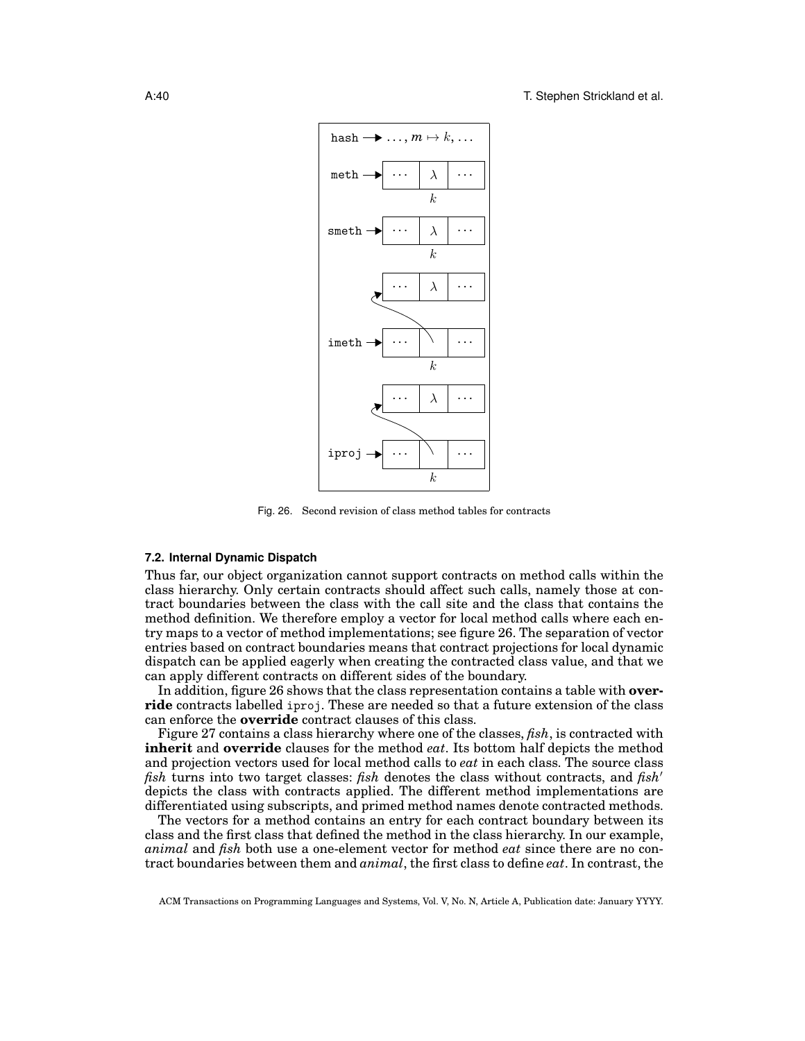Fig. 26. Second revision of class method tables for contracts

### 7.2. Internal Dynamic Dispatch

Thus far, our object organization cannot support contracts on method calls within the class hierarchy. Only certain contracts should affect such calls, namely those at contract boundaries between the class with the call site and the class that contains the method definition. We therefore employ a vector for local method calls where each entry maps to a vector of method implementations; see figure 26. The separation of vector entries based on contract boundaries means that contract projections for local dynamic dispatch can be applied eagerly when creating the contracted class value, and that we can apply different contracts on different sides of the boundary.

In addition, figure 26 shows that the class representation contains a table with **override** contracts labelled `iproj`. These are needed so that a future extension of the class can enforce the **override** contract clauses of this class.

Figure 27 contains a class hierarchy where one of the classes, *fish*, is contracted with **inherit** and **override** clauses for the method *eat*. Its bottom half depicts the method and projection vectors used for local method calls to *eat* in each class. The source class *fish* turns into two target classes: *fish* denotes the class without contracts, and *fish′* depicts the class with contracts applied. The different method implementations are differentiated using subscripts, and primed method names denote contracted methods.

The vectors for a method contains an entry for each contract boundary between its class and the first class that defined the method in the class hierarchy. In our example, *animal* and *fish* both use a one-element vector for method *eat* since there are no contract boundaries between them and *animal*, the first class to define *eat*. In contrast, the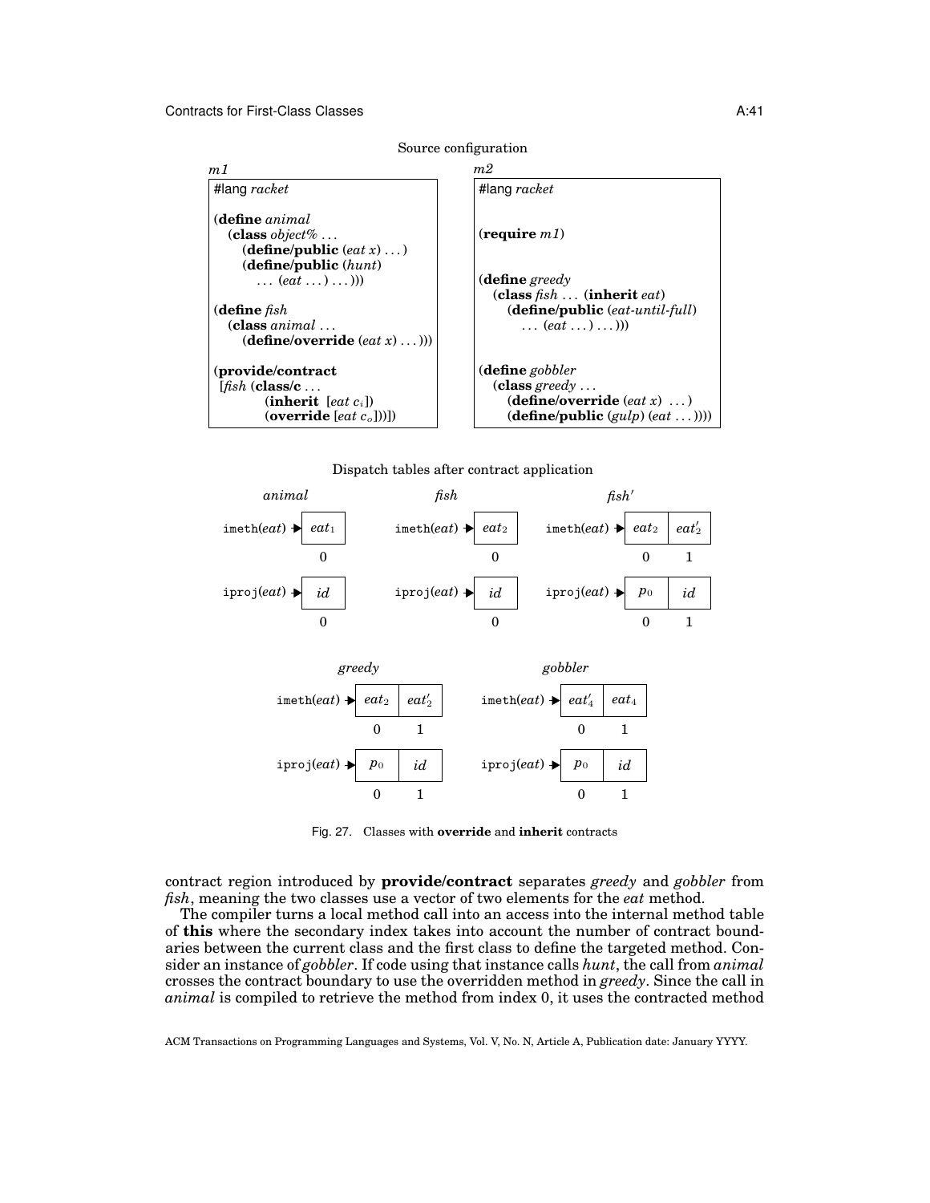Source configuration

*m1*

```
#lang racket

(define animal
  (class object% ...
    (define/public (eat x) ...)
    (define/public (hunt)
      ... (eat ...) ...)))

(define fish
  (class animal ...
    (define/override (eat x) ...)))

(provide/contract
 [fish (class/c ...
        (inherit [eat c_i])
        (override [eat c_o]))])
```

*m2*

```
#lang racket


(require m1)


(define greedy
  (class fish ... (inherit eat)
    (define/public (eat-until-full)
      ... (eat ...) ...)))


(define gobbler
  (class greedy ...
    (define/override (eat x) ...)
    (define/public (gulp) (eat ...))))
```

Dispatch tables after contract application

*animal*

| | 0 |
|---|---|
| imeth(*eat*) → | $eat_1$ |
| iproj(*eat*) → | *id* |

*fish*

| | 0 |
|---|---|
| imeth(*eat*) → | $eat_2$ |
| iproj(*eat*) → | *id* |

*fish′*

| | 0 | 1 |
|---|---|---|
| imeth(*eat*) → | $eat_2$ | $eat'_2$ |
| iproj(*eat*) → | $p_0$ | *id* |

*greedy*

| | 0 | 1 |
|---|---|---|
| imeth(*eat*) → | $eat_2$ | $eat'_2$ |
| iproj(*eat*) → | $p_0$ | *id* |

*gobbler*

| | 0 | 1 |
|---|---|---|
| imeth(*eat*) → | $eat'_4$ | $eat_4$ |
| iproj(*eat*) → | $p_0$ | *id* |

Fig. 27. Classes with **override** and **inherit** contracts

contract region introduced by **provide/contract** separates *greedy* and *gobbler* from *fish*, meaning the two classes use a vector of two elements for the *eat* method.

The compiler turns a local method call into an access into the internal method table of **this** where the secondary index takes into account the number of contract boundaries between the current class and the first class to define the targeted method. Consider an instance of *gobbler*. If code using that instance calls *hunt*, the call from *animal* crosses the contract boundary to use the overridden method in *greedy*. Since the call in *animal* is compiled to retrieve the method from index 0, it uses the contracted method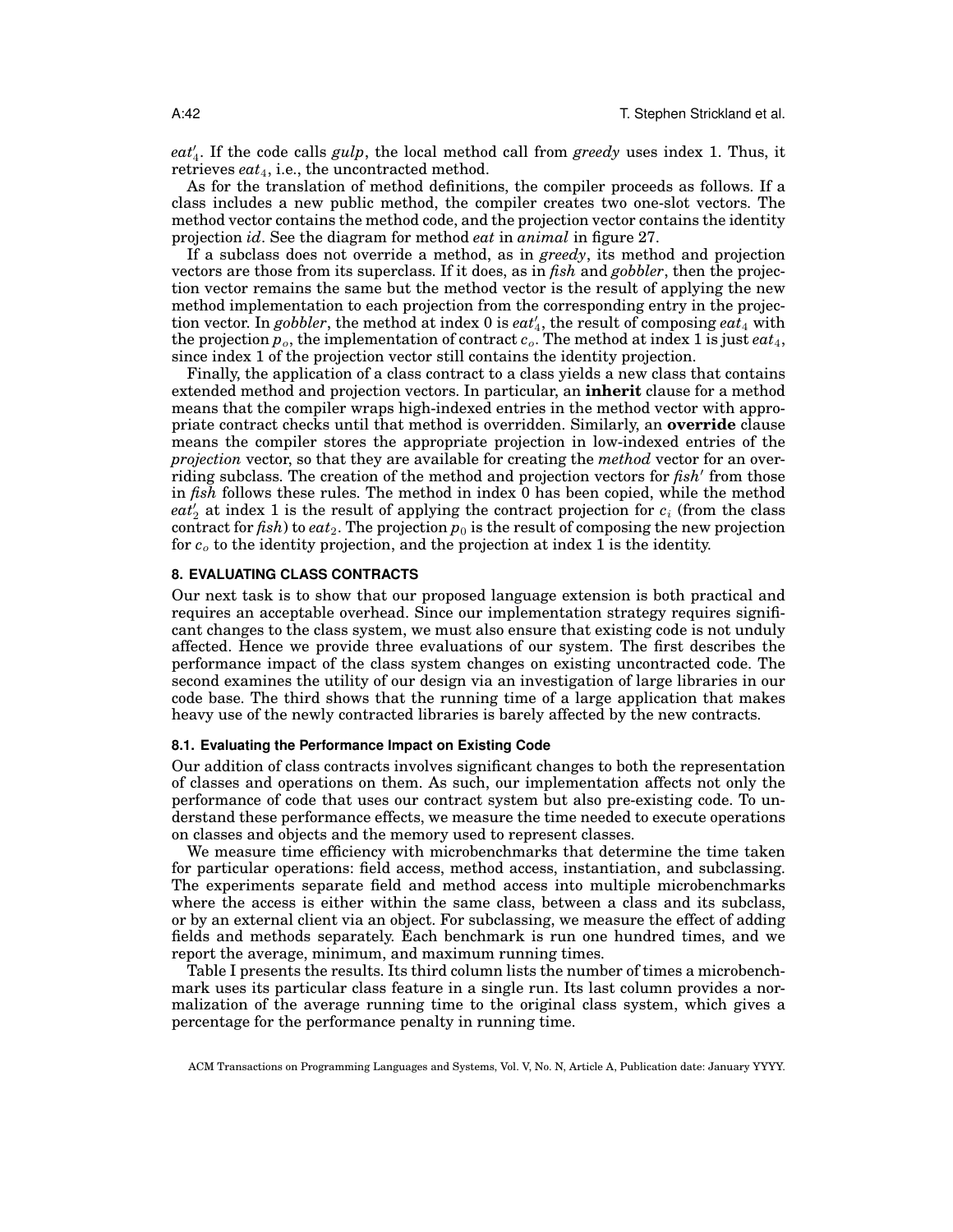$eat'_4$. If the code calls *gulp*, the local method call from *greedy* uses index 1. Thus, it retrieves $eat_4$, i.e., the uncontracted method.

As for the translation of method definitions, the compiler proceeds as follows. If a class includes a new public method, the compiler creates two one-slot vectors. The method vector contains the method code, and the projection vector contains the identity projection *id*. See the diagram for method *eat* in *animal* in figure 27.

If a subclass does not override a method, as in *greedy*, its method and projection vectors are those from its superclass. If it does, as in *fish* and *gobbler*, then the projection vector remains the same but the method vector is the result of applying the new method implementation to each projection from the corresponding entry in the projection vector. In *gobbler*, the method at index 0 is $eat'_4$, the result of composing $eat_4$ with the projection $p_o$, the implementation of contract $c_o$. The method at index 1 is just $eat_4$, since index 1 of the projection vector still contains the identity projection.

Finally, the application of a class contract to a class yields a new class that contains extended method and projection vectors. In particular, an **inherit** clause for a method means that the compiler wraps high-indexed entries in the method vector with appropriate contract checks until that method is overridden. Similarly, an **override** clause means the compiler stores the appropriate projection in low-indexed entries of the *projection* vector, so that they are available for creating the *method* vector for an overriding subclass. The creation of the method and projection vectors for *fish′* from those in *fish* follows these rules. The method in index 0 has been copied, while the method $eat'_2$ at index 1 is the result of applying the contract projection for $c_i$ (from the class contract for *fish*) to $eat_2$. The projection $p_0$ is the result of composing the new projection for $c_o$ to the identity projection, and the projection at index 1 is the identity.

## 8. EVALUATING CLASS CONTRACTS

Our next task is to show that our proposed language extension is both practical and requires an acceptable overhead. Since our implementation strategy requires significant changes to the class system, we must also ensure that existing code is not unduly affected. Hence we provide three evaluations of our system. The first describes the performance impact of the class system changes on existing uncontracted code. The second examines the utility of our design via an investigation of large libraries in our code base. The third shows that the running time of a large application that makes heavy use of the newly contracted libraries is barely affected by the new contracts.

### 8.1. Evaluating the Performance Impact on Existing Code

Our addition of class contracts involves significant changes to both the representation of classes and operations on them. As such, our implementation affects not only the performance of code that uses our contract system but also pre-existing code. To understand these performance effects, we measure the time needed to execute operations on classes and objects and the memory used to represent classes.

We measure time efficiency with microbenchmarks that determine the time taken for particular operations: field access, method access, instantiation, and subclassing. The experiments separate field and method access into multiple microbenchmarks where the access is either within the same class, between a class and its subclass, or by an external client via an object. For subclassing, we measure the effect of adding fields and methods separately. Each benchmark is run one hundred times, and we report the average, minimum, and maximum running times.

Table I presents the results. Its third column lists the number of times a microbenchmark uses its particular class feature in a single run. Its last column provides a normalization of the average running time to the original class system, which gives a percentage for the performance penalty in running time.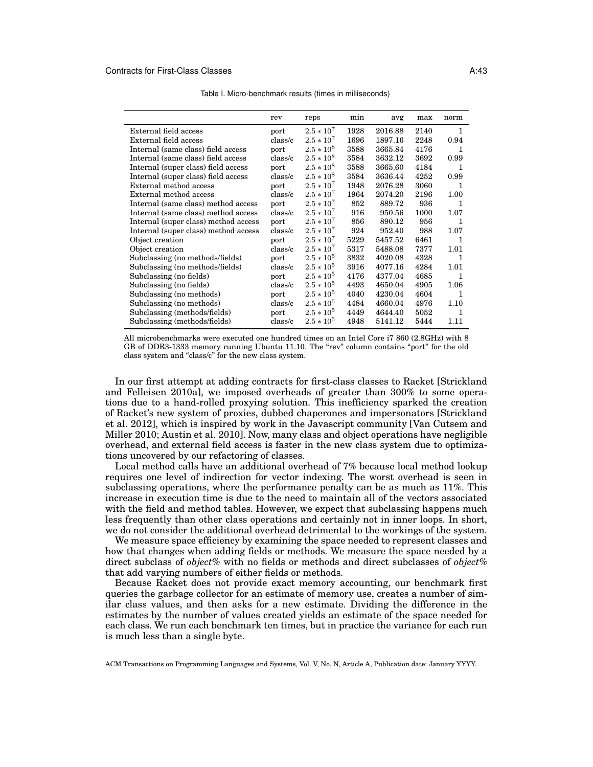Table I. Micro-benchmark results (times in milliseconds)

| | rev | reps | min | avg | max | norm |
|---|---|---|---|---|---|---|
| External field access | port | $2.5 * 10^7$ | 1928 | 2016.88 | 2140 | 1 |
| External field access | class/c | $2.5 * 10^7$ | 1696 | 1897.16 | 2248 | 0.94 |
| Internal (same class) field access | port | $2.5 * 10^8$ | 3588 | 3665.84 | 4176 | 1 |
| Internal (same class) field access | class/c | $2.5 * 10^8$ | 3584 | 3632.12 | 3692 | 0.99 |
| Internal (super class) field access | port | $2.5 * 10^8$ | 3588 | 3665.60 | 4184 | 1 |
| Internal (super class) field access | class/c | $2.5 * 10^8$ | 3584 | 3636.44 | 4252 | 0.99 |
| External method access | port | $2.5 * 10^7$ | 1948 | 2076.28 | 3060 | 1 |
| External method access | class/c | $2.5 * 10^7$ | 1964 | 2074.20 | 2196 | 1.00 |
| Internal (same class) method access | port | $2.5 * 10^7$ | 852 | 889.72 | 936 | 1 |
| Internal (same class) method access | class/c | $2.5 * 10^7$ | 916 | 950.56 | 1000 | 1.07 |
| Internal (super class) method access | port | $2.5 * 10^7$ | 856 | 890.12 | 956 | 1 |
| Internal (super class) method access | class/c | $2.5 * 10^7$ | 924 | 952.40 | 988 | 1.07 |
| Object creation | port | $2.5 * 10^7$ | 5229 | 5457.52 | 6461 | 1 |
| Object creation | class/c | $2.5 * 10^7$ | 5317 | 5488.08 | 7377 | 1.01 |
| Subclassing (no methods/fields) | port | $2.5 * 10^5$ | 3832 | 4020.08 | 4328 | 1 |
| Subclassing (no methods/fields) | class/c | $2.5 * 10^5$ | 3916 | 4077.16 | 4284 | 1.01 |
| Subclassing (no fields) | port | $2.5 * 10^5$ | 4176 | 4377.04 | 4685 | 1 |
| Subclassing (no fields) | class/c | $2.5 * 10^5$ | 4493 | 4650.04 | 4905 | 1.06 |
| Subclassing (no methods) | port | $2.5 * 10^5$ | 4040 | 4230.04 | 4604 | 1 |
| Subclassing (no methods) | class/c | $2.5 * 10^5$ | 4484 | 4660.04 | 4976 | 1.10 |
| Subclassing (methods/fields) | port | $2.5 * 10^5$ | 4449 | 4644.40 | 5052 | 1 |
| Subclassing (methods/fields) | class/c | $2.5 * 10^5$ | 4948 | 5141.12 | 5444 | 1.11 |

All microbenchmarks were executed one hundred times on an Intel Core i7 860 (2.8GHz) with 8 GB of DDR3-1333 memory running Ubuntu 11.10. The "rev" column contains "port" for the old class system and "class/c" for the new class system.

In our first attempt at adding contracts for first-class classes to Racket [Strickland and Felleisen 2010a], we imposed overheads of greater than 300% to some operations due to a hand-rolled proxying solution. This inefficiency sparked the creation of Racket's new system of proxies, dubbed chaperones and impersonators [Strickland et al. 2012], which is inspired by work in the Javascript community [Van Cutsem and Miller 2010; Austin et al. 2010]. Now, many class and object operations have negligible overhead, and external field access is faster in the new class system due to optimizations uncovered by our refactoring of classes.

Local method calls have an additional overhead of 7% because local method lookup requires one level of indirection for vector indexing. The worst overhead is seen in subclassing operations, where the performance penalty can be as much as 11%. This increase in execution time is due to the need to maintain all of the vectors associated with the field and method tables. However, we expect that subclassing happens much less frequently than other class operations and certainly not in inner loops. In short, we do not consider the additional overhead detrimental to the workings of the system.

We measure space efficiency by examining the space needed to represent classes and how that changes when adding fields or methods. We measure the space needed by a direct subclass of *object%* with no fields or methods and direct subclasses of *object%* that add varying numbers of either fields or methods.

Because Racket does not provide exact memory accounting, our benchmark first queries the garbage collector for an estimate of memory use, creates a number of similar class values, and then asks for a new estimate. Dividing the difference in the estimates by the number of values created yields an estimate of the space needed for each class. We run each benchmark ten times, but in practice the variance for each run is much less than a single byte.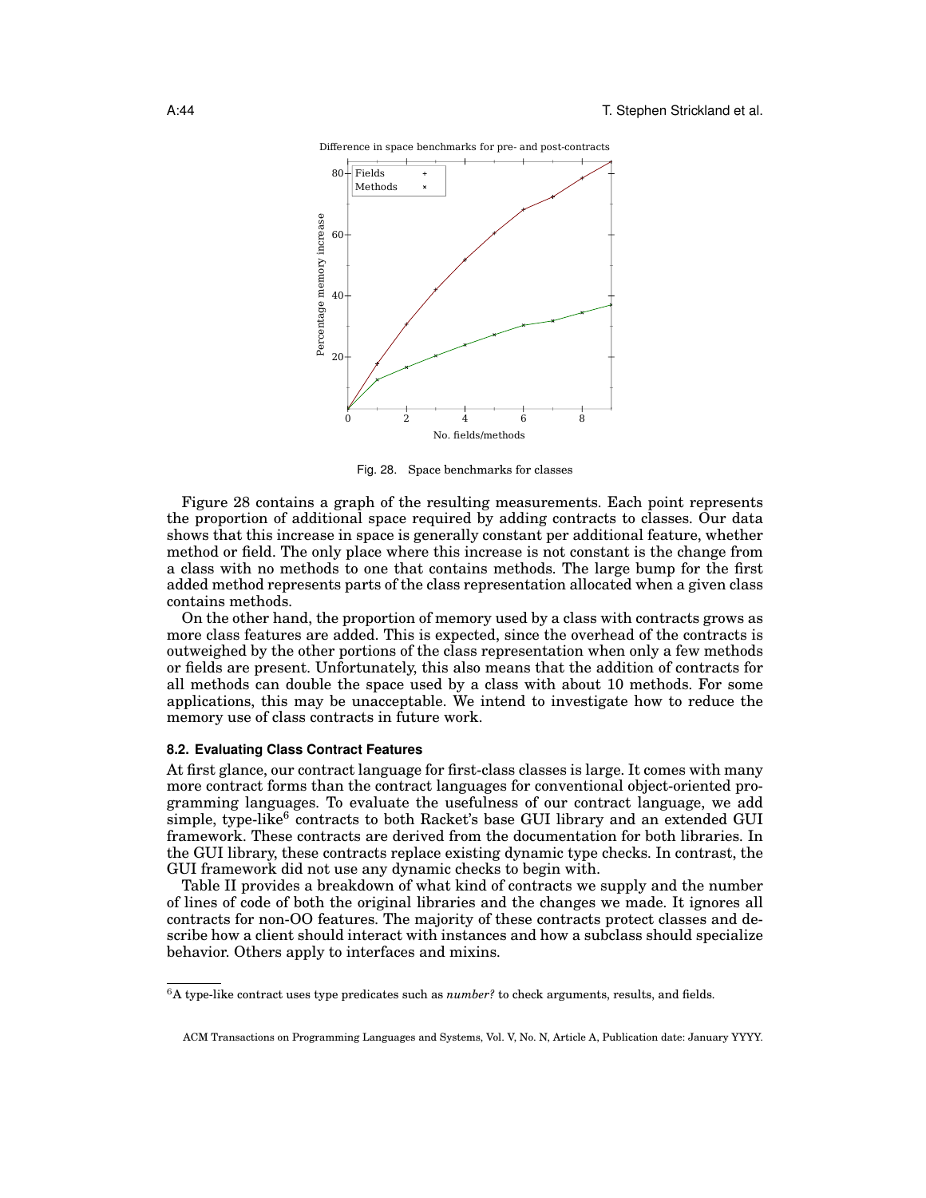Fig. 28. Space benchmarks for classes

Figure 28 contains a graph of the resulting measurements. Each point represents the proportion of additional space required by adding contracts to classes. Our data shows that this increase in space is generally constant per additional feature, whether method or field. The only place where this increase is not constant is the change from a class with no methods to one that contains methods. The large bump for the first added method represents parts of the class representation allocated when a given class contains methods.

On the other hand, the proportion of memory used by a class with contracts grows as more class features are added. This is expected, since the overhead of the contracts is outweighed by the other portions of the class representation when only a few methods or fields are present. Unfortunately, this also means that the addition of contracts for all methods can double the space used by a class with about 10 methods. For some applications, this may be unacceptable. We intend to investigate how to reduce the memory use of class contracts in future work.

### 8.2. Evaluating Class Contract Features

At first glance, our contract language for first-class classes is large. It comes with many more contract forms than the contract languages for conventional object-oriented programming languages. To evaluate the usefulness of our contract language, we add simple, type-like[6] contracts to both Racket's base GUI library and an extended GUI framework. These contracts are derived from the documentation for both libraries. In the GUI library, these contracts replace existing dynamic type checks. In contrast, the GUI framework did not use any dynamic checks to begin with.

Table II provides a breakdown of what kind of contracts we supply and the number of lines of code of both the original libraries and the changes we made. It ignores all contracts for non-OO features. The majority of these contracts protect classes and describe how a client should interact with instances and how a subclass should specialize behavior. Others apply to interfaces and mixins.

[6] A type-like contract uses type predicates such as *number?* to check arguments, results, and fields.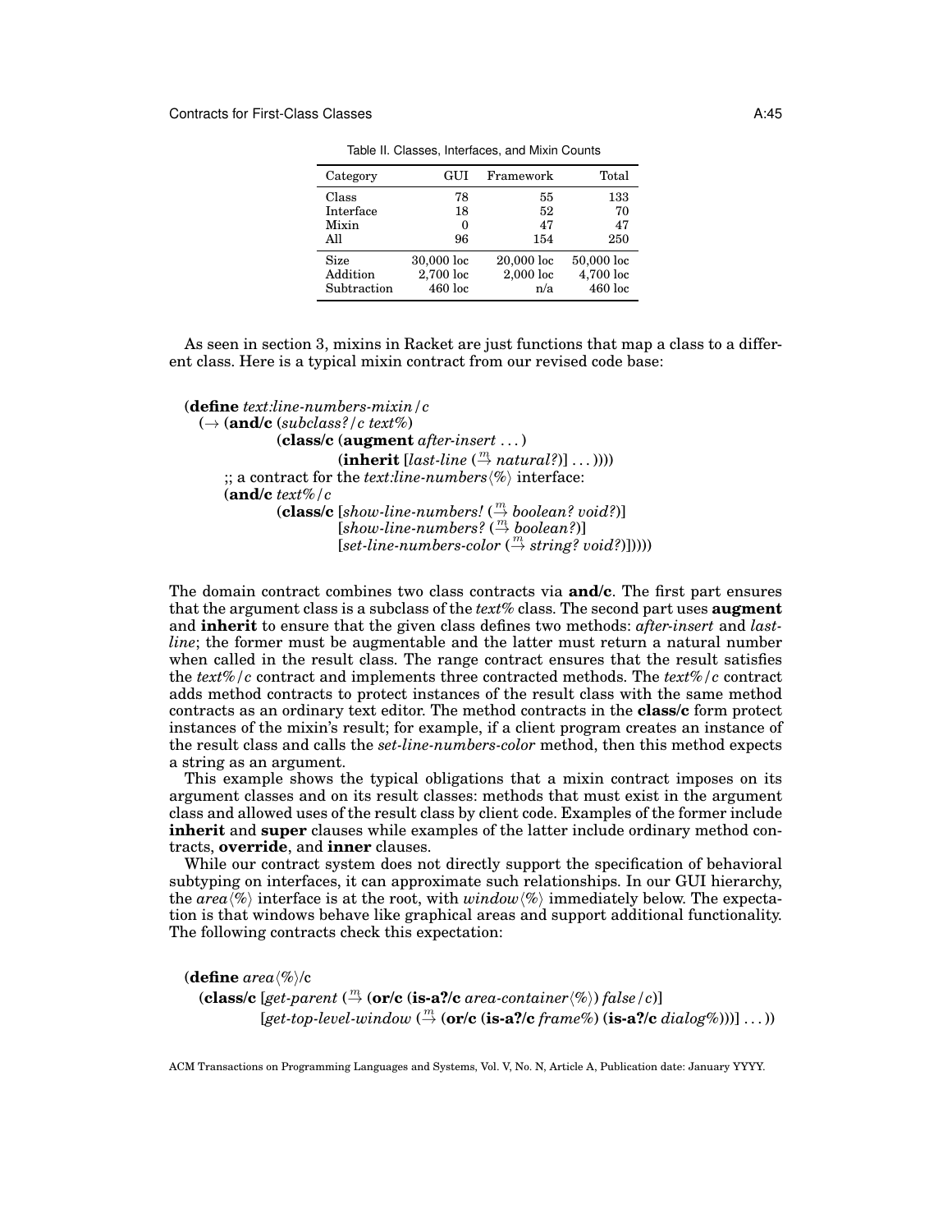Table II. Classes, Interfaces, and Mixin Counts

| Category | GUI | Framework | Total |
|---|---|---|---|
| Class | 78 | 55 | 133 |
| Interface | 18 | 52 | 70 |
| Mixin | 0 | 47 | 47 |
| All | 96 | 154 | 250 |
| Size | 30,000 loc | 20,000 loc | 50,000 loc |
| Addition | 2,700 loc | 2,000 loc | 4,700 loc |
| Subtraction | 460 loc | n/a | 460 loc |

As seen in section 3, mixins in Racket are just functions that map a class to a different class. Here is a typical mixin contract from our revised code base:

```
(define text:line-numbers-mixin/c
  (→ (and/c (subclass?/c text%)
            (class/c (augment after-insert ...)
                     (inherit [last-line (→m natural?)] ...)))
     ;; a contract for the text:line-numbers⟨%⟩ interface:
     (and/c text%/c
            (class/c [show-line-numbers! (→m boolean? void?)]
                     [show-line-numbers? (→m boolean?)]
                     [set-line-numbers-color (→m string? void?)]))))
```

The domain contract combines two class contracts via **and/c**. The first part ensures that the argument class is a subclass of the *text%* class. The second part uses **augment** and **inherit** to ensure that the given class defines two methods: *after-insert* and *last-line*; the former must be augmentable and the latter must return a natural number when called in the result class. The range contract ensures that the result satisfies the *text%/c* contract and implements three contracted methods. The *text%/c* contract adds method contracts to protect instances of the result class with the same method contracts as an ordinary text editor. The method contracts in the **class/c** form protect instances of the mixin's result; for example, if a client program creates an instance of the result class and calls the *set-line-numbers-color* method, then this method expects a string as an argument.

This example shows the typical obligations that a mixin contract imposes on its argument classes and on its result classes: methods that must exist in the argument class and allowed uses of the result class by client code. Examples of the former include **inherit** and **super** clauses while examples of the latter include ordinary method contracts, **override**, and **inner** clauses.

While our contract system does not directly support the specification of behavioral subtyping on interfaces, it can approximate such relationships. In our GUI hierarchy, the *area⟨%⟩* interface is at the root, with *window⟨%⟩* immediately below. The expectation is that windows behave like graphical areas and support additional functionality. The following contracts check this expectation:

```
(define area⟨%⟩/c
  (class/c [get-parent (→m (or/c (is-a?/c area-container⟨%⟩) false/c))]
           [get-top-level-window (→m (or/c (is-a?/c frame%) (is-a?/c dialog%)))] ...))
```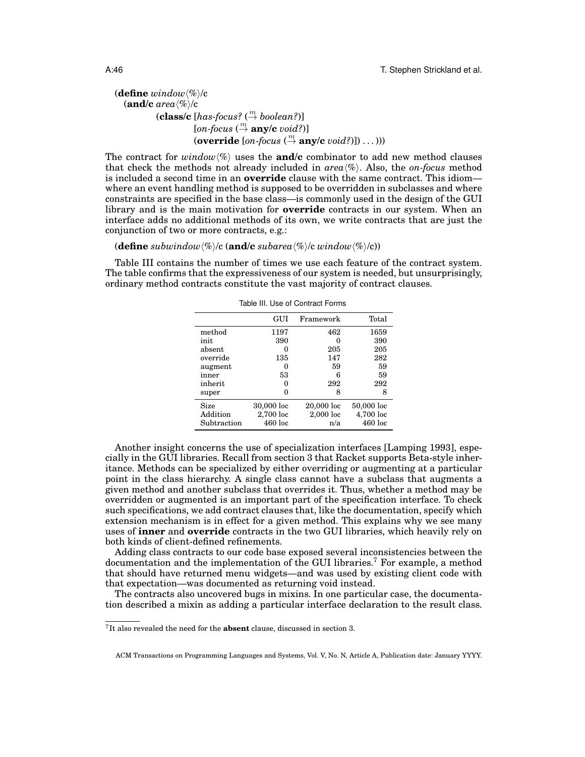```
(define window⟨%⟩/c
  (and/c area⟨%⟩/c
         (class/c [has-focus? (→ᵐ boolean?)]
                  [on-focus (→ᵐ any/c void?)]
                  (override [on-focus (→ᵐ any/c void?)]) ...)))
```

The contract for *window*⟨%⟩ uses the **and/c** combinator to add new method clauses that check the methods not already included in *area*⟨%⟩. Also, the *on-focus* method is included a second time in an **override** clause with the same contract. This idiom—where an event handling method is supposed to be overridden in subclasses and where constraints are specified in the base class—is commonly used in the design of the GUI library and is the main motivation for **override** contracts in our system. When an interface adds no additional methods of its own, we write contracts that are just the conjunction of two or more contracts, e.g.:

```
(define subwindow⟨%⟩/c (and/c subarea⟨%⟩/c window⟨%⟩/c))
```

Table III contains the number of times we use each feature of the contract system. The table confirms that the expressiveness of our system is needed, but unsurprisingly, ordinary method contracts constitute the vast majority of contract clauses.

Table III. Use of Contract Forms

| | GUI | Framework | Total |
|---|---|---|---|
| method | 1197 | 462 | 1659 |
| init | 390 | 0 | 390 |
| absent | 0 | 205 | 205 |
| override | 135 | 147 | 282 |
| augment | 0 | 59 | 59 |
| inner | 53 | 6 | 59 |
| inherit | 0 | 292 | 292 |
| super | 0 | 8 | 8 |
| Size | 30,000 loc | 20,000 loc | 50,000 loc |
| Addition | 2,700 loc | 2,000 loc | 4,700 loc |
| Subtraction | 460 loc | n/a | 460 loc |

Another insight concerns the use of specialization interfaces [Lamping 1993], especially in the GUI libraries. Recall from section 3 that Racket supports Beta-style inheritance. Methods can be specialized by either overriding or augmenting at a particular point in the class hierarchy. A single class cannot have a subclass that augments a given method and another subclass that overrides it. Thus, whether a method may be overridden or augmented is an important part of the specification interface. To check such specifications, we add contract clauses that, like the documentation, specify which extension mechanism is in effect for a given method. This explains why we see many uses of **inner** and **override** contracts in the two GUI libraries, which heavily rely on both kinds of client-defined refinements.

Adding class contracts to our code base exposed several inconsistencies between the documentation and the implementation of the GUI libraries.[7] For example, a method that should have returned menu widgets—and was used by existing client code with that expectation—was documented as returning void instead.

The contracts also uncovered bugs in mixins. In one particular case, the documentation described a mixin as adding a particular interface declaration to the result class.

[7] It also revealed the need for the **absent** clause, discussed in section 3.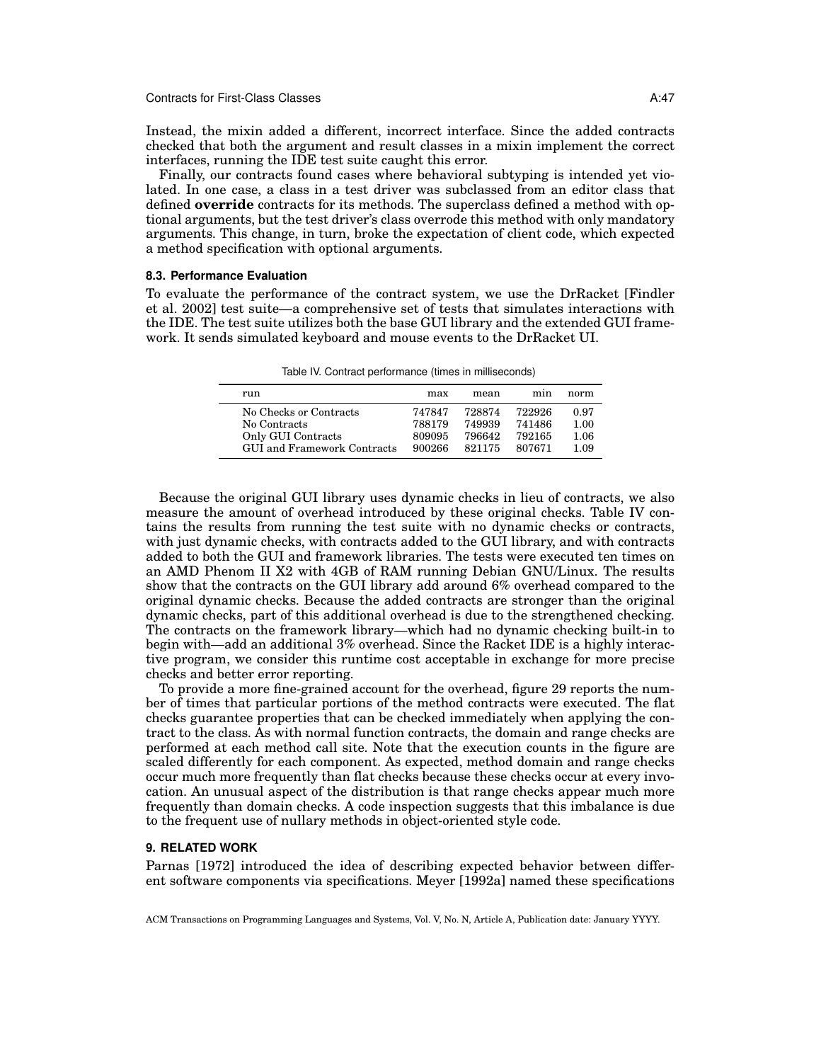Instead, the mixin added a different, incorrect interface. Since the added contracts checked that both the argument and result classes in a mixin implement the correct interfaces, running the IDE test suite caught this error.

Finally, our contracts found cases where behavioral subtyping is intended yet violated. In one case, a class in a test driver was subclassed from an editor class that defined **override** contracts for its methods. The superclass defined a method with optional arguments, but the test driver's class overrode this method with only mandatory arguments. This change, in turn, broke the expectation of client code, which expected a method specification with optional arguments.

### 8.3. Performance Evaluation

To evaluate the performance of the contract system, we use the DrRacket [Findler et al. 2002] test suite—a comprehensive set of tests that simulates interactions with the IDE. The test suite utilizes both the base GUI library and the extended GUI framework. It sends simulated keyboard and mouse events to the DrRacket UI.

Table IV. Contract performance (times in milliseconds)

| run | max | mean | min | norm |
|---|---|---|---|---|
| No Checks or Contracts | 747847 | 728874 | 722926 | 0.97 |
| No Contracts | 788179 | 749939 | 741486 | 1.00 |
| Only GUI Contracts | 809095 | 796642 | 792165 | 1.06 |
| GUI and Framework Contracts | 900266 | 821175 | 807671 | 1.09 |

Because the original GUI library uses dynamic checks in lieu of contracts, we also measure the amount of overhead introduced by these original checks. Table IV contains the results from running the test suite with no dynamic checks or contracts, with just dynamic checks, with contracts added to the GUI library, and with contracts added to both the GUI and framework libraries. The tests were executed ten times on an AMD Phenom II X2 with 4GB of RAM running Debian GNU/Linux. The results show that the contracts on the GUI library add around 6% overhead compared to the original dynamic checks. Because the added contracts are stronger than the original dynamic checks, part of this additional overhead is due to the strengthened checking. The contracts on the framework library—which had no dynamic checking built-in to begin with—add an additional 3% overhead. Since the Racket IDE is a highly interactive program, we consider this runtime cost acceptable in exchange for more precise checks and better error reporting.

To provide a more fine-grained account for the overhead, figure 29 reports the number of times that particular portions of the method contracts were executed. The flat checks guarantee properties that can be checked immediately when applying the contract to the class. As with normal function contracts, the domain and range checks are performed at each method call site. Note that the execution counts in the figure are scaled differently for each component. As expected, method domain and range checks occur much more frequently than flat checks because these checks occur at every invocation. An unusual aspect of the distribution is that range checks appear much more frequently than domain checks. A code inspection suggests that this imbalance is due to the frequent use of nullary methods in object-oriented style code.

## 9. RELATED WORK

Parnas [1972] introduced the idea of describing expected behavior between different software components via specifications. Meyer [1992a] named these specifications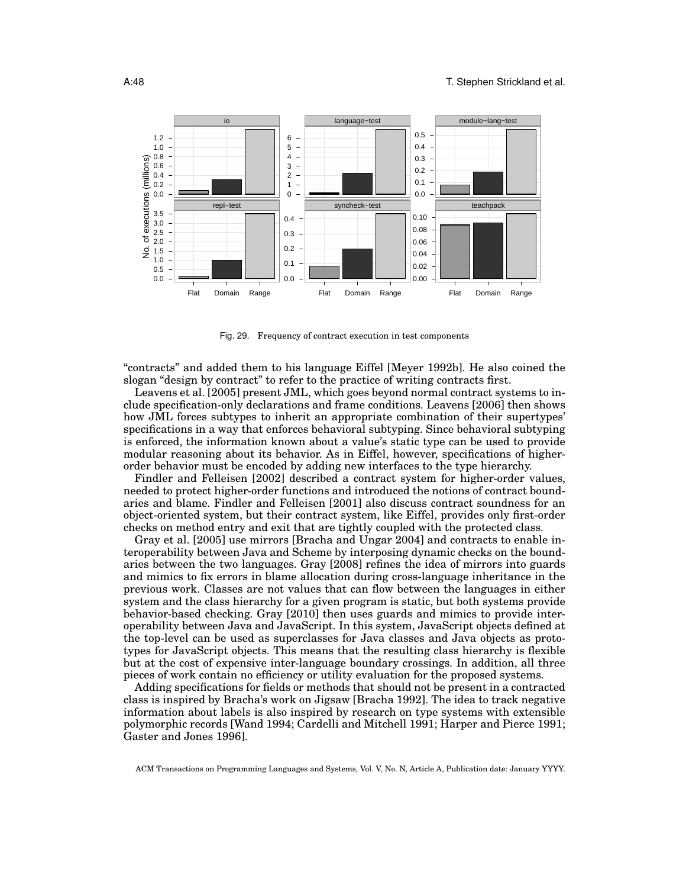Fig. 29. Frequency of contract execution in test components

"contracts" and added them to his language Eiffel [Meyer 1992b]. He also coined the slogan "design by contract" to refer to the practice of writing contracts first.

Leavens et al. [2005] present JML, which goes beyond normal contract systems to include specification-only declarations and frame conditions. Leavens [2006] then shows how JML forces subtypes to inherit an appropriate combination of their supertypes' specifications in a way that enforces behavioral subtyping. Since behavioral subtyping is enforced, the information known about a value's static type can be used to provide modular reasoning about its behavior. As in Eiffel, however, specifications of higher-order behavior must be encoded by adding new interfaces to the type hierarchy.

Findler and Felleisen [2002] described a contract system for higher-order values, needed to protect higher-order functions and introduced the notions of contract boundaries and blame. Findler and Felleisen [2001] also discuss contract soundness for an object-oriented system, but their contract system, like Eiffel, provides only first-order checks on method entry and exit that are tightly coupled with the protected class.

Gray et al. [2005] use mirrors [Bracha and Ungar 2004] and contracts to enable interoperability between Java and Scheme by interposing dynamic checks on the boundaries between the two languages. Gray [2008] refines the idea of mirrors into guards and mimics to fix errors in blame allocation during cross-language inheritance in the previous work. Classes are not values that can flow between the languages in either system and the class hierarchy for a given program is static, but both systems provide behavior-based checking. Gray [2010] then uses guards and mimics to provide interoperability between Java and JavaScript. In this system, JavaScript objects defined at the top-level can be used as superclasses for Java classes and Java objects as prototypes for JavaScript objects. This means that the resulting class hierarchy is flexible but at the cost of expensive inter-language boundary crossings. In addition, all three pieces of work contain no efficiency or utility evaluation for the proposed systems.

Adding specifications for fields or methods that should not be present in a contracted class is inspired by Bracha's work on Jigsaw [Bracha 1992]. The idea to track negative information about labels is also inspired by research on type systems with extensible polymorphic records [Wand 1994; Cardelli and Mitchell 1991; Harper and Pierce 1991; Gaster and Jones 1996].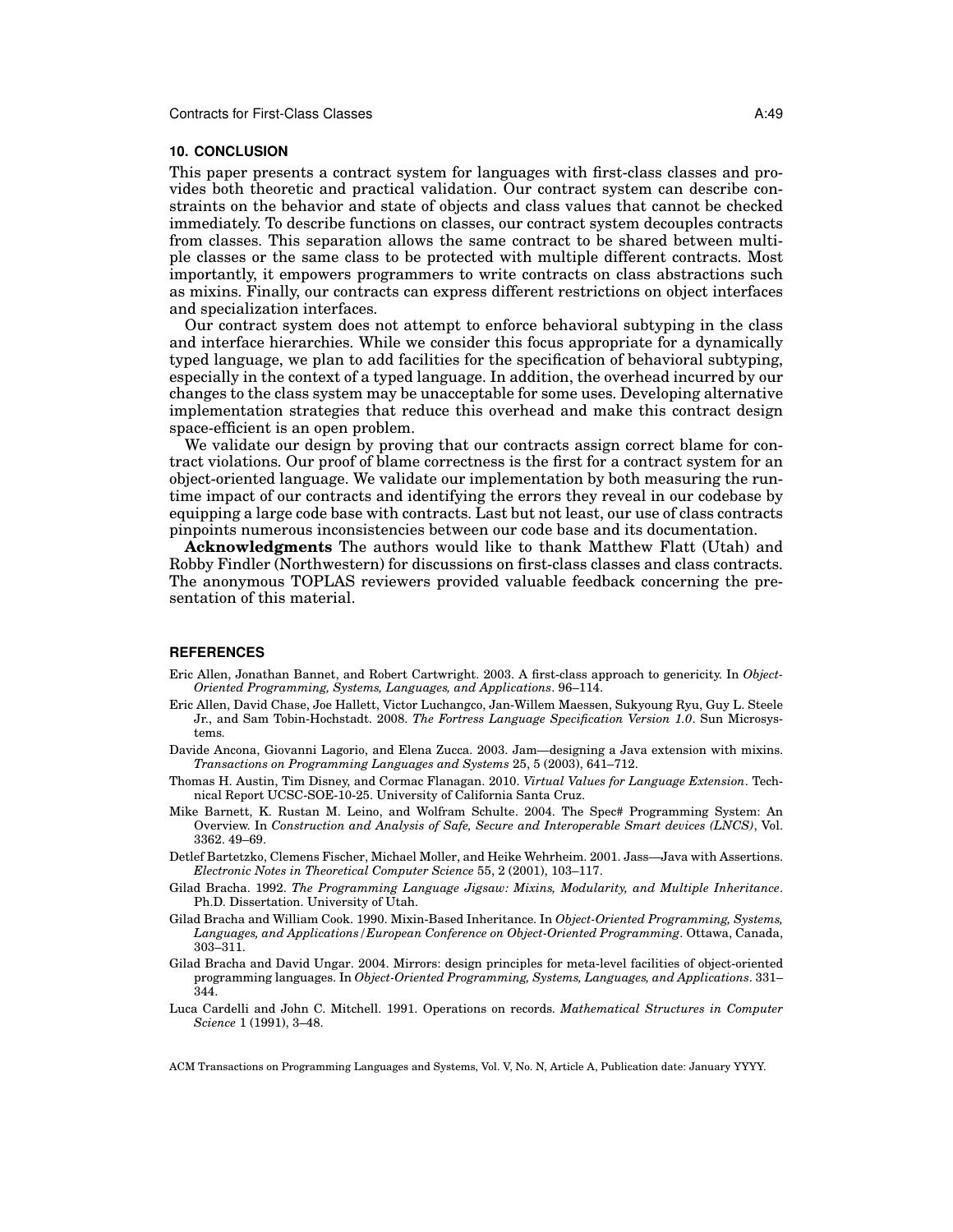## 10. CONCLUSION

This paper presents a contract system for languages with first-class classes and provides both theoretic and practical validation. Our contract system can describe constraints on the behavior and state of objects and class values that cannot be checked immediately. To describe functions on classes, our contract system decouples contracts from classes. This separation allows the same contract to be shared between multiple classes or the same class to be protected with multiple different contracts. Most importantly, it empowers programmers to write contracts on class abstractions such as mixins. Finally, our contracts can express different restrictions on object interfaces and specialization interfaces.

Our contract system does not attempt to enforce behavioral subtyping in the class and interface hierarchies. While we consider this focus appropriate for a dynamically typed language, we plan to add facilities for the specification of behavioral subtyping, especially in the context of a typed language. In addition, the overhead incurred by our changes to the class system may be unacceptable for some uses. Developing alternative implementation strategies that reduce this overhead and make this contract design space-efficient is an open problem.

We validate our design by proving that our contracts assign correct blame for contract violations. Our proof of blame correctness is the first for a contract system for an object-oriented language. We validate our implementation by both measuring the runtime impact of our contracts and identifying the errors they reveal in our codebase by equipping a large code base with contracts. Last but not least, our use of class contracts pinpoints numerous inconsistencies between our code base and its documentation.

**Acknowledgments** The authors would like to thank Matthew Flatt (Utah) and Robby Findler (Northwestern) for discussions on first-class classes and class contracts. The anonymous TOPLAS reviewers provided valuable feedback concerning the presentation of this material.

## REFERENCES

Eric Allen, Jonathan Bannet, and Robert Cartwright. 2003. A first-class approach to genericity. In *Object-Oriented Programming, Systems, Languages, and Applications*. 96–114.

Eric Allen, David Chase, Joe Hallett, Victor Luchangco, Jan-Willem Maessen, Sukyoung Ryu, Guy L. Steele Jr., and Sam Tobin-Hochstadt. 2008. *The Fortress Language Specification Version 1.0*. Sun Microsystems.

Davide Ancona, Giovanni Lagorio, and Elena Zucca. 2003. Jam—designing a Java extension with mixins. *Transactions on Programming Languages and Systems* 25, 5 (2003), 641–712.

Thomas H. Austin, Tim Disney, and Cormac Flanagan. 2010. *Virtual Values for Language Extension*. Technical Report UCSC-SOE-10-25. University of California Santa Cruz.

Mike Barnett, K. Rustan M. Leino, and Wolfram Schulte. 2004. The Spec# Programming System: An Overview. In *Construction and Analysis of Safe, Secure and Interoperable Smart devices (LNCS)*, Vol. 3362. 49–69.

Detlef Bartetzko, Clemens Fischer, Michael Moller, and Heike Wehrheim. 2001. Jass—Java with Assertions. *Electronic Notes in Theoretical Computer Science* 55, 2 (2001), 103–117.

Gilad Bracha. 1992. *The Programming Language Jigsaw: Mixins, Modularity, and Multiple Inheritance*. Ph.D. Dissertation. University of Utah.

Gilad Bracha and William Cook. 1990. Mixin-Based Inheritance. In *Object-Oriented Programming, Systems, Languages, and Applications/European Conference on Object-Oriented Programming*. Ottawa, Canada, 303–311.

Gilad Bracha and David Ungar. 2004. Mirrors: design principles for meta-level facilities of object-oriented programming languages. In *Object-Oriented Programming, Systems, Languages, and Applications*. 331–344.

Luca Cardelli and John C. Mitchell. 1991. Operations on records. *Mathematical Structures in Computer Science* 1 (1991), 3–48.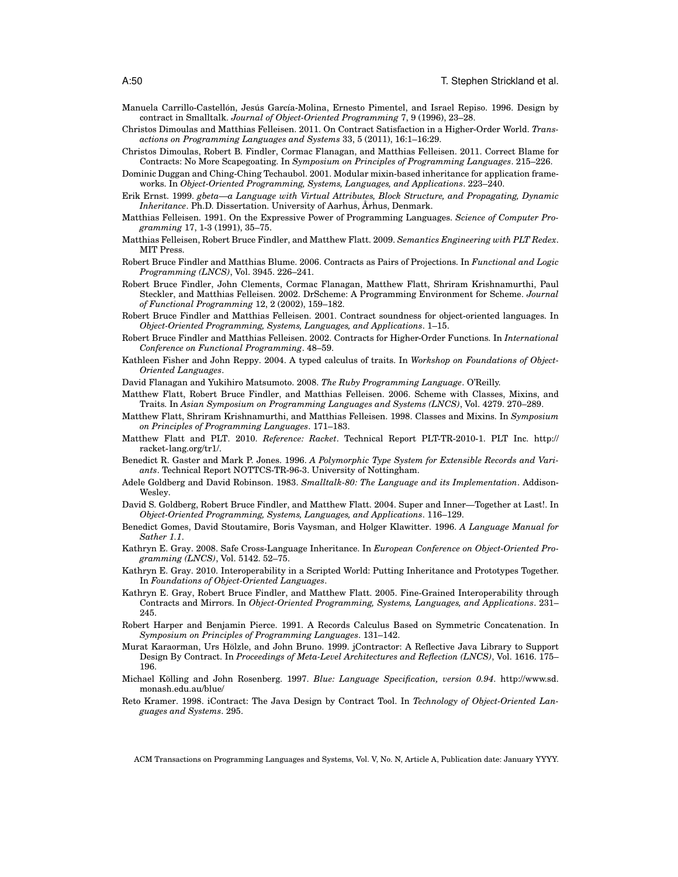Manuela Carrillo-Castellón, Jesús García-Molina, Ernesto Pimentel, and Israel Repiso. 1996. Design by contract in Smalltalk. *Journal of Object-Oriented Programming* 7, 9 (1996), 23–28.

Christos Dimoulas and Matthias Felleisen. 2011. On Contract Satisfaction in a Higher-Order World. *Transactions on Programming Languages and Systems* 33, 5 (2011), 16:1–16:29.

Christos Dimoulas, Robert B. Findler, Cormac Flanagan, and Matthias Felleisen. 2011. Correct Blame for Contracts: No More Scapegoating. In *Symposium on Principles of Programming Languages*. 215–226.

Dominic Duggan and Ching-Ching Techaubol. 2001. Modular mixin-based inheritance for application frameworks. In *Object-Oriented Programming, Systems, Languages, and Applications*. 223–240.

Erik Ernst. 1999. *gbeta—a Language with Virtual Attributes, Block Structure, and Propagating, Dynamic Inheritance*. Ph.D. Dissertation. University of Aarhus, Århus, Denmark.

Matthias Felleisen. 1991. On the Expressive Power of Programming Languages. *Science of Computer Programming* 17, 1-3 (1991), 35–75.

Matthias Felleisen, Robert Bruce Findler, and Matthew Flatt. 2009. *Semantics Engineering with PLT Redex*. MIT Press.

Robert Bruce Findler and Matthias Blume. 2006. Contracts as Pairs of Projections. In *Functional and Logic Programming (LNCS)*, Vol. 3945. 226–241.

Robert Bruce Findler, John Clements, Cormac Flanagan, Matthew Flatt, Shriram Krishnamurthi, Paul Steckler, and Matthias Felleisen. 2002. DrScheme: A Programming Environment for Scheme. *Journal of Functional Programming* 12, 2 (2002), 159–182.

Robert Bruce Findler and Matthias Felleisen. 2001. Contract soundness for object-oriented languages. In *Object-Oriented Programming, Systems, Languages, and Applications*. 1–15.

Robert Bruce Findler and Matthias Felleisen. 2002. Contracts for Higher-Order Functions. In *International Conference on Functional Programming*. 48–59.

Kathleen Fisher and John Reppy. 2004. A typed calculus of traits. In *Workshop on Foundations of Object-Oriented Languages*.

David Flanagan and Yukihiro Matsumoto. 2008. *The Ruby Programming Language*. O'Reilly.

Matthew Flatt, Robert Bruce Findler, and Matthias Felleisen. 2006. Scheme with Classes, Mixins, and Traits. In *Asian Symposium on Programming Languages and Systems (LNCS)*, Vol. 4279. 270–289.

Matthew Flatt, Shriram Krishnamurthi, and Matthias Felleisen. 1998. Classes and Mixins. In *Symposium on Principles of Programming Languages*. 171–183.

Matthew Flatt and PLT. 2010. *Reference: Racket*. Technical Report PLT-TR-2010-1. PLT Inc. http://racket-lang.org/tr1/.

Benedict R. Gaster and Mark P. Jones. 1996. *A Polymorphic Type System for Extensible Records and Variants*. Technical Report NOTTCS-TR-96-3. University of Nottingham.

Adele Goldberg and David Robinson. 1983. *Smalltalk-80: The Language and its Implementation*. Addison-Wesley.

David S. Goldberg, Robert Bruce Findler, and Matthew Flatt. 2004. Super and Inner—Together at Last!. In *Object-Oriented Programming, Systems, Languages, and Applications*. 116–129.

Benedict Gomes, David Stoutamire, Boris Vaysman, and Holger Klawitter. 1996. *A Language Manual for Sather 1.1*.

Kathryn E. Gray. 2008. Safe Cross-Language Inheritance. In *European Conference on Object-Oriented Programming (LNCS)*, Vol. 5142. 52–75.

Kathryn E. Gray. 2010. Interoperability in a Scripted World: Putting Inheritance and Prototypes Together. In *Foundations of Object-Oriented Languages*.

Kathryn E. Gray, Robert Bruce Findler, and Matthew Flatt. 2005. Fine-Grained Interoperability through Contracts and Mirrors. In *Object-Oriented Programming, Systems, Languages, and Applications*. 231–245.

Robert Harper and Benjamin Pierce. 1991. A Records Calculus Based on Symmetric Concatenation. In *Symposium on Principles of Programming Languages*. 131–142.

Murat Karaorman, Urs Hölzle, and John Bruno. 1999. jContractor: A Reflective Java Library to Support Design By Contract. In *Proceedings of Meta-Level Architectures and Reflection (LNCS)*, Vol. 1616. 175–196.

Michael Kölling and John Rosenberg. 1997. *Blue: Language Specification, version 0.94*. http://www.sd.monash.edu.au/blue/

Reto Kramer. 1998. iContract: The Java Design by Contract Tool. In *Technology of Object-Oriented Languages and Systems*. 295.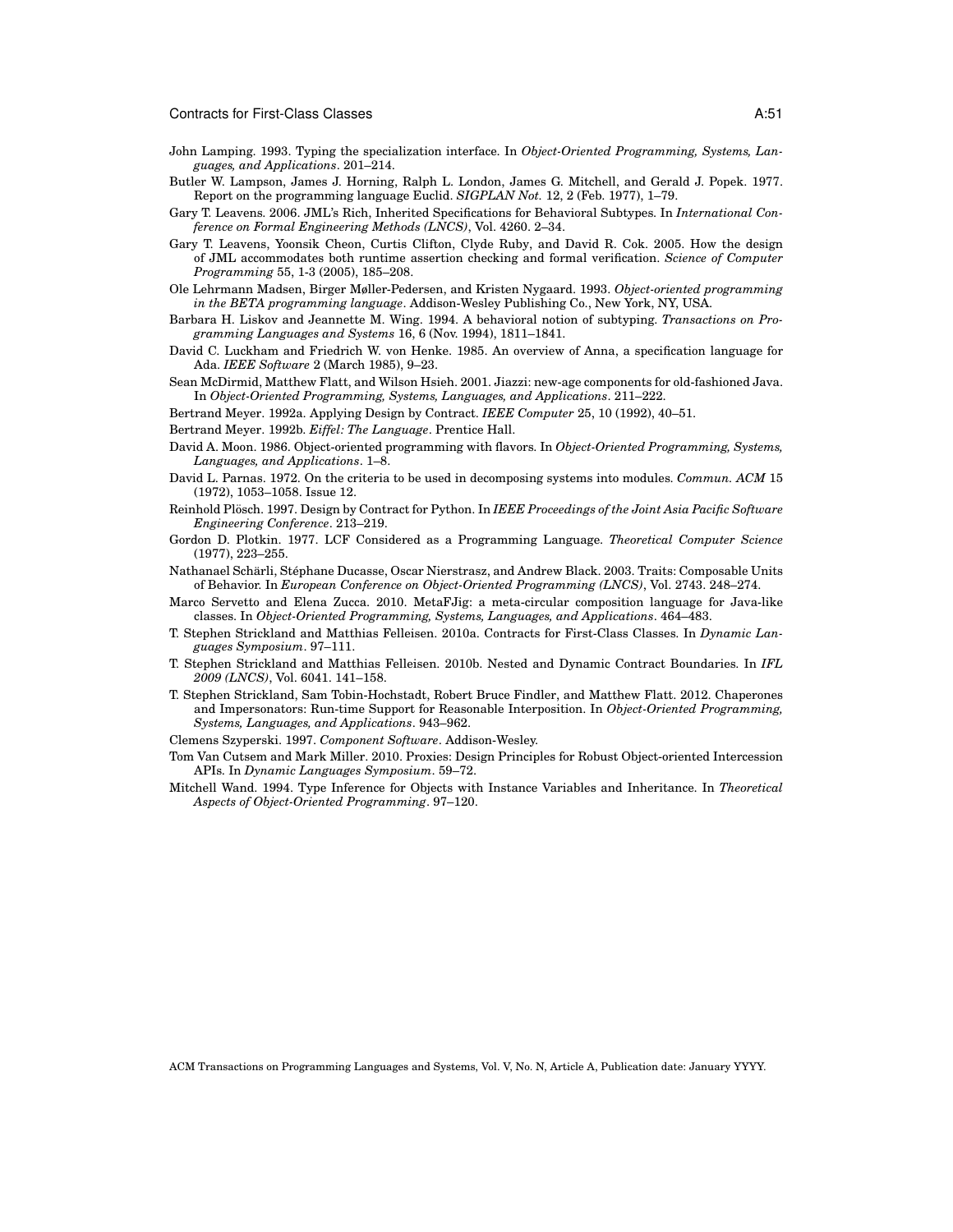John Lamping. 1993. Typing the specialization interface. In *Object-Oriented Programming, Systems, Languages, and Applications*. 201–214.

Butler W. Lampson, James J. Horning, Ralph L. London, James G. Mitchell, and Gerald J. Popek. 1977. Report on the programming language Euclid. *SIGPLAN Not.* 12, 2 (Feb. 1977), 1–79.

Gary T. Leavens. 2006. JML's Rich, Inherited Specifications for Behavioral Subtypes. In *International Conference on Formal Engineering Methods (LNCS)*, Vol. 4260. 2–34.

Gary T. Leavens, Yoonsik Cheon, Curtis Clifton, Clyde Ruby, and David R. Cok. 2005. How the design of JML accommodates both runtime assertion checking and formal verification. *Science of Computer Programming* 55, 1-3 (2005), 185–208.

Ole Lehrmann Madsen, Birger Møller-Pedersen, and Kristen Nygaard. 1993. *Object-oriented programming in the BETA programming language*. Addison-Wesley Publishing Co., New York, NY, USA.

Barbara H. Liskov and Jeannette M. Wing. 1994. A behavioral notion of subtyping. *Transactions on Programming Languages and Systems* 16, 6 (Nov. 1994), 1811–1841.

David C. Luckham and Friedrich W. von Henke. 1985. An overview of Anna, a specification language for Ada. *IEEE Software* 2 (March 1985), 9–23.

Sean McDirmid, Matthew Flatt, and Wilson Hsieh. 2001. Jiazzi: new-age components for old-fashioned Java. In *Object-Oriented Programming, Systems, Languages, and Applications*. 211–222.

Bertrand Meyer. 1992a. Applying Design by Contract. *IEEE Computer* 25, 10 (1992), 40–51.

Bertrand Meyer. 1992b. *Eiffel: The Language*. Prentice Hall.

David A. Moon. 1986. Object-oriented programming with flavors. In *Object-Oriented Programming, Systems, Languages, and Applications*. 1–8.

David L. Parnas. 1972. On the criteria to be used in decomposing systems into modules. *Commun. ACM* 15 (1972), 1053–1058. Issue 12.

Reinhold Plösch. 1997. Design by Contract for Python. In *IEEE Proceedings of the Joint Asia Pacific Software Engineering Conference*. 213–219.

Gordon D. Plotkin. 1977. LCF Considered as a Programming Language. *Theoretical Computer Science* (1977), 223–255.

Nathanael Schärli, Stéphane Ducasse, Oscar Nierstrasz, and Andrew Black. 2003. Traits: Composable Units of Behavior. In *European Conference on Object-Oriented Programming (LNCS)*, Vol. 2743. 248–274.

Marco Servetto and Elena Zucca. 2010. MetaFJig: a meta-circular composition language for Java-like classes. In *Object-Oriented Programming, Systems, Languages, and Applications*. 464–483.

T. Stephen Strickland and Matthias Felleisen. 2010a. Contracts for First-Class Classes. In *Dynamic Languages Symposium*. 97–111.

T. Stephen Strickland and Matthias Felleisen. 2010b. Nested and Dynamic Contract Boundaries. In *IFL 2009 (LNCS)*, Vol. 6041. 141–158.

T. Stephen Strickland, Sam Tobin-Hochstadt, Robert Bruce Findler, and Matthew Flatt. 2012. Chaperones and Impersonators: Run-time Support for Reasonable Interposition. In *Object-Oriented Programming, Systems, Languages, and Applications*. 943–962.

Clemens Szyperski. 1997. *Component Software*. Addison-Wesley.

Tom Van Cutsem and Mark Miller. 2010. Proxies: Design Principles for Robust Object-oriented Intercession APIs. In *Dynamic Languages Symposium*. 59–72.

Mitchell Wand. 1994. Type Inference for Objects with Instance Variables and Inheritance. In *Theoretical Aspects of Object-Oriented Programming*. 97–120.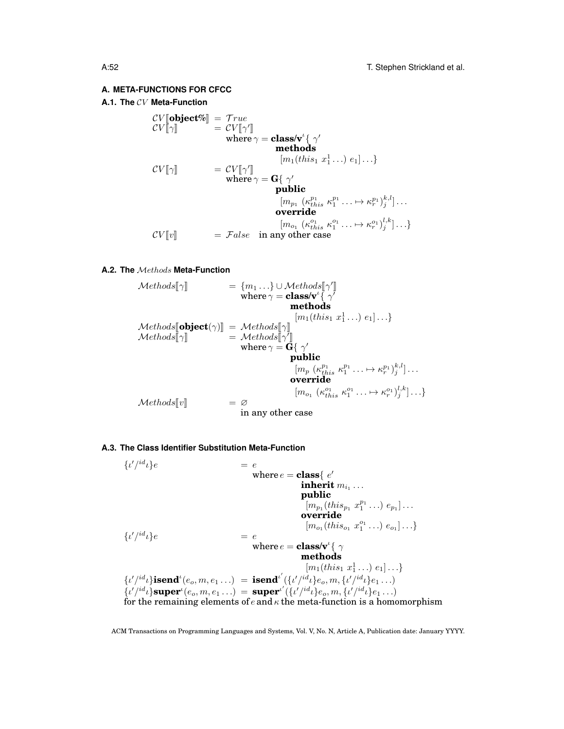## A. META-FUNCTIONS FOR CFCC

### A.1. The $\mathcal{CV}$ Meta-Function

$$
\begin{aligned}
\mathcal{CV}[\![\textbf{object\%}]\!] &= \mathcal{T}rue \\
\mathcal{CV}[\![\gamma]\!] &= \mathcal{CV}[\![\gamma']\!] \\
&\quad \text{where } \gamma = \textbf{class/v}^{\iota}\{\ \gamma' \\
&\qquad\qquad \textbf{methods} \\
&\qquad\qquad\quad [m_1(this_1\ x_1^1 \ldots)\ e_1]\ldots\} \\
\mathcal{CV}[\![\gamma]\!] &= \mathcal{CV}[\![\gamma']\!] \\
&\quad \text{where } \gamma = \textbf{G}\{\ \gamma' \\
&\qquad\qquad \textbf{public} \\
&\qquad\qquad\quad [m_{p_1}\ (\kappa_{this}^{p_1}\ \kappa_1^{p_1} \ldots \mapsto \kappa_r^{p_1})_j^{k,l}]\ldots \\
&\qquad\qquad \textbf{override} \\
&\qquad\qquad\quad [m_{o_1}\ (\kappa_{this}^{o_1}\ \kappa_1^{o_1} \ldots \mapsto \kappa_r^{o_1})_j^{l,k}]\ldots\} \\
\mathcal{CV}[\![v]\!] &= \mathcal{F}alse \quad \text{in any other case}
\end{aligned}
$$

### A.2. The $\mathcal{M}ethods$ Meta-Function

$$
\begin{aligned}
\mathcal{M}ethods[\![\gamma]\!] &= \{m_1 \ldots\} \cup \mathcal{M}ethods[\![\gamma']\!] \\
&\quad \text{where } \gamma = \textbf{class/v}^{\iota}\{\ \gamma' \\
&\qquad\qquad \textbf{methods} \\
&\qquad\qquad\quad [m_1(this_1\ x_1^1 \ldots)\ e_1]\ldots\} \\
\mathcal{M}ethods[\![\textbf{object}(\gamma)]\!] &= \mathcal{M}ethods[\![\gamma]\!] \\
\mathcal{M}ethods[\![\gamma]\!] &= \mathcal{M}ethods[\![\gamma']\!] \\
&\quad \text{where } \gamma = \textbf{G}\{\ \gamma' \\
&\qquad\qquad \textbf{public} \\
&\qquad\qquad\quad [m_p\ (\kappa_{this}^{p_1}\ \kappa_1^{p_1} \ldots \mapsto \kappa_r^{p_1})_j^{k,l}]\ldots \\
&\qquad\qquad \textbf{override} \\
&\qquad\qquad\quad [m_{o_1}\ (\kappa_{this}^{o_1}\ \kappa_1^{o_1} \ldots \mapsto \kappa_r^{o_1})_j^{l,k}]\ldots\} \\
\mathcal{M}ethods[\![v]\!] &= \varnothing \\
&\quad \text{in any other case}
\end{aligned}
$$

### A.3. The Class Identifier Substitution Meta-Function

$$
\begin{aligned}
\{\iota'/^{id}\iota\}e &= e \\
&\quad \text{where } e = \textbf{class}\{\ e' \\
&\qquad\qquad \textbf{inherit}\ m_{i_1} \ldots \\
&\qquad\qquad \textbf{public} \\
&\qquad\qquad\quad [m_{p_1}(this_{p_1}\ x_1^{p_1} \ldots)\ e_{p_1}]\ldots \\
&\qquad\qquad \textbf{override} \\
&\qquad\qquad\quad [m_{o_1}(this_{o_1}\ x_1^{o_1} \ldots)\ e_{o_1}]\ldots\} \\
\{\iota'/^{id}\iota\}e &= e \\
&\quad \text{where } e = \textbf{class/v}^{\iota}\{\ \gamma \\
&\qquad\qquad \textbf{methods} \\
&\qquad\qquad\quad [m_1(this_1\ x_1^1 \ldots)\ e_1]\ldots\} \\
\{\iota'/^{id}\iota\}\textbf{isend}^{\iota}(e_o, m, e_1 \ldots) &= \textbf{isend}^{\iota'}(\{\iota'/^{id}\iota\}e_o, m, \{\iota'/^{id}\iota\}e_1 \ldots) \\
\{\iota'/^{id}\iota\}\textbf{super}^{\iota}(e_o, m, e_1 \ldots) &= \textbf{super}^{\iota'}(\{\iota'/^{id}\iota\}e_o, m, \{\iota'/^{id}\iota\}e_1 \ldots)
\end{aligned}
$$

for the remaining elements of $e$ and $\kappa$ the meta-function is a homomorphism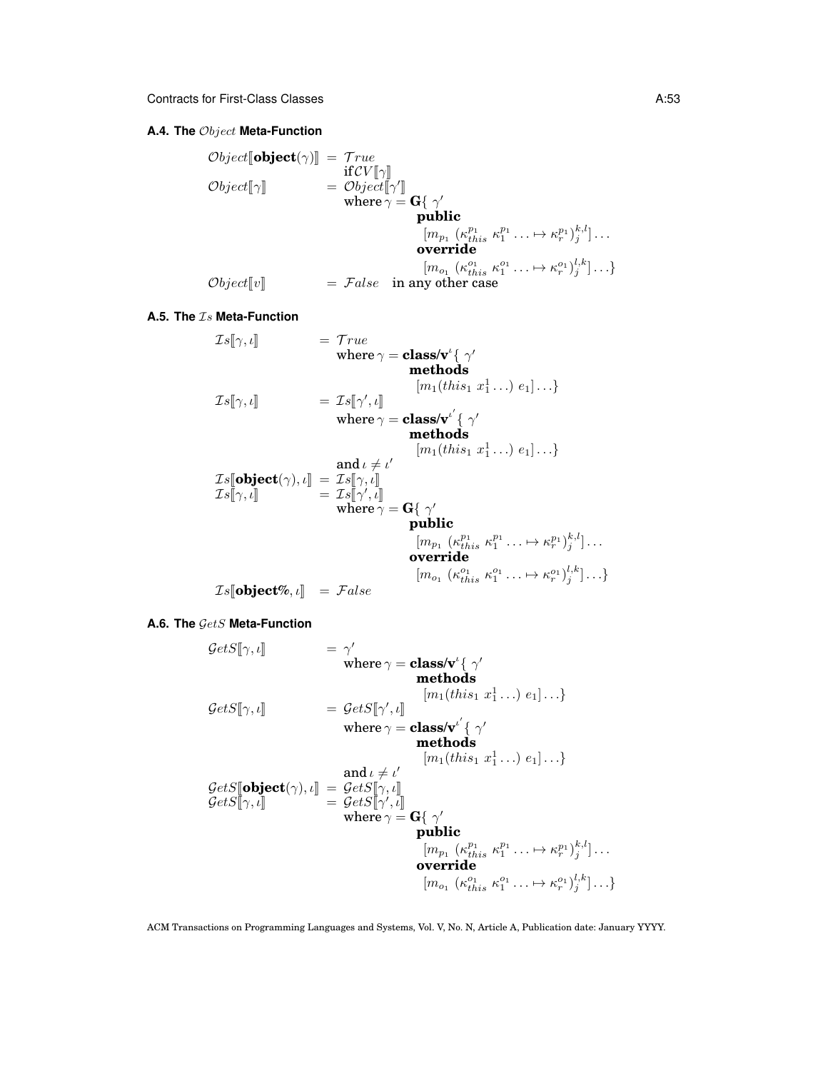### A.4. The $\mathcal{O}bject$ Meta-Function

$$
\begin{array}{lll}
\mathcal{O}bject[\![\textbf{object}(\gamma)]\!] & = & \mathcal{T}rue \\
& & \text{if} \mathcal{CV}[\![\gamma]\!] \\
\mathcal{O}bject[\![\gamma]\!] & = & \mathcal{O}bject[\![\gamma']\!] \\
& & \text{where } \gamma = \textbf{G}\{\ \gamma' \\
& & \qquad\qquad \textbf{public} \\
& & \qquad\qquad\quad [m_{p_1}\ (\kappa^{p_1}_{this}\ \kappa^{p_1}_1 \ldots \mapsto \kappa^{p_1}_r)^{k,l}_j] \ldots \\
& & \qquad\qquad \textbf{override} \\
& & \qquad\qquad\quad [m_{o_1}\ (\kappa^{o_1}_{this}\ \kappa^{o_1}_1 \ldots \mapsto \kappa^{o_1}_r)^{l,k}_j] \ldots \} \\
\mathcal{O}bject[\![v]\!] & = & \mathcal{F}alse \quad \text{in any other case}
\end{array}
$$

### A.5. The $\mathcal{I}s$ Meta-Function

$$
\begin{array}{lll}
\mathcal{I}s[\![\gamma, \iota]\!] & = & \mathcal{T}rue \\
& & \text{where } \gamma = \textbf{class/v}^{\iota}\{\ \gamma' \\
& & \qquad\qquad \textbf{methods} \\
& & \qquad\qquad\quad [m_1(this_1\ x^1_1 \ldots)\ e_1] \ldots \} \\
\mathcal{I}s[\![\gamma, \iota]\!] & = & \mathcal{I}s[\![\gamma', \iota]\!] \\
& & \text{where } \gamma = \textbf{class/v}^{\iota'}\{\ \gamma' \\
& & \qquad\qquad \textbf{methods} \\
& & \qquad\qquad\quad [m_1(this_1\ x^1_1 \ldots)\ e_1] \ldots \} \\
& & \text{and } \iota \neq \iota' \\
\mathcal{I}s[\![\textbf{object}(\gamma), \iota]\!] & = & \mathcal{I}s[\![\gamma, \iota]\!] \\
\mathcal{I}s[\![\gamma, \iota]\!] & = & \mathcal{I}s[\![\gamma', \iota]\!] \\
& & \text{where } \gamma = \textbf{G}\{\ \gamma' \\
& & \qquad\qquad \textbf{public} \\
& & \qquad\qquad\quad [m_{p_1}\ (\kappa^{p_1}_{this}\ \kappa^{p_1}_1 \ldots \mapsto \kappa^{p_1}_r)^{k,l}_j] \ldots \\
& & \qquad\qquad \textbf{override} \\
& & \qquad\qquad\quad [m_{o_1}\ (\kappa^{o_1}_{this}\ \kappa^{o_1}_1 \ldots \mapsto \kappa^{o_1}_r)^{l,k}_j] \ldots \} \\
\mathcal{I}s[\![\textbf{object\%}, \iota]\!] & = & \mathcal{F}alse
\end{array}
$$

### A.6. The $\mathcal{G}etS$ Meta-Function

$$
\begin{array}{lll}
\mathcal{G}etS[\![\gamma, \iota]\!] & = & \gamma' \\
& & \text{where } \gamma = \textbf{class/v}^{\iota}\{\ \gamma' \\
& & \qquad\qquad \textbf{methods} \\
& & \qquad\qquad\quad [m_1(this_1\ x^1_1 \ldots)\ e_1] \ldots \} \\
\mathcal{G}etS[\![\gamma, \iota]\!] & = & \mathcal{G}etS[\![\gamma', \iota]\!] \\
& & \text{where } \gamma = \textbf{class/v}^{\iota'}\{\ \gamma' \\
& & \qquad\qquad \textbf{methods} \\
& & \qquad\qquad\quad [m_1(this_1\ x^1_1 \ldots)\ e_1] \ldots \} \\
& & \text{and } \iota \neq \iota' \\
\mathcal{G}etS[\![\textbf{object}(\gamma), \iota]\!] & = & \mathcal{G}etS[\![\gamma, \iota]\!] \\
\mathcal{G}etS[\![\gamma, \iota]\!] & = & \mathcal{G}etS[\![\gamma', \iota]\!] \\
& & \text{where } \gamma = \textbf{G}\{\ \gamma' \\
& & \qquad\qquad \textbf{public} \\
& & \qquad\qquad\quad [m_{p_1}\ (\kappa^{p_1}_{this}\ \kappa^{p_1}_1 \ldots \mapsto \kappa^{p_1}_r)^{k,l}_j] \ldots \\
& & \qquad\qquad \textbf{override} \\
& & \qquad\qquad\quad [m_{o_1}\ (\kappa^{o_1}_{this}\ \kappa^{o_1}_1 \ldots \mapsto \kappa^{o_1}_r)^{l,k}_j] \ldots \}
\end{array}
$$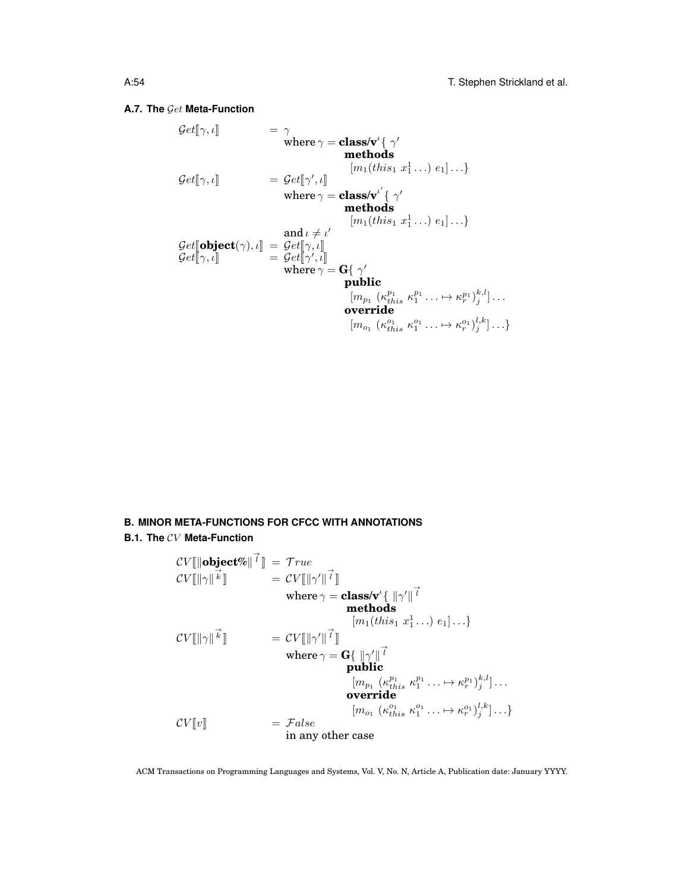### A.7. The $\mathcal{G}et$ Meta-Function

$$
\begin{array}{lll}
\mathcal{G}et[\![\gamma, \iota]\!] & = & \gamma \\
& & \text{where } \gamma = \textbf{class/v}^{\iota}\{\ \gamma' \\
& & \qquad\qquad \textbf{methods} \\
& & \qquad\qquad\quad [m_1(this_1\ x_1^1 \ldots)\ e_1] \ldots\} \\
\mathcal{G}et[\![\gamma, \iota]\!] & = & \mathcal{G}et[\![\gamma', \iota]\!] \\
& & \text{where } \gamma = \textbf{class/v}^{\iota'}\{\ \gamma' \\
& & \qquad\qquad \textbf{methods} \\
& & \qquad\qquad\quad [m_1(this_1\ x_1^1 \ldots)\ e_1] \ldots\} \\
& & \text{and } \iota \neq \iota' \\
\mathcal{G}et[\![\textbf{object}(\gamma), \iota]\!] & = & \mathcal{G}et[\![\gamma, \iota]\!] \\
\mathcal{G}et[\![\gamma, \iota]\!] & = & \mathcal{G}et[\![\gamma', \iota]\!] \\
& & \text{where } \gamma = \textbf{G}\{\ \gamma' \\
& & \qquad\qquad \textbf{public} \\
& & \qquad\qquad\quad [m_{p_1}\ (\kappa_{this}^{p_1}\ \kappa_1^{p_1} \ldots \mapsto \kappa_r^{p_1})_j^{k,l}] \ldots \\
& & \qquad\qquad \textbf{override} \\
& & \qquad\qquad\quad [m_{o_1}\ (\kappa_{this}^{o_1}\ \kappa_1^{o_1} \ldots \mapsto \kappa_r^{o_1})_j^{l,k}] \ldots\}
\end{array}
$$

## B. MINOR META-FUNCTIONS FOR CFCC WITH ANNOTATIONS

### B.1. The $\mathcal{CV}$ Meta-Function

$$
\begin{array}{lll}
\mathcal{CV}[\![\|\textbf{object\%}\|^{\vec{l}}]\!] & = & \mathcal{T}rue \\
\mathcal{CV}[\![\|\gamma\|^{\vec{k}}]\!] & = & \mathcal{CV}[\![\|\gamma'\|^{\vec{l}}]\!] \\
& & \text{where } \gamma = \textbf{class/v}^{\iota}\{\ \|\gamma'\|^{\vec{l}} \\
& & \qquad\qquad \textbf{methods} \\
& & \qquad\qquad\quad [m_1(this_1\ x_1^1 \ldots)\ e_1] \ldots\} \\
\mathcal{CV}[\![\|\gamma\|^{\vec{k}}]\!] & = & \mathcal{CV}[\![\|\gamma'\|^{\vec{l}}]\!] \\
& & \text{where } \gamma = \textbf{G}\{\ \|\gamma'\|^{\vec{l}} \\
& & \qquad\qquad \textbf{public} \\
& & \qquad\qquad\quad [m_{p_1}\ (\kappa_{this}^{p_1}\ \kappa_1^{p_1} \ldots \mapsto \kappa_r^{p_1})_j^{k,l}] \ldots \\
& & \qquad\qquad \textbf{override} \\
& & \qquad\qquad\quad [m_{o_1}\ (\kappa_{this}^{o_1}\ \kappa_1^{o_1} \ldots \mapsto \kappa_r^{o_1})_j^{l,k}] \ldots\} \\
\mathcal{CV}[\![v]\!] & = & \mathcal{F}alse \\
& & \text{in any other case}
\end{array}
$$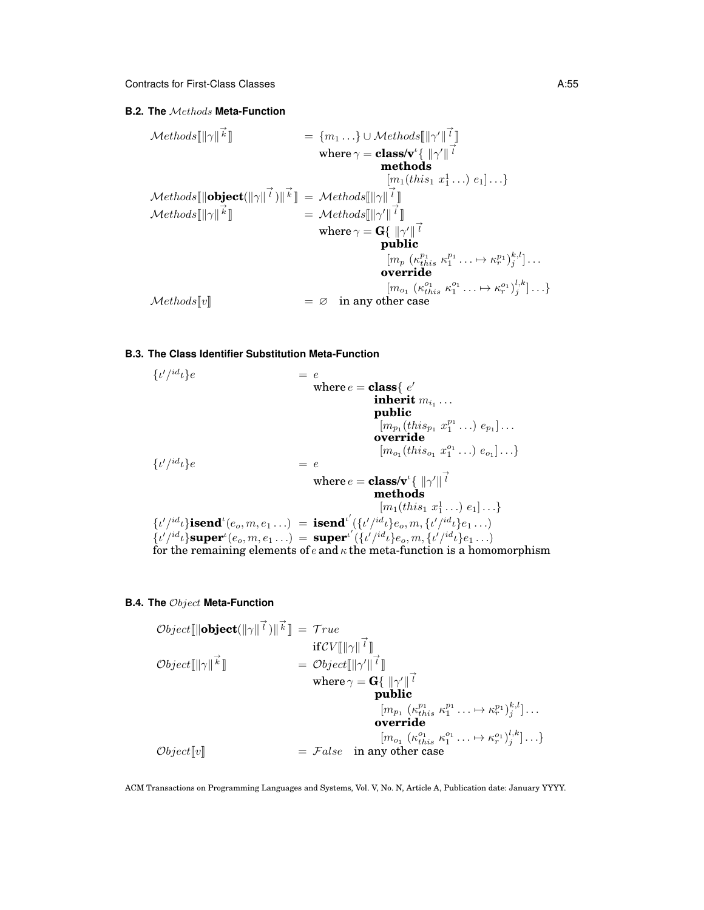### B.2. The $\mathcal{M}ethods$ Meta-Function

$$
\begin{array}{lcl}
\mathcal{M}ethods[\![\|\gamma\|^{\vec{k}}]\!] & = & \{m_1 \ldots\} \cup \mathcal{M}ethods[\![\|\gamma'\|^{\vec{l}}]\!] \\
& & \text{where } \gamma = \textbf{class/v}^{\iota}\{\ \|\gamma'\|^{\vec{l}} \\
& & \qquad\qquad\quad \textbf{methods} \\
& & \qquad\qquad\quad\ [m_1(this_1\ x_1^1 \ldots)\ e_1] \ldots\} \\
\mathcal{M}ethods[\![\|\textbf{object}(\|\gamma\|^{\vec{l}})\|^{\vec{k}}]\!] & = & \mathcal{M}ethods[\![\|\gamma\|^{\vec{l}}]\!] \\
\mathcal{M}ethods[\![\|\gamma\|^{\vec{k}}]\!] & = & \mathcal{M}ethods[\![\|\gamma'\|^{\vec{l}}]\!] \\
& & \text{where } \gamma = \mathbf{G}\{\ \|\gamma'\|^{\vec{l}} \\
& & \qquad\qquad\quad \textbf{public} \\
& & \qquad\qquad\quad\ [m_p\ (\kappa_{this}^{p_1}\ \kappa_1^{p_1} \ldots \mapsto \kappa_r^{p_1})_j^{k,l}] \ldots \\
& & \qquad\qquad\quad \textbf{override} \\
& & \qquad\qquad\quad\ [m_{o_1}\ (\kappa_{this}^{o_1}\ \kappa_1^{o_1} \ldots \mapsto \kappa_r^{o_1})_j^{l,k}] \ldots\} \\
\mathcal{M}ethods[\![v]\!] & = & \varnothing \quad \text{in any other case}
\end{array}
$$

### B.3. The Class Identifier Substitution Meta-Function

$$
\begin{array}{lcl}
\{\iota'/^{id}\iota\}e & = & e \\
& & \text{where } e = \textbf{class}\{\ e' \\
& & \qquad\qquad\quad \textbf{inherit}\ m_{i_1} \ldots \\
& & \qquad\qquad\quad \textbf{public} \\
& & \qquad\qquad\quad\ [m_{p_1}(this_{p_1}\ x_1^{p_1} \ldots)\ e_{p_1}] \ldots \\
& & \qquad\qquad\quad \textbf{override} \\
& & \qquad\qquad\quad\ [m_{o_1}(this_{o_1}\ x_1^{o_1} \ldots)\ e_{o_1}] \ldots\} \\
\{\iota'/^{id}\iota\}e & = & e \\
& & \text{where } e = \textbf{class/v}^{\iota}\{\ \|\gamma'\|^{\vec{l}} \\
& & \qquad\qquad\quad \textbf{methods} \\
& & \qquad\qquad\quad\ [m_1(this_1\ x_1^1 \ldots)\ e_1] \ldots\} \\
\{\iota'/^{id}\iota\}\textbf{isend}^{\iota}(e_o, m, e_1 \ldots) & = & \textbf{isend}^{\iota'}(\{\iota'/^{id}\iota\}e_o, m, \{\iota'/^{id}\iota\}e_1 \ldots) \\
\{\iota'/^{id}\iota\}\textbf{super}^{\iota}(e_o, m, e_1 \ldots) & = & \textbf{super}^{\iota'}(\{\iota'/^{id}\iota\}e_o, m, \{\iota'/^{id}\iota\}e_1 \ldots)
\end{array}
$$

for the remaining elements of $e$ and $\kappa$ the meta-function is a homomorphism

### B.4. The $\mathcal{O}bject$ Meta-Function

$$
\begin{array}{lcl}
\mathcal{O}bject[\![\|\textbf{object}(\|\gamma\|^{\vec{l}})\|^{\vec{k}}]\!] & = & \mathcal{T}rue \\
& & \text{if}\,\mathcal{CV}[\![\|\gamma\|^{\vec{l}}]\!] \\
\mathcal{O}bject[\![\|\gamma\|^{\vec{k}}]\!] & = & \mathcal{O}bject[\![\|\gamma'\|^{\vec{l}}]\!] \\
& & \text{where } \gamma = \mathbf{G}\{\ \|\gamma'\|^{\vec{l}} \\
& & \qquad\qquad\quad \textbf{public} \\
& & \qquad\qquad\quad\ [m_{p_1}\ (\kappa_{this}^{p_1}\ \kappa_1^{p_1} \ldots \mapsto \kappa_r^{p_1})_j^{k,l}] \ldots \\
& & \qquad\qquad\quad \textbf{override} \\
& & \qquad\qquad\quad\ [m_{o_1}\ (\kappa_{this}^{o_1}\ \kappa_1^{o_1} \ldots \mapsto \kappa_r^{o_1})_j^{l,k}] \ldots\} \\
\mathcal{O}bject[\![v]\!] & = & \mathcal{F}alse \quad \text{in any other case}
\end{array}
$$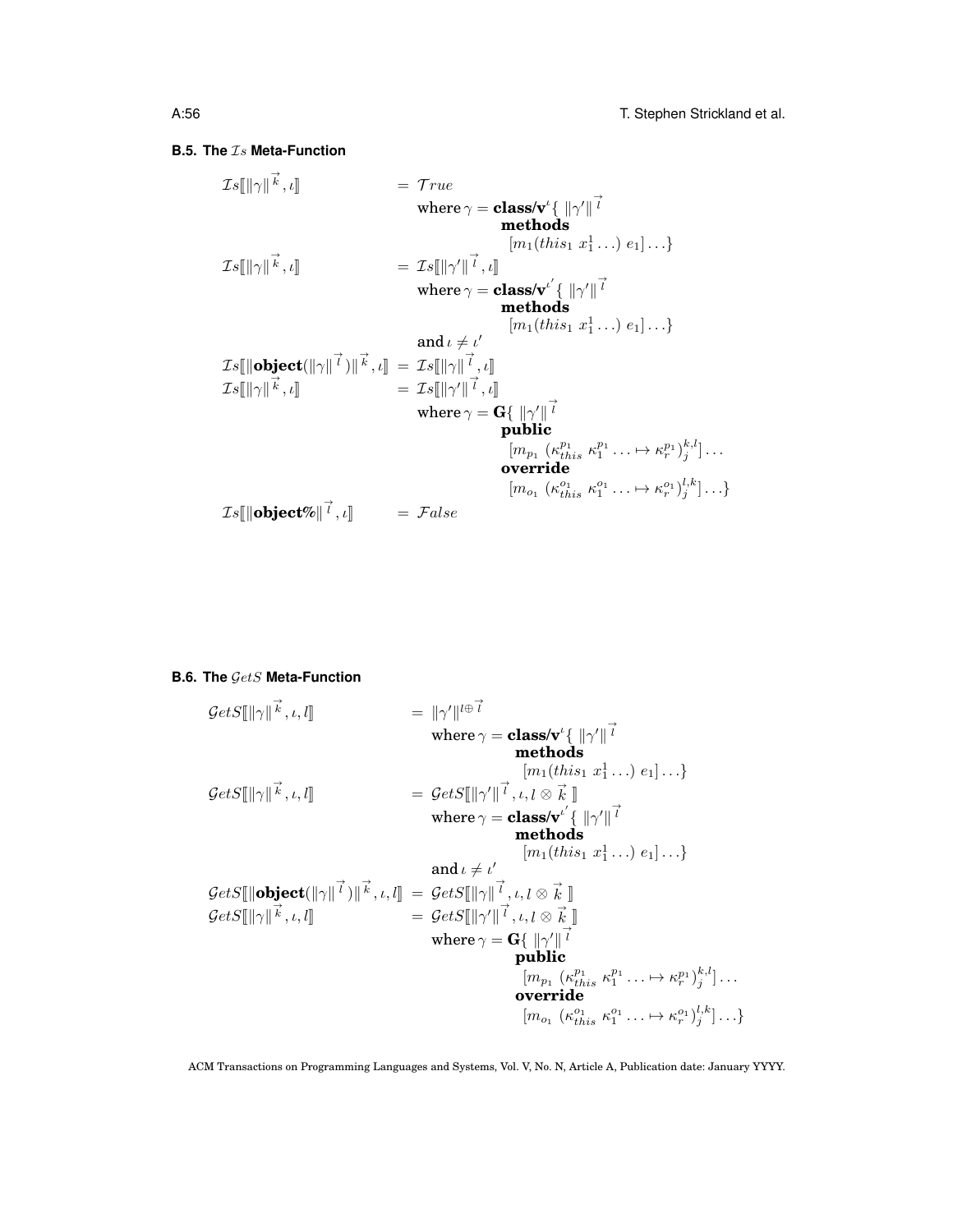### B.5. The $\mathcal{I}s$ Meta-Function

$$
\begin{array}{lcl}
\mathcal{I}s[\![\|\gamma\|^{\vec{k}}, \iota]\!] & = & \mathcal{T}rue \\
& & \text{where } \gamma = \textbf{class/v}^{\iota}\{\ \|\gamma'\|^{\vec{l}} \\
& & \qquad\qquad\quad \textbf{methods} \\
& & \qquad\qquad\qquad [m_1(this_1\ x_1^1 \ldots)\ e_1] \ldots\} \\
\mathcal{I}s[\![\|\gamma\|^{\vec{k}}, \iota]\!] & = & \mathcal{I}s[\![\|\gamma'\|^{\vec{l}}, \iota]\!] \\
& & \text{where } \gamma = \textbf{class/v}^{\iota'}\{\ \|\gamma'\|^{\vec{l}} \\
& & \qquad\qquad\quad \textbf{methods} \\
& & \qquad\qquad\qquad [m_1(this_1\ x_1^1 \ldots)\ e_1] \ldots\} \\
& & \text{and } \iota \neq \iota' \\
\mathcal{I}s[\![\|\textbf{object}(\|\gamma\|^{\vec{l}})\|^{\vec{k}}, \iota]\!] & = & \mathcal{I}s[\![\|\gamma\|^{\vec{l}}, \iota]\!] \\
\mathcal{I}s[\![\|\gamma\|^{\vec{k}}, \iota]\!] & = & \mathcal{I}s[\![\|\gamma'\|^{\vec{l}}, \iota]\!] \\
& & \text{where } \gamma = \textbf{G}\{\ \|\gamma'\|^{\vec{l}} \\
& & \qquad\qquad\quad \textbf{public} \\
& & \qquad\qquad\qquad [m_{p_1}\ (\kappa_{this}^{p_1}\ \kappa_1^{p_1} \ldots \mapsto \kappa_r^{p_1})_j^{k,l}] \ldots \\
& & \qquad\qquad\quad \textbf{override} \\
& & \qquad\qquad\qquad [m_{o_1}\ (\kappa_{this}^{o_1}\ \kappa_1^{o_1} \ldots \mapsto \kappa_r^{o_1})_j^{l,k}] \ldots\} \\
\mathcal{I}s[\![\|\textbf{object\%}\|^{\vec{l}}, \iota]\!] & = & \mathcal{F}alse
\end{array}
$$

### B.6. The $\mathcal{G}etS$ Meta-Function

$$
\begin{array}{lcl}
\mathcal{G}etS[\![\|\gamma\|^{\vec{k}}, \iota, l]\!] & = & \|\gamma'\|^{l \oplus \vec{l}} \\
& & \text{where } \gamma = \textbf{class/v}^{\iota}\{\ \|\gamma'\|^{\vec{l}} \\
& & \qquad\qquad\quad \textbf{methods} \\
& & \qquad\qquad\qquad [m_1(this_1\ x_1^1 \ldots)\ e_1] \ldots\} \\
\mathcal{G}etS[\![\|\gamma\|^{\vec{k}}, \iota, l]\!] & = & \mathcal{G}etS[\![\|\gamma'\|^{\vec{l}}, \iota, l \otimes \vec{k}\ ]\!] \\
& & \text{where } \gamma = \textbf{class/v}^{\iota'}\{\ \|\gamma'\|^{\vec{l}} \\
& & \qquad\qquad\quad \textbf{methods} \\
& & \qquad\qquad\qquad [m_1(this_1\ x_1^1 \ldots)\ e_1] \ldots\} \\
& & \text{and } \iota \neq \iota' \\
\mathcal{G}etS[\![\|\textbf{object}(\|\gamma\|^{\vec{l}})\|^{\vec{k}}, \iota, l]\!] & = & \mathcal{G}etS[\![\|\gamma\|^{\vec{l}}, \iota, l \otimes \vec{k}\ ]\!] \\
\mathcal{G}etS[\![\|\gamma\|^{\vec{k}}, \iota, l]\!] & = & \mathcal{G}etS[\![\|\gamma'\|^{\vec{l}}, \iota, l \otimes \vec{k}\ ]\!] \\
& & \text{where } \gamma = \textbf{G}\{\ \|\gamma'\|^{\vec{l}} \\
& & \qquad\qquad\quad \textbf{public} \\
& & \qquad\qquad\qquad [m_{p_1}\ (\kappa_{this}^{p_1}\ \kappa_1^{p_1} \ldots \mapsto \kappa_r^{p_1})_j^{k,l}] \ldots \\
& & \qquad\qquad\quad \textbf{override} \\
& & \qquad\qquad\qquad [m_{o_1}\ (\kappa_{this}^{o_1}\ \kappa_1^{o_1} \ldots \mapsto \kappa_r^{o_1})_j^{l,k}] \ldots\}
\end{array}
$$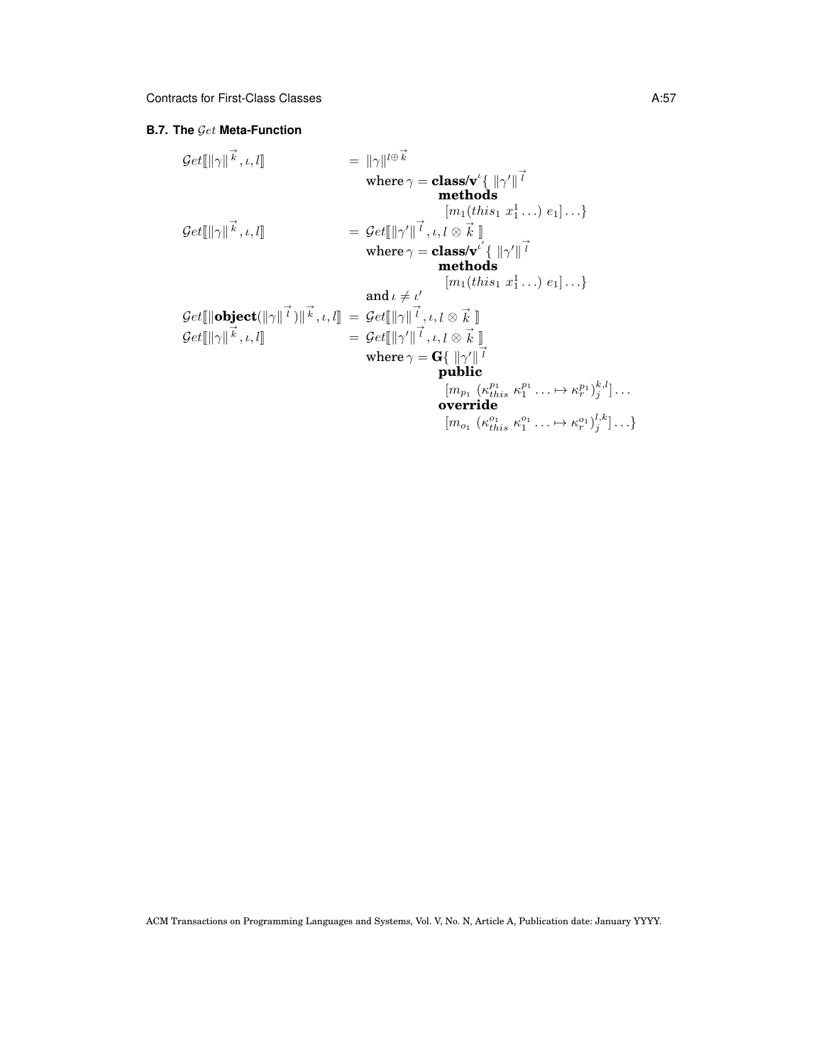### B.7. The $\mathcal{G}et$ Meta-Function

$$
\begin{array}{lcl}
\mathcal{G}et[\![\|\gamma\|^{\vec{k}}, \iota, l]\!] & = & \|\gamma\|^{l \oplus \vec{k}} \\
 & & \text{where } \gamma = \textbf{class/v}^{\iota}\{\ \|\gamma'\|^{\vec{l}} \\
 & & \qquad\qquad \textbf{methods} \\
 & & \qquad\qquad\quad [m_1(this_1\ x_1^1 \ldots)\ e_1] \ldots\} \\
\mathcal{G}et[\![\|\gamma\|^{\vec{k}}, \iota, l]\!] & = & \mathcal{G}et[\![\|\gamma'\|^{\vec{l}}, \iota, l \otimes \vec{k}\ ]\!] \\
 & & \text{where } \gamma = \textbf{class/v}^{\iota'}\{\ \|\gamma'\|^{\vec{l}} \\
 & & \qquad\qquad \textbf{methods} \\
 & & \qquad\qquad\quad [m_1(this_1\ x_1^1 \ldots)\ e_1] \ldots\} \\
 & & \text{and } \iota \neq \iota' \\
\mathcal{G}et[\![\|\textbf{object}(\|\gamma\|^{\vec{l}})\|^{\vec{k}}, \iota, l]\!] & = & \mathcal{G}et[\![\|\gamma\|^{\vec{l}}, \iota, l \otimes \vec{k}\ ]\!] \\
\mathcal{G}et[\![\|\gamma\|^{\vec{k}}, \iota, l]\!] & = & \mathcal{G}et[\![\|\gamma'\|^{\vec{l}}, \iota, l \otimes \vec{k}\ ]\!] \\
 & & \text{where } \gamma = \mathbf{G}\{\ \|\gamma'\|^{\vec{l}} \\
 & & \qquad\qquad \textbf{public} \\
 & & \qquad\qquad\quad [m_{p_1}\ (\kappa_{this}^{p_1}\ \kappa_1^{p_1} \ldots \mapsto \kappa_r^{p_1})_j^{k,l}] \ldots \\
 & & \qquad\qquad \textbf{override} \\
 & & \qquad\qquad\quad [m_{o_1}\ (\kappa_{this}^{o_1}\ \kappa_1^{o_1} \ldots \mapsto \kappa_r^{o_1})_j^{l,k}] \ldots\}
\end{array}
$$